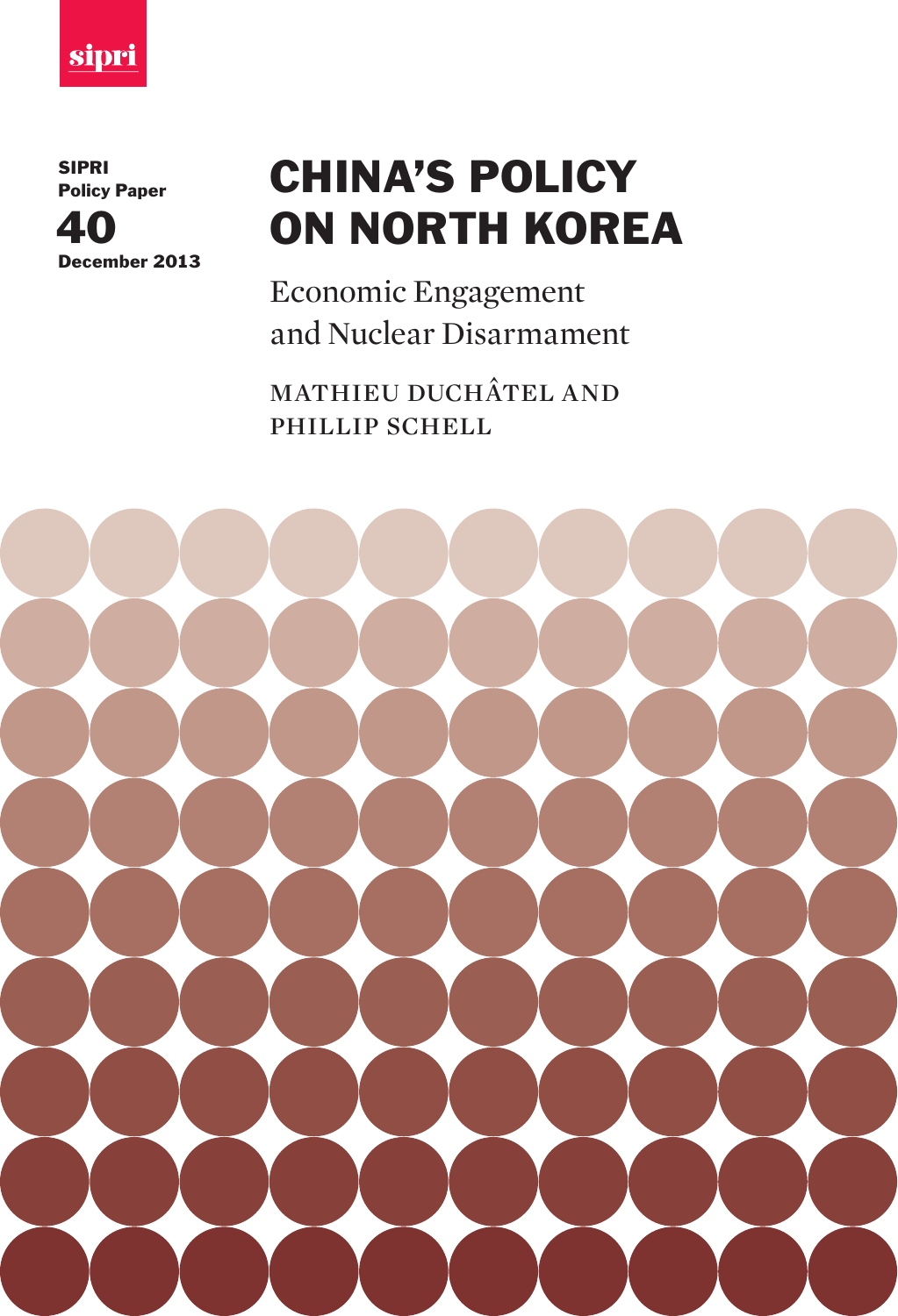sipri

SIPRI
Policy Paper
40
December 2013

# CHINA'S POLICY ON NORTH KOREA

## Economic Engagement and Nuclear Disarmament

MATHIEU DUCHÂTEL AND PHILLIP SCHELL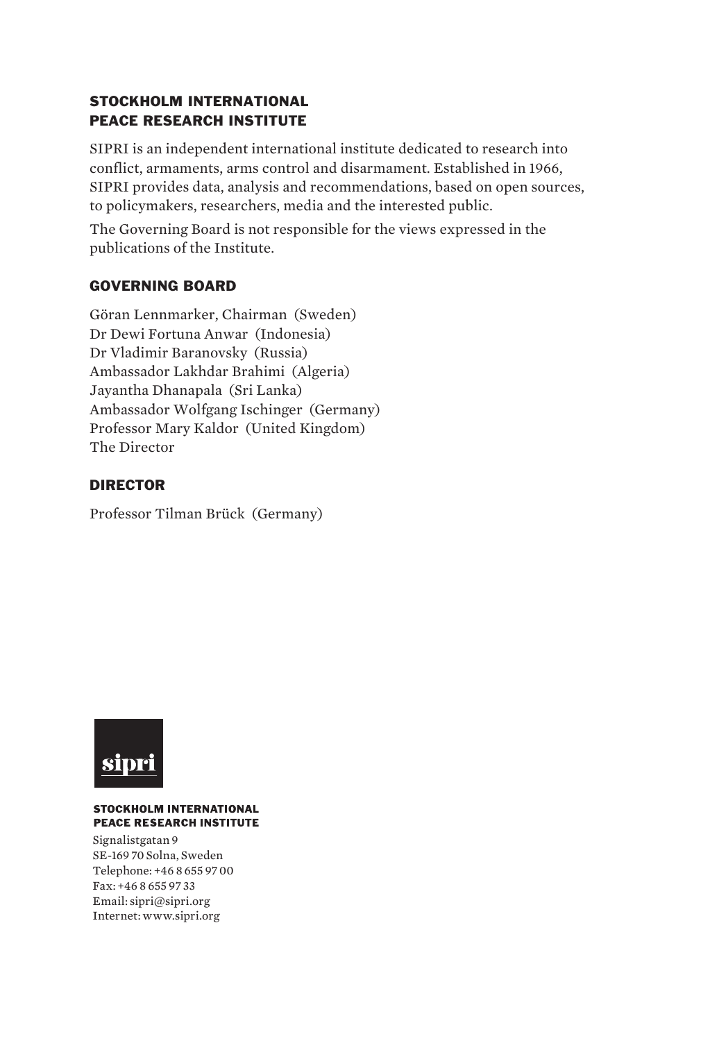## STOCKHOLM INTERNATIONAL PEACE RESEARCH INSTITUTE

SIPRI is an independent international institute dedicated to research into conflict, armaments, arms control and disarmament. Established in 1966, SIPRI provides data, analysis and recommendations, based on open sources, to policymakers, researchers, media and the interested public.

The Governing Board is not responsible for the views expressed in the publications of the Institute.

## GOVERNING BOARD

Göran Lennmarker, Chairman (Sweden)
Dr Dewi Fortuna Anwar (Indonesia)
Dr Vladimir Baranovsky (Russia)
Ambassador Lakhdar Brahimi (Algeria)
Jayantha Dhanapala (Sri Lanka)
Ambassador Wolfgang Ischinger (Germany)
Professor Mary Kaldor (United Kingdom)
The Director

## DIRECTOR

Professor Tilman Brück (Germany)

sipri

**STOCKHOLM INTERNATIONAL PEACE RESEARCH INSTITUTE**

Signalistgatan 9
SE-169 70 Solna, Sweden
Telephone: +46 8 655 97 00
Fax: +46 8 655 97 33
Email: sipri@sipri.org
Internet: www.sipri.org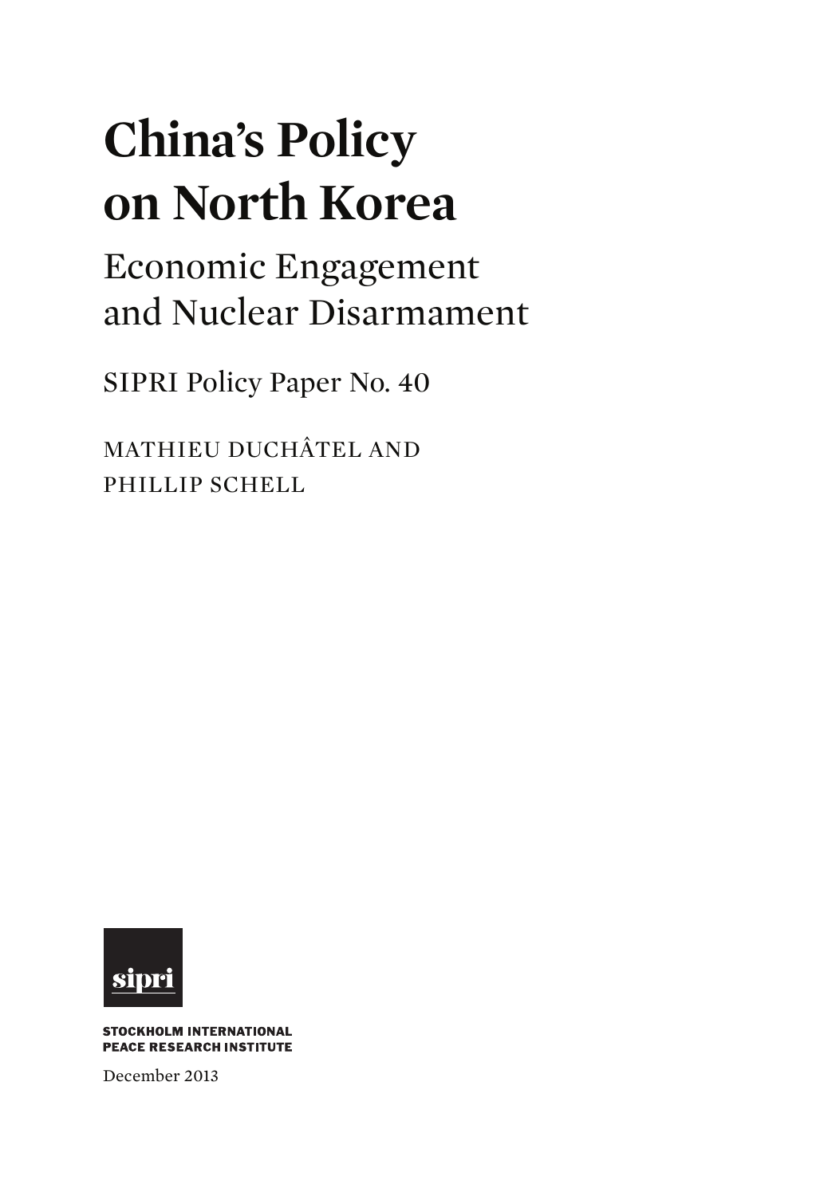# China's Policy on North Korea

## Economic Engagement and Nuclear Disarmament

SIPRI Policy Paper No. 40

MATHIEU DUCHÂTEL AND PHILLIP SCHELL

sipri

STOCKHOLM INTERNATIONAL PEACE RESEARCH INSTITUTE

December 2013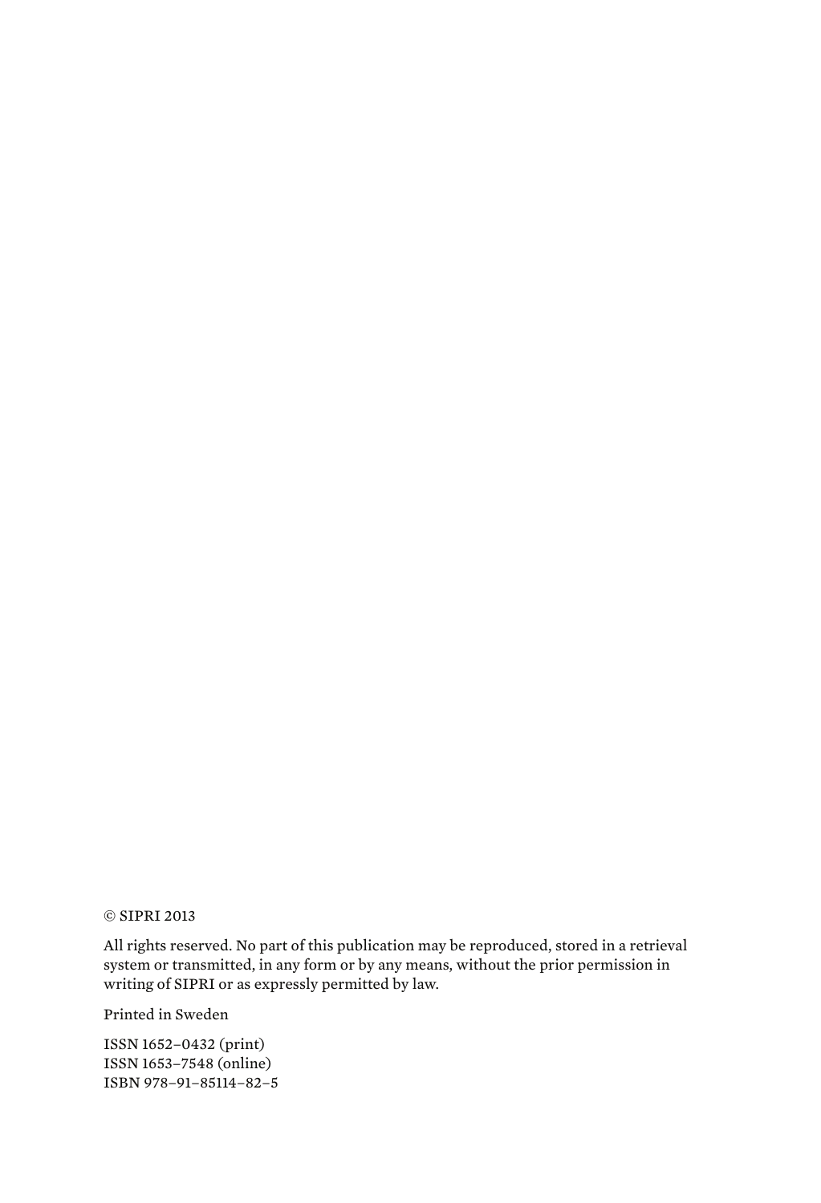© SIPRI 2013

All rights reserved. No part of this publication may be reproduced, stored in a retrieval system or transmitted, in any form or by any means, without the prior permission in writing of SIPRI or as expressly permitted by law.

Printed in Sweden

ISSN 1652–0432 (print)
ISSN 1653–7548 (online)
ISBN 978–91–85114–82–5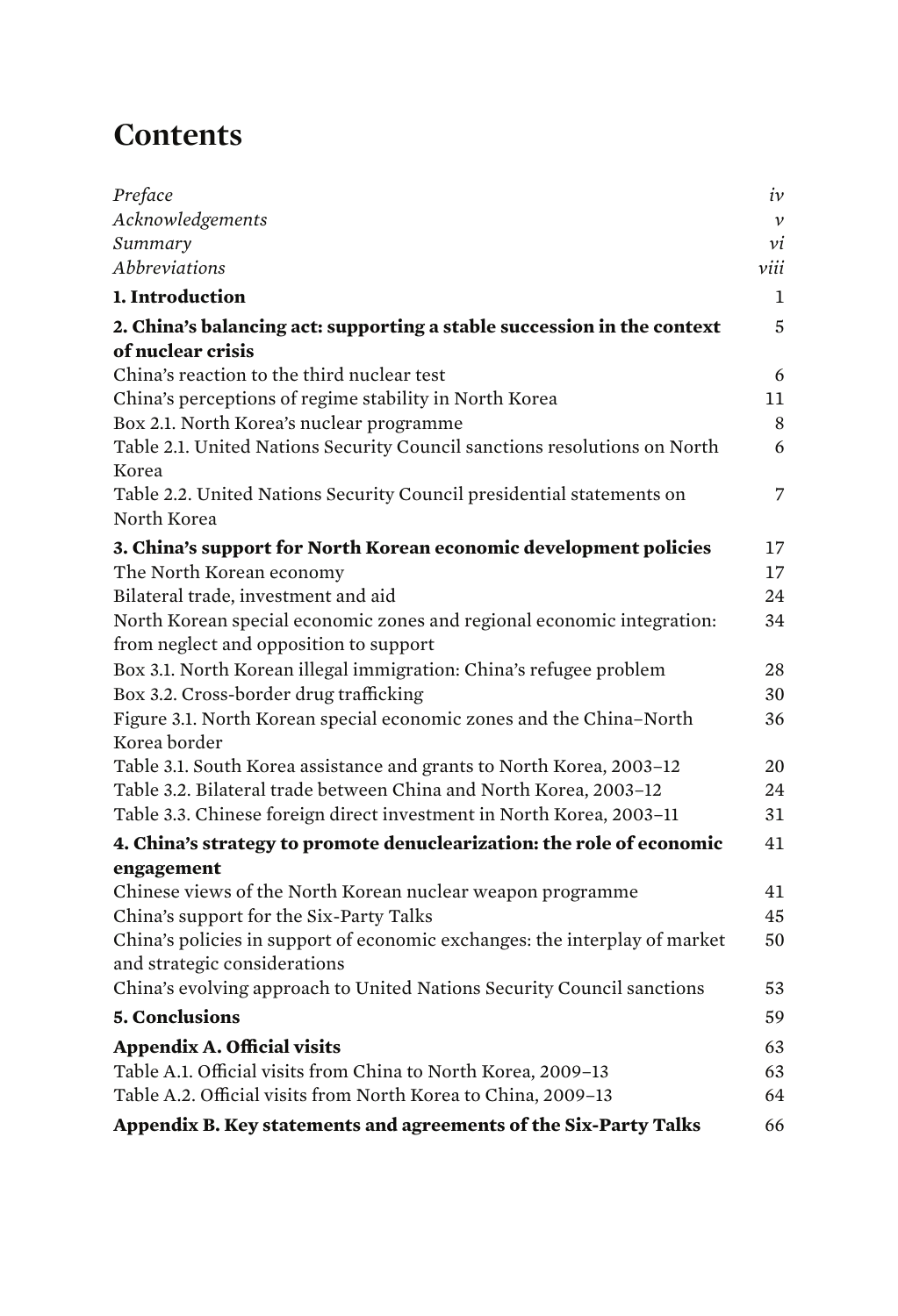# Contents

| | |
|---|---|
| *Preface* | *iv* |
| *Acknowledgements* | *v* |
| *Summary* | *vi* |
| *Abbreviations* | *viii* |
| **1. Introduction** | 1 |
| **2. China's balancing act: supporting a stable succession in the context of nuclear crisis** | 5 |
| China's reaction to the third nuclear test | 6 |
| China's perceptions of regime stability in North Korea | 11 |
| Box 2.1. North Korea's nuclear programme | 8 |
| Table 2.1. United Nations Security Council sanctions resolutions on North Korea | 6 |
| Table 2.2. United Nations Security Council presidential statements on North Korea | 7 |
| **3. China's support for North Korean economic development policies** | 17 |
| The North Korean economy | 17 |
| Bilateral trade, investment and aid | 24 |
| North Korean special economic zones and regional economic integration: from neglect and opposition to support | 34 |
| Box 3.1. North Korean illegal immigration: China's refugee problem | 28 |
| Box 3.2. Cross-border drug trafficking | 30 |
| Figure 3.1. North Korean special economic zones and the China–North Korea border | 36 |
| Table 3.1. South Korea assistance and grants to North Korea, 2003–12 | 20 |
| Table 3.2. Bilateral trade between China and North Korea, 2003–12 | 24 |
| Table 3.3. Chinese foreign direct investment in North Korea, 2003–11 | 31 |
| **4. China's strategy to promote denuclearization: the role of economic engagement** | 41 |
| Chinese views of the North Korean nuclear weapon programme | 41 |
| China's support for the Six-Party Talks | 45 |
| China's policies in support of economic exchanges: the interplay of market and strategic considerations | 50 |
| China's evolving approach to United Nations Security Council sanctions | 53 |
| **5. Conclusions** | 59 |
| **Appendix A. Official visits** | 63 |
| Table A.1. Official visits from China to North Korea, 2009–13 | 63 |
| Table A.2. Official visits from North Korea to China, 2009–13 | 64 |
| **Appendix B. Key statements and agreements of the Six-Party Talks** | 66 |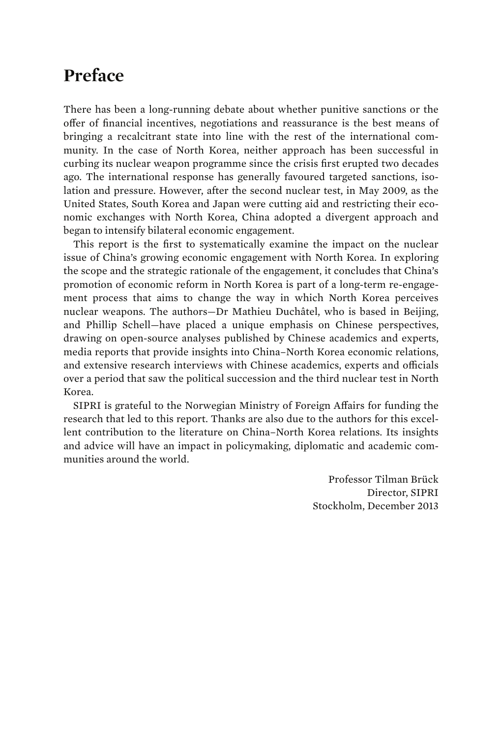# Preface

There has been a long-running debate about whether punitive sanctions or the offer of financial incentives, negotiations and reassurance is the best means of bringing a recalcitrant state into line with the rest of the international community. In the case of North Korea, neither approach has been successful in curbing its nuclear weapon programme since the crisis first erupted two decades ago. The international response has generally favoured targeted sanctions, isolation and pressure. However, after the second nuclear test, in May 2009, as the United States, South Korea and Japan were cutting aid and restricting their economic exchanges with North Korea, China adopted a divergent approach and began to intensify bilateral economic engagement.

This report is the first to systematically examine the impact on the nuclear issue of China's growing economic engagement with North Korea. In exploring the scope and the strategic rationale of the engagement, it concludes that China's promotion of economic reform in North Korea is part of a long-term re-engagement process that aims to change the way in which North Korea perceives nuclear weapons. The authors—Dr Mathieu Duchâtel, who is based in Beijing, and Phillip Schell—have placed a unique emphasis on Chinese perspectives, drawing on open-source analyses published by Chinese academics and experts, media reports that provide insights into China–North Korea economic relations, and extensive research interviews with Chinese academics, experts and officials over a period that saw the political succession and the third nuclear test in North Korea.

SIPRI is grateful to the Norwegian Ministry of Foreign Affairs for funding the research that led to this report. Thanks are also due to the authors for this excellent contribution to the literature on China–North Korea relations. Its insights and advice will have an impact in policymaking, diplomatic and academic communities around the world.

Professor Tilman Brück
Director, SIPRI
Stockholm, December 2013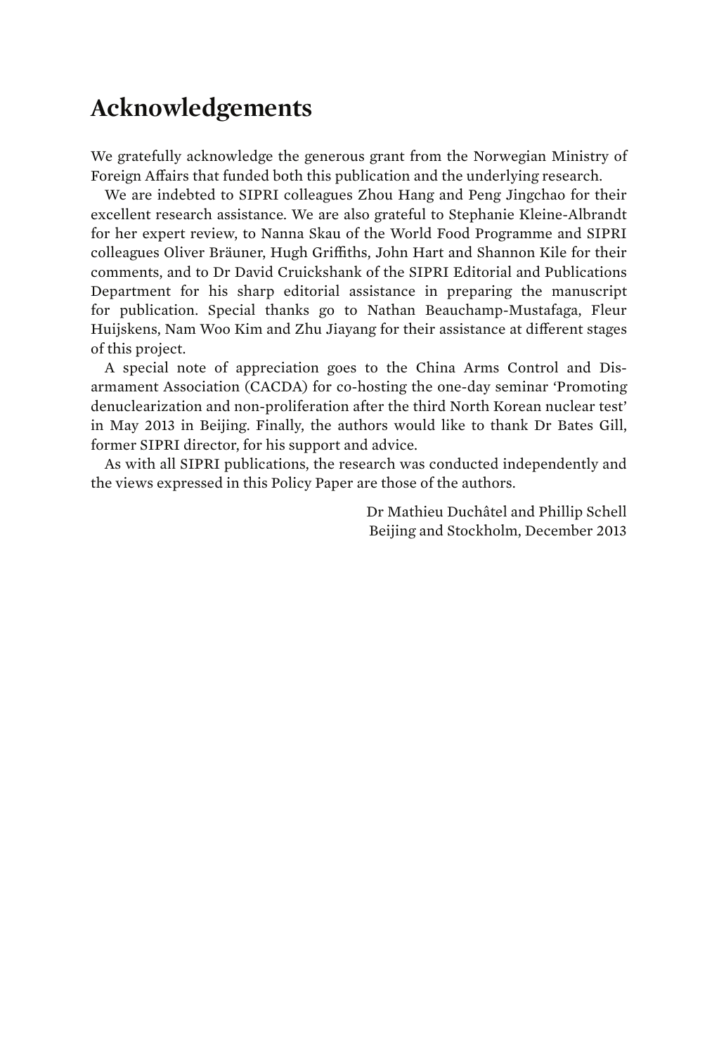# Acknowledgements

We gratefully acknowledge the generous grant from the Norwegian Ministry of Foreign Affairs that funded both this publication and the underlying research.

We are indebted to SIPRI colleagues Zhou Hang and Peng Jingchao for their excellent research assistance. We are also grateful to Stephanie Kleine-Albrandt for her expert review, to Nanna Skau of the World Food Programme and SIPRI colleagues Oliver Bräuner, Hugh Griffiths, John Hart and Shannon Kile for their comments, and to Dr David Cruickshank of the SIPRI Editorial and Publications Department for his sharp editorial assistance in preparing the manuscript for publication. Special thanks go to Nathan Beauchamp-Mustafaga, Fleur Huijskens, Nam Woo Kim and Zhu Jiayang for their assistance at different stages of this project.

A special note of appreciation goes to the China Arms Control and Disarmament Association (CACDA) for co-hosting the one-day seminar 'Promoting denuclearization and non-proliferation after the third North Korean nuclear test' in May 2013 in Beijing. Finally, the authors would like to thank Dr Bates Gill, former SIPRI director, for his support and advice.

As with all SIPRI publications, the research was conducted independently and the views expressed in this Policy Paper are those of the authors.

Dr Mathieu Duchâtel and Phillip Schell
Beijing and Stockholm, December 2013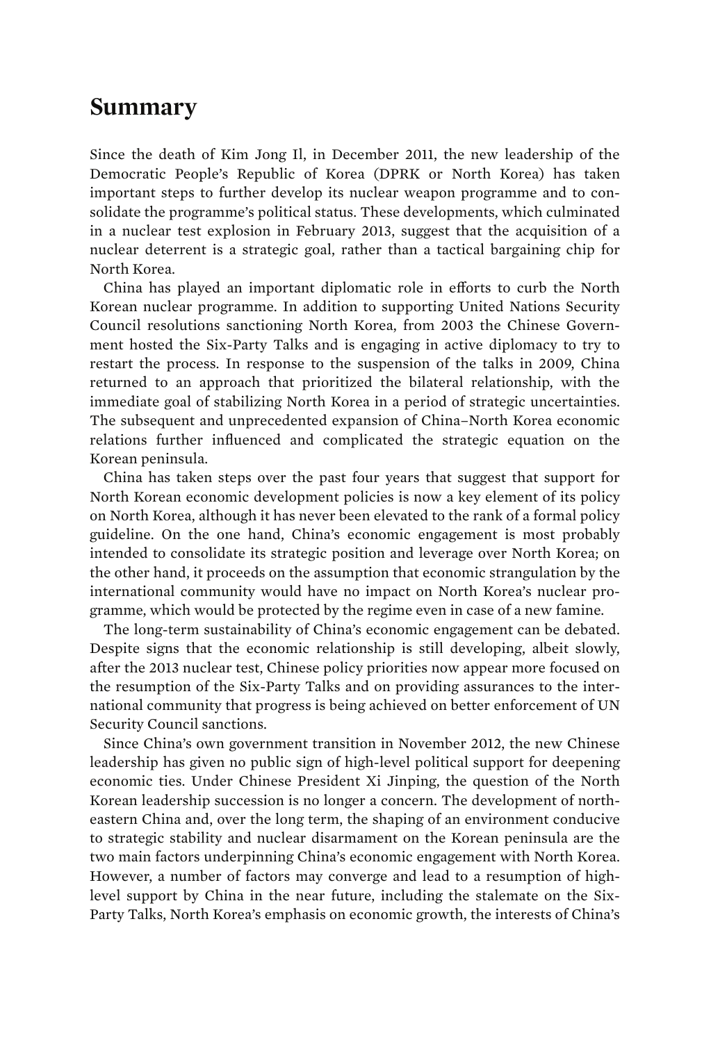# Summary

Since the death of Kim Jong Il, in December 2011, the new leadership of the Democratic People's Republic of Korea (DPRK or North Korea) has taken important steps to further develop its nuclear weapon programme and to consolidate the programme's political status. These developments, which culminated in a nuclear test explosion in February 2013, suggest that the acquisition of a nuclear deterrent is a strategic goal, rather than a tactical bargaining chip for North Korea.

China has played an important diplomatic role in efforts to curb the North Korean nuclear programme. In addition to supporting United Nations Security Council resolutions sanctioning North Korea, from 2003 the Chinese Government hosted the Six-Party Talks and is engaging in active diplomacy to try to restart the process. In response to the suspension of the talks in 2009, China returned to an approach that prioritized the bilateral relationship, with the immediate goal of stabilizing North Korea in a period of strategic uncertainties. The subsequent and unprecedented expansion of China–North Korea economic relations further influenced and complicated the strategic equation on the Korean peninsula.

China has taken steps over the past four years that suggest that support for North Korean economic development policies is now a key element of its policy on North Korea, although it has never been elevated to the rank of a formal policy guideline. On the one hand, China's economic engagement is most probably intended to consolidate its strategic position and leverage over North Korea; on the other hand, it proceeds on the assumption that economic strangulation by the international community would have no impact on North Korea's nuclear programme, which would be protected by the regime even in case of a new famine.

The long-term sustainability of China's economic engagement can be debated. Despite signs that the economic relationship is still developing, albeit slowly, after the 2013 nuclear test, Chinese policy priorities now appear more focused on the resumption of the Six-Party Talks and on providing assurances to the international community that progress is being achieved on better enforcement of UN Security Council sanctions.

Since China's own government transition in November 2012, the new Chinese leadership has given no public sign of high-level political support for deepening economic ties. Under Chinese President Xi Jinping, the question of the North Korean leadership succession is no longer a concern. The development of north-eastern China and, over the long term, the shaping of an environment conducive to strategic stability and nuclear disarmament on the Korean peninsula are the two main factors underpinning China's economic engagement with North Korea. However, a number of factors may converge and lead to a resumption of high-level support by China in the near future, including the stalemate on the Six-Party Talks, North Korea's emphasis on economic growth, the interests of China's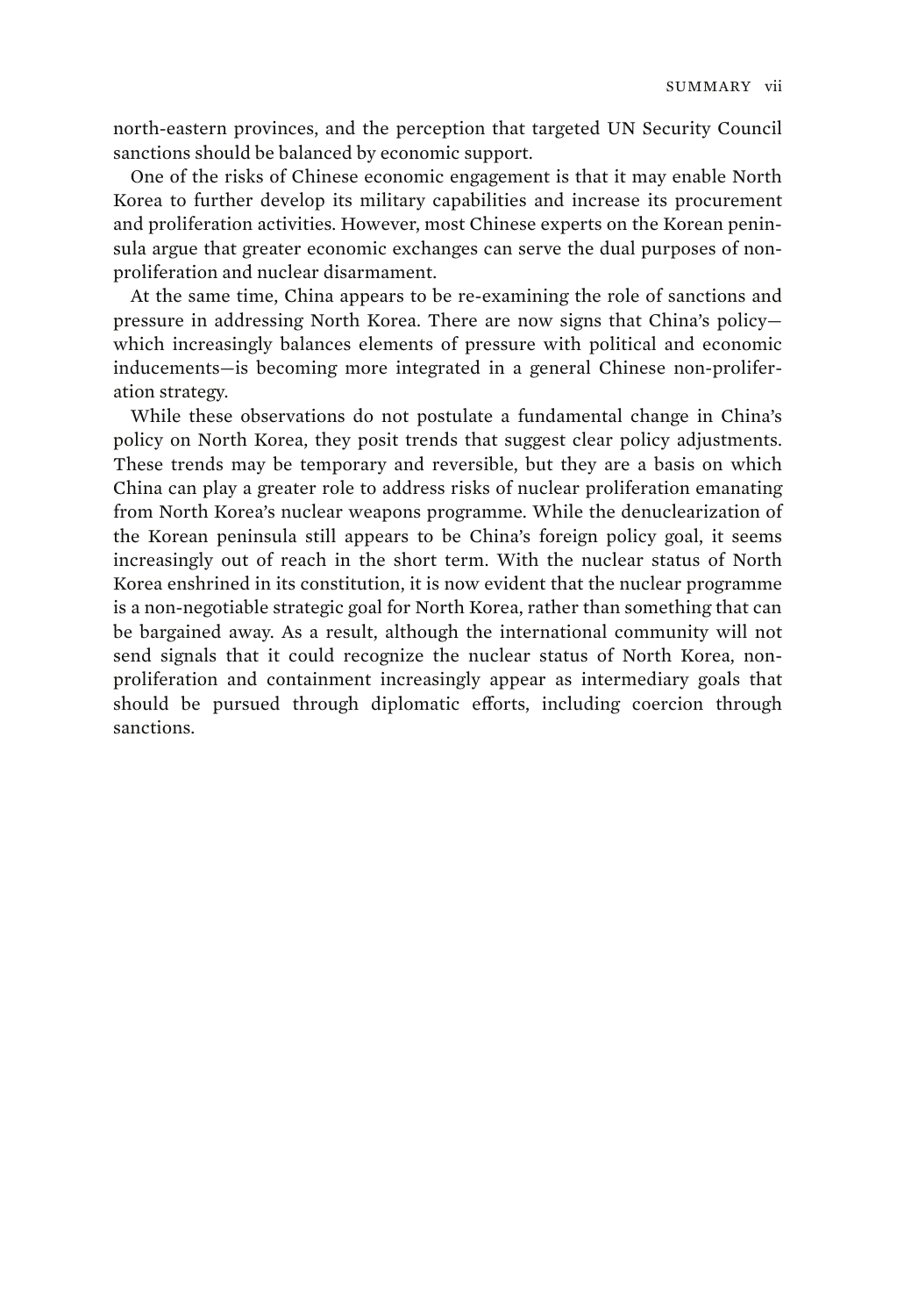north-eastern provinces, and the perception that targeted UN Security Council sanctions should be balanced by economic support.

One of the risks of Chinese economic engagement is that it may enable North Korea to further develop its military capabilities and increase its procurement and proliferation activities. However, most Chinese experts on the Korean peninsula argue that greater economic exchanges can serve the dual purposes of non-proliferation and nuclear disarmament.

At the same time, China appears to be re-examining the role of sanctions and pressure in addressing North Korea. There are now signs that China's policy—which increasingly balances elements of pressure with political and economic inducements—is becoming more integrated in a general Chinese non-proliferation strategy.

While these observations do not postulate a fundamental change in China's policy on North Korea, they posit trends that suggest clear policy adjustments. These trends may be temporary and reversible, but they are a basis on which China can play a greater role to address risks of nuclear proliferation emanating from North Korea's nuclear weapons programme. While the denuclearization of the Korean peninsula still appears to be China's foreign policy goal, it seems increasingly out of reach in the short term. With the nuclear status of North Korea enshrined in its constitution, it is now evident that the nuclear programme is a non-negotiable strategic goal for North Korea, rather than something that can be bargained away. As a result, although the international community will not send signals that it could recognize the nuclear status of North Korea, non-proliferation and containment increasingly appear as intermediary goals that should be pursued through diplomatic efforts, including coercion through sanctions.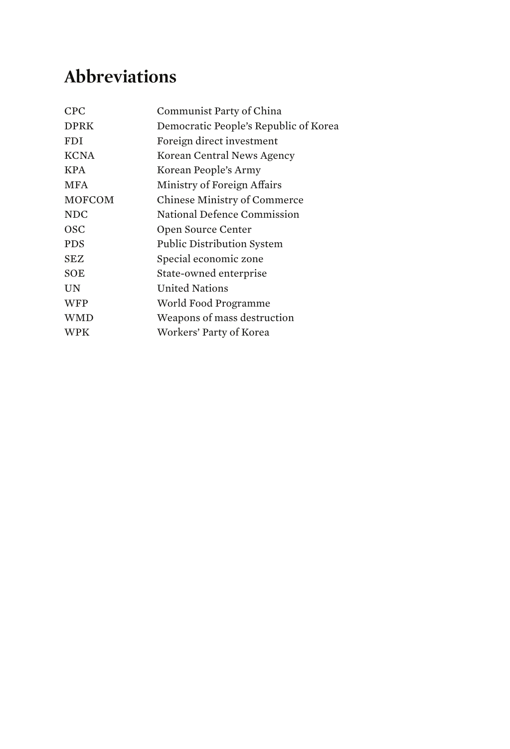# Abbreviations

| | |
|---|---|
| CPC | Communist Party of China |
| DPRK | Democratic People's Republic of Korea |
| FDI | Foreign direct investment |
| KCNA | Korean Central News Agency |
| KPA | Korean People's Army |
| MFA | Ministry of Foreign Affairs |
| MOFCOM | Chinese Ministry of Commerce |
| NDC | National Defence Commission |
| OSC | Open Source Center |
| PDS | Public Distribution System |
| SEZ | Special economic zone |
| SOE | State-owned enterprise |
| UN | United Nations |
| WFP | World Food Programme |
| WMD | Weapons of mass destruction |
| WPK | Workers' Party of Korea |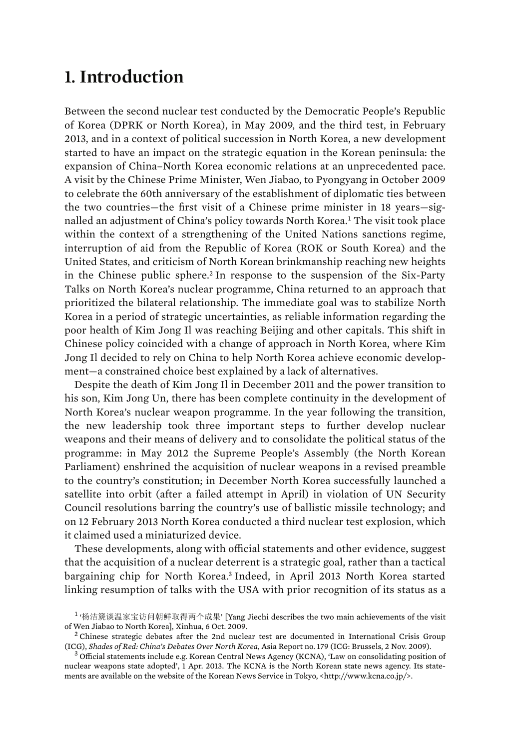# 1. Introduction

Between the second nuclear test conducted by the Democratic People's Republic of Korea (DPRK or North Korea), in May 2009, and the third test, in February 2013, and in a context of political succession in North Korea, a new development started to have an impact on the strategic equation in the Korean peninsula: the expansion of China–North Korea economic relations at an unprecedented pace. A visit by the Chinese Prime Minister, Wen Jiabao, to Pyongyang in October 2009 to celebrate the 60th anniversary of the establishment of diplomatic ties between the two countries—the first visit of a Chinese prime minister in 18 years—signalled an adjustment of China's policy towards North Korea.[1] The visit took place within the context of a strengthening of the United Nations sanctions regime, interruption of aid from the Republic of Korea (ROK or South Korea) and the United States, and criticism of North Korean brinkmanship reaching new heights in the Chinese public sphere.[2] In response to the suspension of the Six-Party Talks on North Korea's nuclear programme, China returned to an approach that prioritized the bilateral relationship. The immediate goal was to stabilize North Korea in a period of strategic uncertainties, as reliable information regarding the poor health of Kim Jong Il was reaching Beijing and other capitals. This shift in Chinese policy coincided with a change of approach in North Korea, where Kim Jong Il decided to rely on China to help North Korea achieve economic development—a constrained choice best explained by a lack of alternatives.

Despite the death of Kim Jong Il in December 2011 and the power transition to his son, Kim Jong Un, there has been complete continuity in the development of North Korea's nuclear weapon programme. In the year following the transition, the new leadership took three important steps to further develop nuclear weapons and their means of delivery and to consolidate the political status of the programme: in May 2012 the Supreme People's Assembly (the North Korean Parliament) enshrined the acquisition of nuclear weapons in a revised preamble to the country's constitution; in December North Korea successfully launched a satellite into orbit (after a failed attempt in April) in violation of UN Security Council resolutions barring the country's use of ballistic missile technology; and on 12 February 2013 North Korea conducted a third nuclear test explosion, which it claimed used a miniaturized device.

These developments, along with official statements and other evidence, suggest that the acquisition of a nuclear deterrent is a strategic goal, rather than a tactical bargaining chip for North Korea.[3] Indeed, in April 2013 North Korea started linking resumption of talks with the USA with prior recognition of its status as a

[1] '杨洁篪谈温家宝访问朝鲜取得两个成果' [Yang Jiechi describes the two main achievements of the visit of Wen Jiabao to North Korea], Xinhua, 6 Oct. 2009.

[2] Chinese strategic debates after the 2nd nuclear test are documented in International Crisis Group (ICG), *Shades of Red: China's Debates Over North Korea*, Asia Report no. 179 (ICG: Brussels, 2 Nov. 2009).

[3] Official statements include e.g. Korean Central News Agency (KCNA), 'Law on consolidating position of nuclear weapons state adopted', 1 Apr. 2013. The KCNA is the North Korean state news agency. Its statements are available on the website of the Korean News Service in Tokyo, <http://www.kcna.co.jp/>.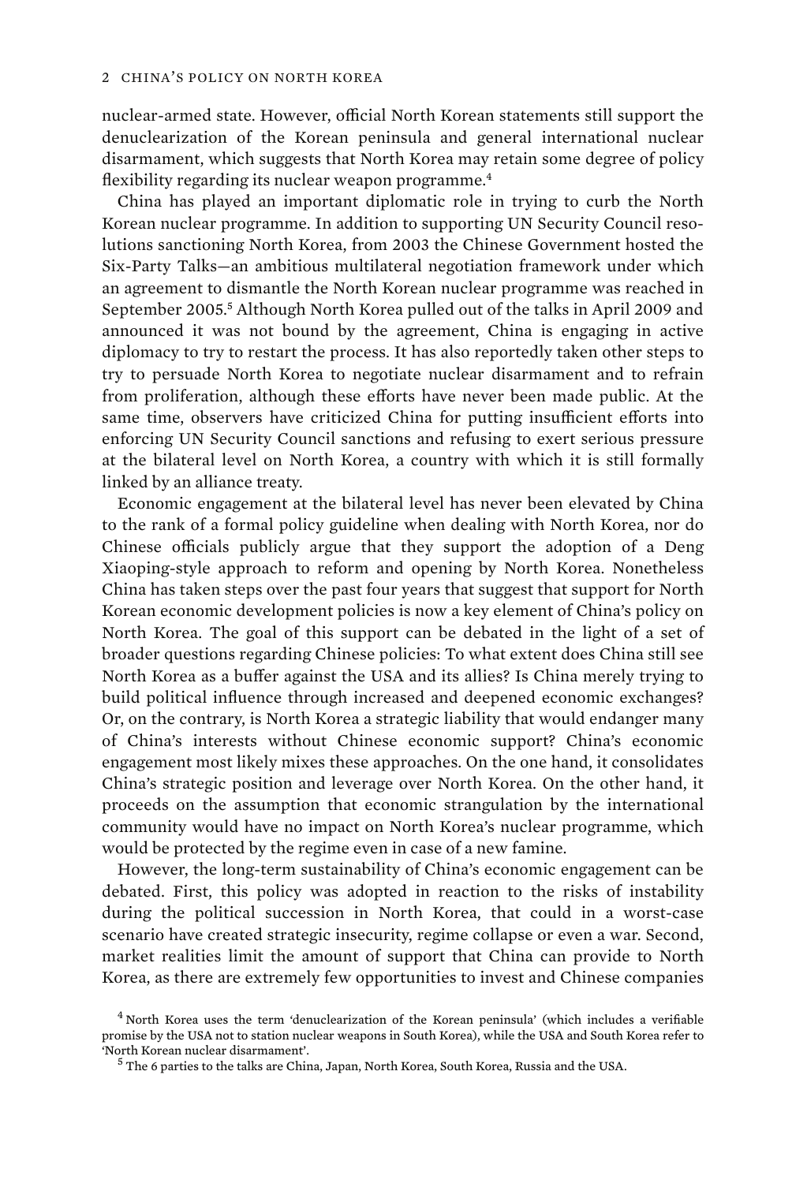nuclear-armed state. However, official North Korean statements still support the denuclearization of the Korean peninsula and general international nuclear disarmament, which suggests that North Korea may retain some degree of policy flexibility regarding its nuclear weapon programme.[4]

China has played an important diplomatic role in trying to curb the North Korean nuclear programme. In addition to supporting UN Security Council resolutions sanctioning North Korea, from 2003 the Chinese Government hosted the Six-Party Talks—an ambitious multilateral negotiation framework under which an agreement to dismantle the North Korean nuclear programme was reached in September 2005.[5] Although North Korea pulled out of the talks in April 2009 and announced it was not bound by the agreement, China is engaging in active diplomacy to try to restart the process. It has also reportedly taken other steps to try to persuade North Korea to negotiate nuclear disarmament and to refrain from proliferation, although these efforts have never been made public. At the same time, observers have criticized China for putting insufficient efforts into enforcing UN Security Council sanctions and refusing to exert serious pressure at the bilateral level on North Korea, a country with which it is still formally linked by an alliance treaty.

Economic engagement at the bilateral level has never been elevated by China to the rank of a formal policy guideline when dealing with North Korea, nor do Chinese officials publicly argue that they support the adoption of a Deng Xiaoping-style approach to reform and opening by North Korea. Nonetheless China has taken steps over the past four years that suggest that support for North Korean economic development policies is now a key element of China's policy on North Korea. The goal of this support can be debated in the light of a set of broader questions regarding Chinese policies: To what extent does China still see North Korea as a buffer against the USA and its allies? Is China merely trying to build political influence through increased and deepened economic exchanges? Or, on the contrary, is North Korea a strategic liability that would endanger many of China's interests without Chinese economic support? China's economic engagement most likely mixes these approaches. On the one hand, it consolidates China's strategic position and leverage over North Korea. On the other hand, it proceeds on the assumption that economic strangulation by the international community would have no impact on North Korea's nuclear programme, which would be protected by the regime even in case of a new famine.

However, the long-term sustainability of China's economic engagement can be debated. First, this policy was adopted in reaction to the risks of instability during the political succession in North Korea, that could in a worst-case scenario have created strategic insecurity, regime collapse or even a war. Second, market realities limit the amount of support that China can provide to North Korea, as there are extremely few opportunities to invest and Chinese companies

[4] North Korea uses the term 'denuclearization of the Korean peninsula' (which includes a verifiable promise by the USA not to station nuclear weapons in South Korea), while the USA and South Korea refer to 'North Korean nuclear disarmament'.

[5] The 6 parties to the talks are China, Japan, North Korea, South Korea, Russia and the USA.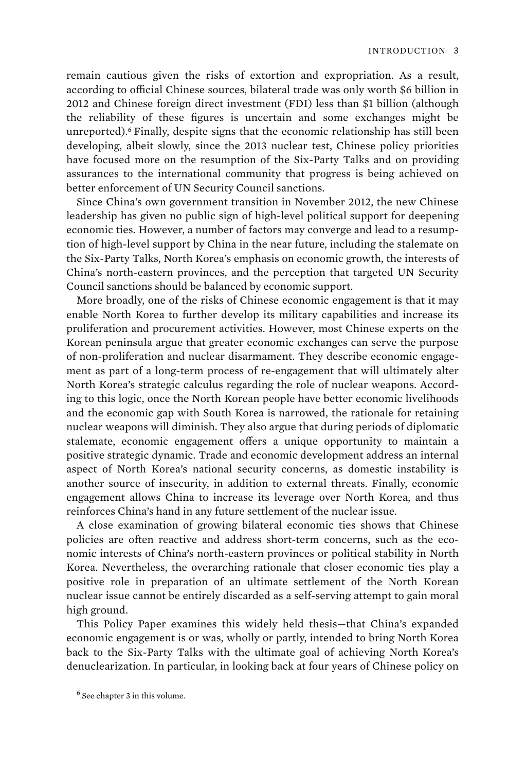remain cautious given the risks of extortion and expropriation. As a result, according to official Chinese sources, bilateral trade was only worth $6 billion in 2012 and Chinese foreign direct investment (FDI) less than $1 billion (although the reliability of these figures is uncertain and some exchanges might be unreported).[6] Finally, despite signs that the economic relationship has still been developing, albeit slowly, since the 2013 nuclear test, Chinese policy priorities have focused more on the resumption of the Six-Party Talks and on providing assurances to the international community that progress is being achieved on better enforcement of UN Security Council sanctions.

Since China's own government transition in November 2012, the new Chinese leadership has given no public sign of high-level political support for deepening economic ties. However, a number of factors may converge and lead to a resumption of high-level support by China in the near future, including the stalemate on the Six-Party Talks, North Korea's emphasis on economic growth, the interests of China's north-eastern provinces, and the perception that targeted UN Security Council sanctions should be balanced by economic support.

More broadly, one of the risks of Chinese economic engagement is that it may enable North Korea to further develop its military capabilities and increase its proliferation and procurement activities. However, most Chinese experts on the Korean peninsula argue that greater economic exchanges can serve the purpose of non-proliferation and nuclear disarmament. They describe economic engagement as part of a long-term process of re-engagement that will ultimately alter North Korea's strategic calculus regarding the role of nuclear weapons. According to this logic, once the North Korean people have better economic livelihoods and the economic gap with South Korea is narrowed, the rationale for retaining nuclear weapons will diminish. They also argue that during periods of diplomatic stalemate, economic engagement offers a unique opportunity to maintain a positive strategic dynamic. Trade and economic development address an internal aspect of North Korea's national security concerns, as domestic instability is another source of insecurity, in addition to external threats. Finally, economic engagement allows China to increase its leverage over North Korea, and thus reinforces China's hand in any future settlement of the nuclear issue.

A close examination of growing bilateral economic ties shows that Chinese policies are often reactive and address short-term concerns, such as the economic interests of China's north-eastern provinces or political stability in North Korea. Nevertheless, the overarching rationale that closer economic ties play a positive role in preparation of an ultimate settlement of the North Korean nuclear issue cannot be entirely discarded as a self-serving attempt to gain moral high ground.

This Policy Paper examines this widely held thesis—that China's expanded economic engagement is or was, wholly or partly, intended to bring North Korea back to the Six-Party Talks with the ultimate goal of achieving North Korea's denuclearization. In particular, in looking back at four years of Chinese policy on

[6] See chapter 3 in this volume.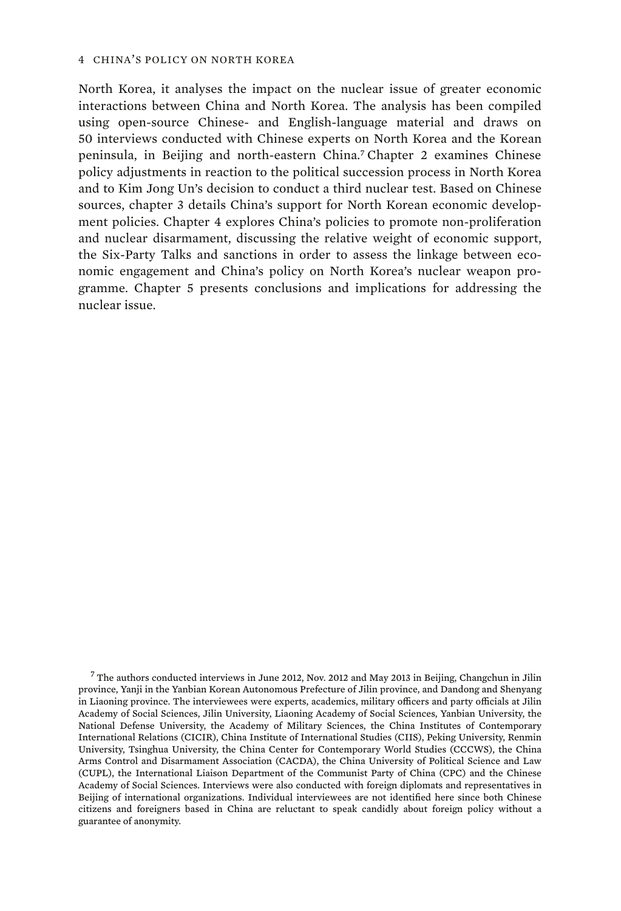North Korea, it analyses the impact on the nuclear issue of greater economic interactions between China and North Korea. The analysis has been compiled using open-source Chinese- and English-language material and draws on 50 interviews conducted with Chinese experts on North Korea and the Korean peninsula, in Beijing and north-eastern China.[7] Chapter 2 examines Chinese policy adjustments in reaction to the political succession process in North Korea and to Kim Jong Un's decision to conduct a third nuclear test. Based on Chinese sources, chapter 3 details China's support for North Korean economic development policies. Chapter 4 explores China's policies to promote non-proliferation and nuclear disarmament, discussing the relative weight of economic support, the Six-Party Talks and sanctions in order to assess the linkage between economic engagement and China's policy on North Korea's nuclear weapon programme. Chapter 5 presents conclusions and implications for addressing the nuclear issue.

[7] The authors conducted interviews in June 2012, Nov. 2012 and May 2013 in Beijing, Changchun in Jilin province, Yanji in the Yanbian Korean Autonomous Prefecture of Jilin province, and Dandong and Shenyang in Liaoning province. The interviewees were experts, academics, military officers and party officials at Jilin Academy of Social Sciences, Jilin University, Liaoning Academy of Social Sciences, Yanbian University, the National Defense University, the Academy of Military Sciences, the China Institutes of Contemporary International Relations (CICIR), China Institute of International Studies (CIIS), Peking University, Renmin University, Tsinghua University, the China Center for Contemporary World Studies (CCCWS), the China Arms Control and Disarmament Association (CACDA), the China University of Political Science and Law (CUPL), the International Liaison Department of the Communist Party of China (CPC) and the Chinese Academy of Social Sciences. Interviews were also conducted with foreign diplomats and representatives in Beijing of international organizations. Individual interviewees are not identified here since both Chinese citizens and foreigners based in China are reluctant to speak candidly about foreign policy without a guarantee of anonymity.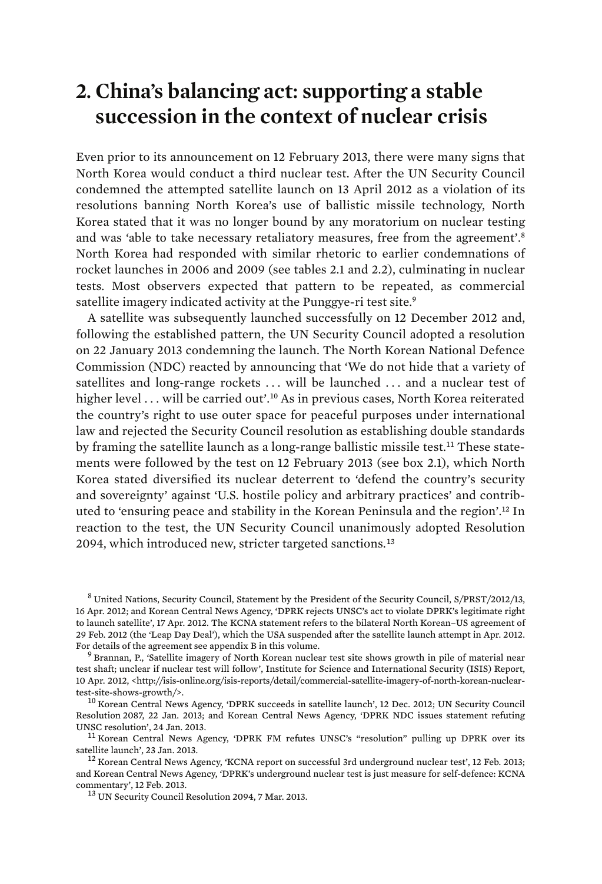# 2. China's balancing act: supporting a stable succession in the context of nuclear crisis

Even prior to its announcement on 12 February 2013, there were many signs that North Korea would conduct a third nuclear test. After the UN Security Council condemned the attempted satellite launch on 13 April 2012 as a violation of its resolutions banning North Korea's use of ballistic missile technology, North Korea stated that it was no longer bound by any moratorium on nuclear testing and was 'able to take necessary retaliatory measures, free from the agreement'.[8] North Korea had responded with similar rhetoric to earlier condemnations of rocket launches in 2006 and 2009 (see tables 2.1 and 2.2), culminating in nuclear tests. Most observers expected that pattern to be repeated, as commercial satellite imagery indicated activity at the Punggye-ri test site.[9]

A satellite was subsequently launched successfully on 12 December 2012 and, following the established pattern, the UN Security Council adopted a resolution on 22 January 2013 condemning the launch. The North Korean National Defence Commission (NDC) reacted by announcing that 'We do not hide that a variety of satellites and long-range rockets . . . will be launched . . . and a nuclear test of higher level . . . will be carried out'.[10] As in previous cases, North Korea reiterated the country's right to use outer space for peaceful purposes under international law and rejected the Security Council resolution as establishing double standards by framing the satellite launch as a long-range ballistic missile test.[11] These statements were followed by the test on 12 February 2013 (see box 2.1), which North Korea stated diversified its nuclear deterrent to 'defend the country's security and sovereignty' against 'U.S. hostile policy and arbitrary practices' and contributed to 'ensuring peace and stability in the Korean Peninsula and the region'.[12] In reaction to the test, the UN Security Council unanimously adopted Resolution 2094, which introduced new, stricter targeted sanctions.[13]

[8] United Nations, Security Council, Statement by the President of the Security Council, S/PRST/2012/13, 16 Apr. 2012; and Korean Central News Agency, 'DPRK rejects UNSC's act to violate DPRK's legitimate right to launch satellite', 17 Apr. 2012. The KCNA statement refers to the bilateral North Korean–US agreement of 29 Feb. 2012 (the 'Leap Day Deal'), which the USA suspended after the satellite launch attempt in Apr. 2012. For details of the agreement see appendix B in this volume.

[9] Brannan, P., 'Satellite imagery of North Korean nuclear test site shows growth in pile of material near test shaft; unclear if nuclear test will follow', Institute for Science and International Security (ISIS) Report, 10 Apr. 2012, <http://isis-online.org/isis-reports/detail/commercial-satellite-imagery-of-north-korean-nuclear-test-site-shows-growth/>.

[10] Korean Central News Agency, 'DPRK succeeds in satellite launch', 12 Dec. 2012; UN Security Council Resolution 2087, 22 Jan. 2013; and Korean Central News Agency, 'DPRK NDC issues statement refuting UNSC resolution', 24 Jan. 2013.

[11] Korean Central News Agency, 'DPRK FM refutes UNSC's "resolution" pulling up DPRK over its satellite launch', 23 Jan. 2013.

[12] Korean Central News Agency, 'KCNA report on successful 3rd underground nuclear test', 12 Feb. 2013; and Korean Central News Agency, 'DPRK's underground nuclear test is just measure for self-defence: KCNA commentary', 12 Feb. 2013.

[13] UN Security Council Resolution 2094, 7 Mar. 2013.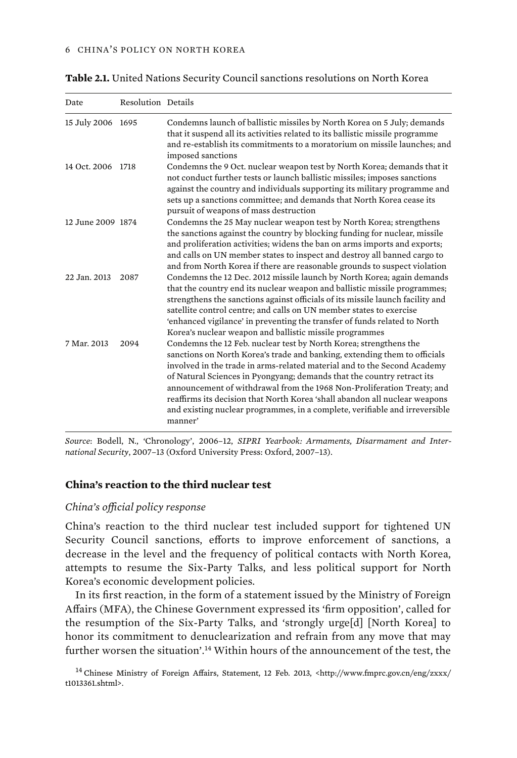**Table 2.1.** United Nations Security Council sanctions resolutions on North Korea

| Date | Resolution | Details |
|---|---|---|
| 15 July 2006 | 1695 | Condemns launch of ballistic missiles by North Korea on 5 July; demands that it suspend all its activities related to its ballistic missile programme and re-establish its commitments to a moratorium on missile launches; and imposed sanctions |
| 14 Oct. 2006 | 1718 | Condemns the 9 Oct. nuclear weapon test by North Korea; demands that it not conduct further tests or launch ballistic missiles; imposes sanctions against the country and individuals supporting its military programme and sets up a sanctions committee; and demands that North Korea cease its pursuit of weapons of mass destruction |
| 12 June 2009 | 1874 | Condemns the 25 May nuclear weapon test by North Korea; strengthens the sanctions against the country by blocking funding for nuclear, missile and proliferation activities; widens the ban on arms imports and exports; and calls on UN member states to inspect and destroy all banned cargo to and from North Korea if there are reasonable grounds to suspect violation |
| 22 Jan. 2013 | 2087 | Condemns the 12 Dec. 2012 missile launch by North Korea; again demands that the country end its nuclear weapon and ballistic missile programmes; strengthens the sanctions against officials of its missile launch facility and satellite control centre; and calls on UN member states to exercise 'enhanced vigilance' in preventing the transfer of funds related to North Korea's nuclear weapon and ballistic missile programmes |
| 7 Mar. 2013 | 2094 | Condemns the 12 Feb. nuclear test by North Korea; strengthens the sanctions on North Korea's trade and banking, extending them to officials involved in the trade in arms-related material and to the Second Academy of Natural Sciences in Pyongyang; demands that the country retract its announcement of withdrawal from the 1968 Non-Proliferation Treaty; and reaffirms its decision that North Korea 'shall abandon all nuclear weapons and existing nuclear programmes, in a complete, verifiable and irreversible manner' |

*Source*: Bodell, N., 'Chronology', 2006–12, *SIPRI Yearbook: Armaments, Disarmament and International Security*, 2007–13 (Oxford University Press: Oxford, 2007–13).

### China's reaction to the third nuclear test

#### *China's official policy response*

China's reaction to the third nuclear test included support for tightened UN Security Council sanctions, efforts to improve enforcement of sanctions, a decrease in the level and the frequency of political contacts with North Korea, attempts to resume the Six-Party Talks, and less political support for North Korea's economic development policies.

In its first reaction, in the form of a statement issued by the Ministry of Foreign Affairs (MFA), the Chinese Government expressed its 'firm opposition', called for the resumption of the Six-Party Talks, and 'strongly urge[d] [North Korea] to honor its commitment to denuclearization and refrain from any move that may further worsen the situation'.[14] Within hours of the announcement of the test, the

[14] Chinese Ministry of Foreign Affairs, Statement, 12 Feb. 2013, <http://www.fmprc.gov.cn/eng/zxxx/t1013361.shtml>.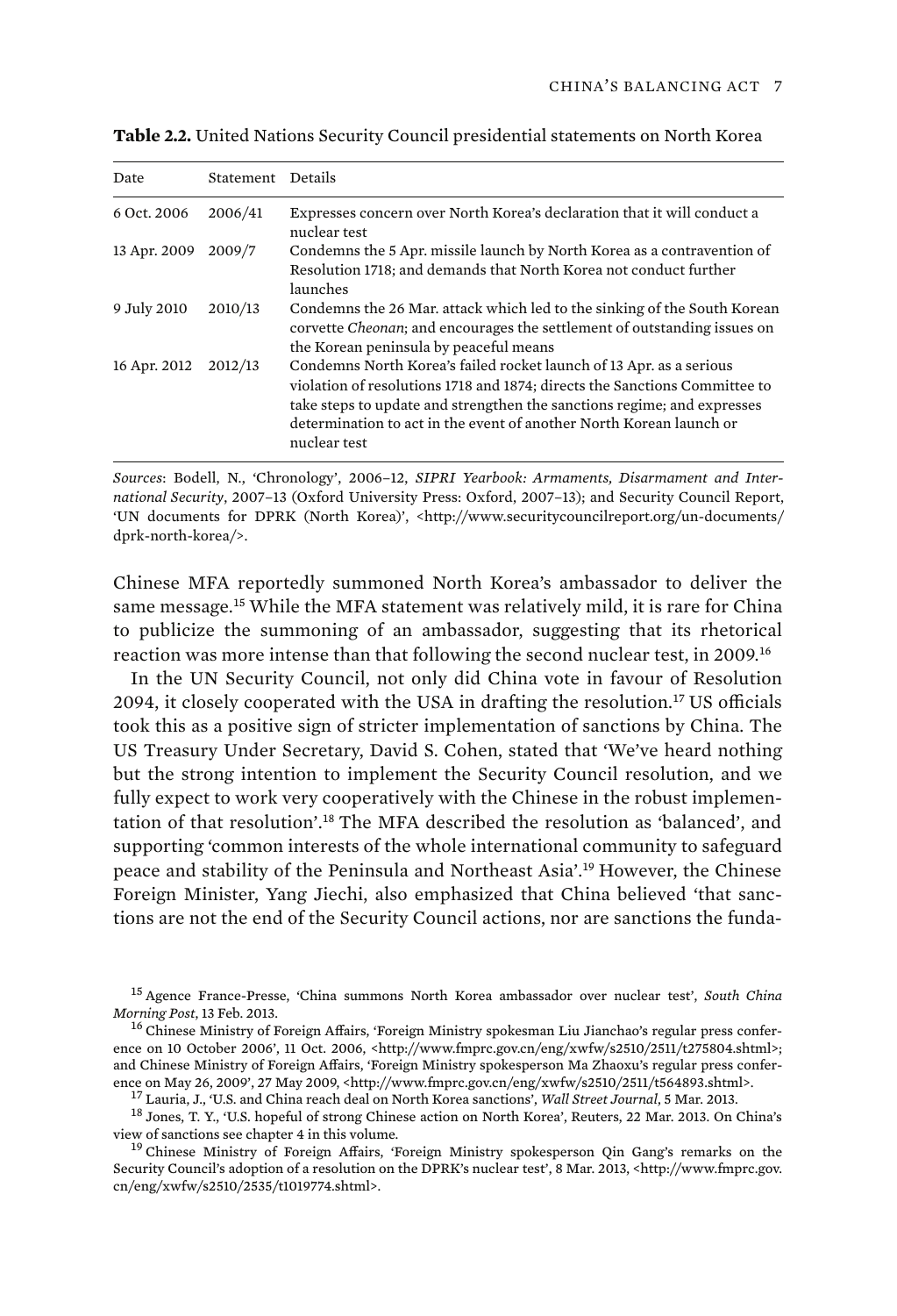**Table 2.2.** United Nations Security Council presidential statements on North Korea

| Date | Statement | Details |
|---|---|---|
| 6 Oct. 2006 | 2006/41 | Expresses concern over North Korea's declaration that it will conduct a nuclear test |
| 13 Apr. 2009 | 2009/7 | Condemns the 5 Apr. missile launch by North Korea as a contravention of Resolution 1718; and demands that North Korea not conduct further launches |
| 9 July 2010 | 2010/13 | Condemns the 26 Mar. attack which led to the sinking of the South Korean corvette *Cheonan*; and encourages the settlement of outstanding issues on the Korean peninsula by peaceful means |
| 16 Apr. 2012 | 2012/13 | Condemns North Korea's failed rocket launch of 13 Apr. as a serious violation of resolutions 1718 and 1874; directs the Sanctions Committee to take steps to update and strengthen the sanctions regime; and expresses determination to act in the event of another North Korean launch or nuclear test |

*Sources*: Bodell, N., 'Chronology', 2006–12, *SIPRI Yearbook: Armaments, Disarmament and International Security*, 2007–13 (Oxford University Press: Oxford, 2007–13); and Security Council Report, 'UN documents for DPRK (North Korea)', <http://www.securitycouncilreport.org/un-documents/dprk-north-korea/>.

Chinese MFA reportedly summoned North Korea's ambassador to deliver the same message.[15] While the MFA statement was relatively mild, it is rare for China to publicize the summoning of an ambassador, suggesting that its rhetorical reaction was more intense than that following the second nuclear test, in 2009.[16]

In the UN Security Council, not only did China vote in favour of Resolution 2094, it closely cooperated with the USA in drafting the resolution.[17] US officials took this as a positive sign of stricter implementation of sanctions by China. The US Treasury Under Secretary, David S. Cohen, stated that 'We've heard nothing but the strong intention to implement the Security Council resolution, and we fully expect to work very cooperatively with the Chinese in the robust implementation of that resolution'.[18] The MFA described the resolution as 'balanced', and supporting 'common interests of the whole international community to safeguard peace and stability of the Peninsula and Northeast Asia'.[19] However, the Chinese Foreign Minister, Yang Jiechi, also emphasized that China believed 'that sanctions are not the end of the Security Council actions, nor are sanctions the funda-

[15] Agence France-Presse, 'China summons North Korea ambassador over nuclear test', *South China Morning Post*, 13 Feb. 2013.

[16] Chinese Ministry of Foreign Affairs, 'Foreign Ministry spokesman Liu Jianchao's regular press conference on 10 October 2006', 11 Oct. 2006, <http://www.fmprc.gov.cn/eng/xwfw/s2510/2511/t275804.shtml>; and Chinese Ministry of Foreign Affairs, 'Foreign Ministry spokesperson Ma Zhaoxu's regular press conference on May 26, 2009', 27 May 2009, <http://www.fmprc.gov.cn/eng/xwfw/s2510/2511/t564893.shtml>.

[17] Lauria, J., 'U.S. and China reach deal on North Korea sanctions', *Wall Street Journal*, 5 Mar. 2013.

[18] Jones, T. Y., 'U.S. hopeful of strong Chinese action on North Korea', Reuters, 22 Mar. 2013. On China's view of sanctions see chapter 4 in this volume.

[19] Chinese Ministry of Foreign Affairs, 'Foreign Ministry spokesperson Qin Gang's remarks on the Security Council's adoption of a resolution on the DPRK's nuclear test', 8 Mar. 2013, <http://www.fmprc.gov.cn/eng/xwfw/s2510/2535/t1019774.shtml>.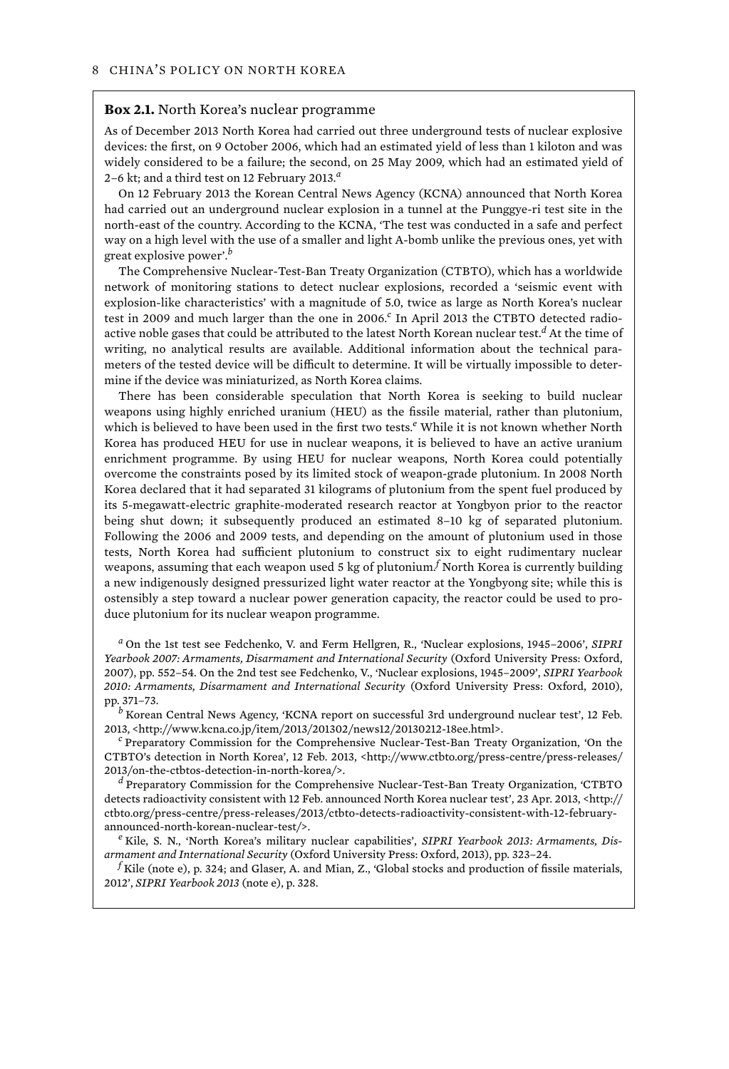**Box 2.1.** North Korea's nuclear programme

As of December 2013 North Korea had carried out three underground tests of nuclear explosive devices: the first, on 9 October 2006, which had an estimated yield of less than 1 kiloton and was widely considered to be a failure; the second, on 25 May 2009, which had an estimated yield of 2–6 kt; and a third test on 12 February 2013.[a]

On 12 February 2013 the Korean Central News Agency (KCNA) announced that North Korea had carried out an underground nuclear explosion in a tunnel at the Punggye-ri test site in the north-east of the country. According to the KCNA, 'The test was conducted in a safe and perfect way on a high level with the use of a smaller and light A-bomb unlike the previous ones, yet with great explosive power'.[b]

The Comprehensive Nuclear-Test-Ban Treaty Organization (CTBTO), which has a worldwide network of monitoring stations to detect nuclear explosions, recorded a 'seismic event with explosion-like characteristics' with a magnitude of 5.0, twice as large as North Korea's nuclear test in 2009 and much larger than the one in 2006.[c] In April 2013 the CTBTO detected radioactive noble gases that could be attributed to the latest North Korean nuclear test.[d] At the time of writing, no analytical results are available. Additional information about the technical parameters of the tested device will be difficult to determine. It will be virtually impossible to determine if the device was miniaturized, as North Korea claims.

There has been considerable speculation that North Korea is seeking to build nuclear weapons using highly enriched uranium (HEU) as the fissile material, rather than plutonium, which is believed to have been used in the first two tests.[e] While it is not known whether North Korea has produced HEU for use in nuclear weapons, it is believed to have an active uranium enrichment programme. By using HEU for nuclear weapons, North Korea could potentially overcome the constraints posed by its limited stock of weapon-grade plutonium. In 2008 North Korea declared that it had separated 31 kilograms of plutonium from the spent fuel produced by its 5-megawatt-electric graphite-moderated research reactor at Yongbyon prior to the reactor being shut down; it subsequently produced an estimated 8–10 kg of separated plutonium. Following the 2006 and 2009 tests, and depending on the amount of plutonium used in those tests, North Korea had sufficient plutonium to construct six to eight rudimentary nuclear weapons, assuming that each weapon used 5 kg of plutonium.[f] North Korea is currently building a new indigenously designed pressurized light water reactor at the Yongbyong site; while this is ostensibly a step toward a nuclear power generation capacity, the reactor could be used to produce plutonium for its nuclear weapon programme.

[a] On the 1st test see Fedchenko, V. and Ferm Hellgren, R., 'Nuclear explosions, 1945–2006', *SIPRI Yearbook 2007: Armaments, Disarmament and International Security* (Oxford University Press: Oxford, 2007), pp. 552–54. On the 2nd test see Fedchenko, V., 'Nuclear explosions, 1945–2009', *SIPRI Yearbook 2010: Armaments, Disarmament and International Security* (Oxford University Press: Oxford, 2010), pp. 371–73.

[b] Korean Central News Agency, 'KCNA report on successful 3rd underground nuclear test', 12 Feb. 2013, <http://www.kcna.co.jp/item/2013/201302/news12/20130212-18ee.html>.

[c] Preparatory Commission for the Comprehensive Nuclear-Test-Ban Treaty Organization, 'On the CTBTO's detection in North Korea', 12 Feb. 2013, <http://www.ctbto.org/press-centre/press-releases/2013/on-the-ctbtos-detection-in-north-korea/>.

[d] Preparatory Commission for the Comprehensive Nuclear-Test-Ban Treaty Organization, 'CTBTO detects radioactivity consistent with 12 Feb. announced North Korea nuclear test', 23 Apr. 2013, <http://ctbto.org/press-centre/press-releases/2013/ctbto-detects-radioactivity-consistent-with-12-february-announced-north-korean-nuclear-test/>.

[e] Kile, S. N., 'North Korea's military nuclear capabilities', *SIPRI Yearbook 2013: Armaments, Disarmament and International Security* (Oxford University Press: Oxford, 2013), pp. 323–24.

[f] Kile (note e), p. 324; and Glaser, A. and Mian, Z., 'Global stocks and production of fissile materials, 2012', *SIPRI Yearbook 2013* (note e), p. 328.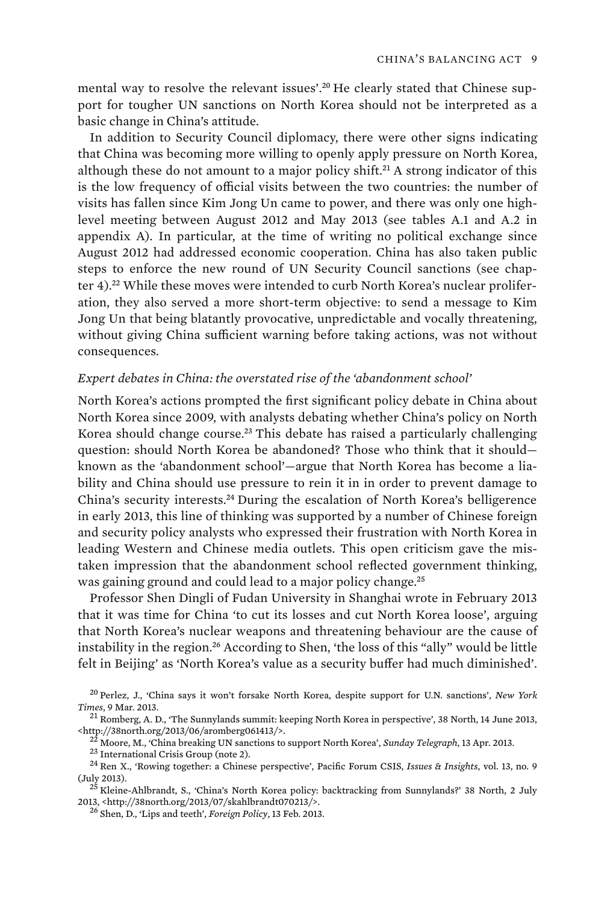mental way to resolve the relevant issues'.[20] He clearly stated that Chinese support for tougher UN sanctions on North Korea should not be interpreted as a basic change in China's attitude.

In addition to Security Council diplomacy, there were other signs indicating that China was becoming more willing to openly apply pressure on North Korea, although these do not amount to a major policy shift.[21] A strong indicator of this is the low frequency of official visits between the two countries: the number of visits has fallen since Kim Jong Un came to power, and there was only one high-level meeting between August 2012 and May 2013 (see tables A.1 and A.2 in appendix A). In particular, at the time of writing no political exchange since August 2012 had addressed economic cooperation. China has also taken public steps to enforce the new round of UN Security Council sanctions (see chapter 4).[22] While these moves were intended to curb North Korea's nuclear proliferation, they also served a more short-term objective: to send a message to Kim Jong Un that being blatantly provocative, unpredictable and vocally threatening, without giving China sufficient warning before taking actions, was not without consequences.

*Expert debates in China: the overstated rise of the 'abandonment school'*

North Korea's actions prompted the first significant policy debate in China about North Korea since 2009, with analysts debating whether China's policy on North Korea should change course.[23] This debate has raised a particularly challenging question: should North Korea be abandoned? Those who think that it should—known as the 'abandonment school'—argue that North Korea has become a liability and China should use pressure to rein it in in order to prevent damage to China's security interests.[24] During the escalation of North Korea's belligerence in early 2013, this line of thinking was supported by a number of Chinese foreign and security policy analysts who expressed their frustration with North Korea in leading Western and Chinese media outlets. This open criticism gave the mistaken impression that the abandonment school reflected government thinking, was gaining ground and could lead to a major policy change.[25]

Professor Shen Dingli of Fudan University in Shanghai wrote in February 2013 that it was time for China 'to cut its losses and cut North Korea loose', arguing that North Korea's nuclear weapons and threatening behaviour are the cause of instability in the region.[26] According to Shen, 'the loss of this "ally" would be little felt in Beijing' as 'North Korea's value as a security buffer had much diminished'.

[20] Perlez, J., 'China says it won't forsake North Korea, despite support for U.N. sanctions', *New York Times*, 9 Mar. 2013.

[21] Romberg, A. D., 'The Sunnylands summit: keeping North Korea in perspective', 38 North, 14 June 2013, <http://38north.org/2013/06/aromberg061413/>.

[22] Moore, M., 'China breaking UN sanctions to support North Korea', *Sunday Telegraph*, 13 Apr. 2013.

[23] International Crisis Group (note 2).

[24] Ren X., 'Rowing together: a Chinese perspective', Pacific Forum CSIS, *Issues & Insights*, vol. 13, no. 9 (July 2013).

[25] Kleine-Ahlbrandt, S., 'China's North Korea policy: backtracking from Sunnylands?' 38 North, 2 July 2013, <http://38north.org/2013/07/skahlbrandt070213/>.

[26] Shen, D., 'Lips and teeth', *Foreign Policy*, 13 Feb. 2013.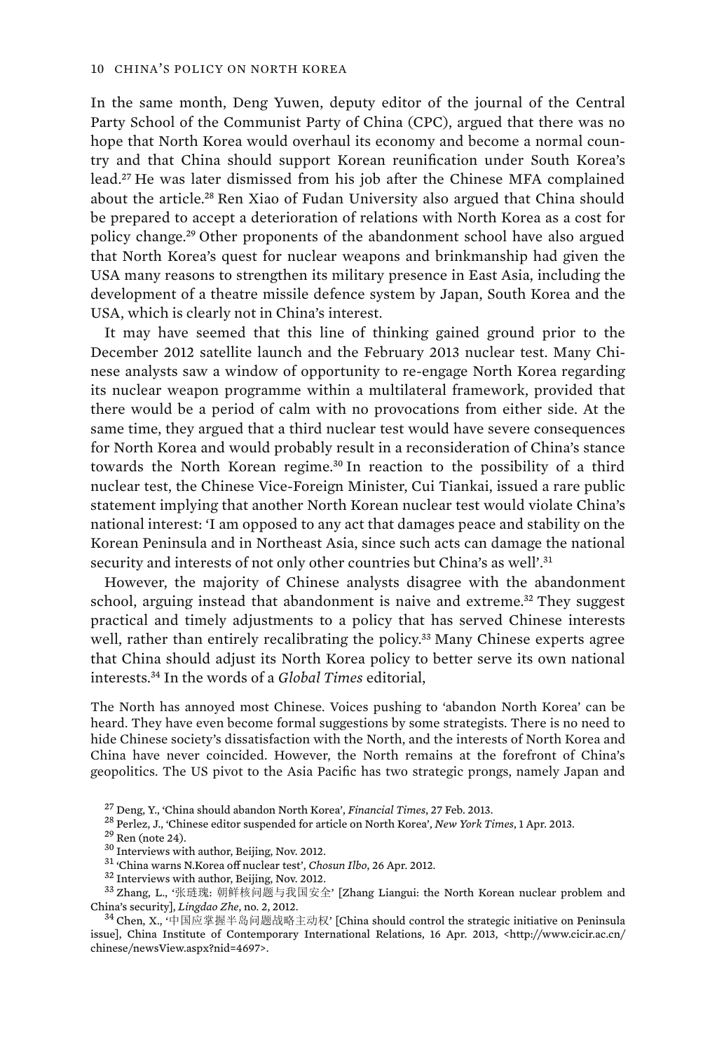In the same month, Deng Yuwen, deputy editor of the journal of the Central Party School of the Communist Party of China (CPC), argued that there was no hope that North Korea would overhaul its economy and become a normal country and that China should support Korean reunification under South Korea's lead.[27] He was later dismissed from his job after the Chinese MFA complained about the article.[28] Ren Xiao of Fudan University also argued that China should be prepared to accept a deterioration of relations with North Korea as a cost for policy change.[29] Other proponents of the abandonment school have also argued that North Korea's quest for nuclear weapons and brinkmanship had given the USA many reasons to strengthen its military presence in East Asia, including the development of a theatre missile defence system by Japan, South Korea and the USA, which is clearly not in China's interest.

It may have seemed that this line of thinking gained ground prior to the December 2012 satellite launch and the February 2013 nuclear test. Many Chinese analysts saw a window of opportunity to re-engage North Korea regarding its nuclear weapon programme within a multilateral framework, provided that there would be a period of calm with no provocations from either side. At the same time, they argued that a third nuclear test would have severe consequences for North Korea and would probably result in a reconsideration of China's stance towards the North Korean regime.[30] In reaction to the possibility of a third nuclear test, the Chinese Vice-Foreign Minister, Cui Tiankai, issued a rare public statement implying that another North Korean nuclear test would violate China's national interest: 'I am opposed to any act that damages peace and stability on the Korean Peninsula and in Northeast Asia, since such acts can damage the national security and interests of not only other countries but China's as well'.[31]

However, the majority of Chinese analysts disagree with the abandonment school, arguing instead that abandonment is naive and extreme.[32] They suggest practical and timely adjustments to a policy that has served Chinese interests well, rather than entirely recalibrating the policy.[33] Many Chinese experts agree that China should adjust its North Korea policy to better serve its own national interests.[34] In the words of a *Global Times* editorial,

> The North has annoyed most Chinese. Voices pushing to 'abandon North Korea' can be heard. They have even become formal suggestions by some strategists. There is no need to hide Chinese society's dissatisfaction with the North, and the interests of North Korea and China have never coincided. However, the North remains at the forefront of China's geopolitics. The US pivot to the Asia Pacific has two strategic prongs, namely Japan and

[27] Deng, Y., 'China should abandon North Korea', *Financial Times*, 27 Feb. 2013.

[28] Perlez, J., 'Chinese editor suspended for article on North Korea', *New York Times*, 1 Apr. 2013.

[29] Ren (note 24).

[30] Interviews with author, Beijing, Nov. 2012.

[31] 'China warns N.Korea off nuclear test', *Chosun Ilbo*, 26 Apr. 2012.

[32] Interviews with author, Beijing, Nov. 2012.

[33] Zhang, L., '张琏瑰: 朝鲜核问题与我国安全' [Zhang Liangui: the North Korean nuclear problem and China's security], *Lingdao Zhe*, no. 2, 2012.

[34] Chen, X., '中国应掌握半岛问题战略主动权' [China should control the strategic initiative on Peninsula issue], China Institute of Contemporary International Relations, 16 Apr. 2013, <http://www.cicir.ac.cn/chinese/newsView.aspx?nid=4697>.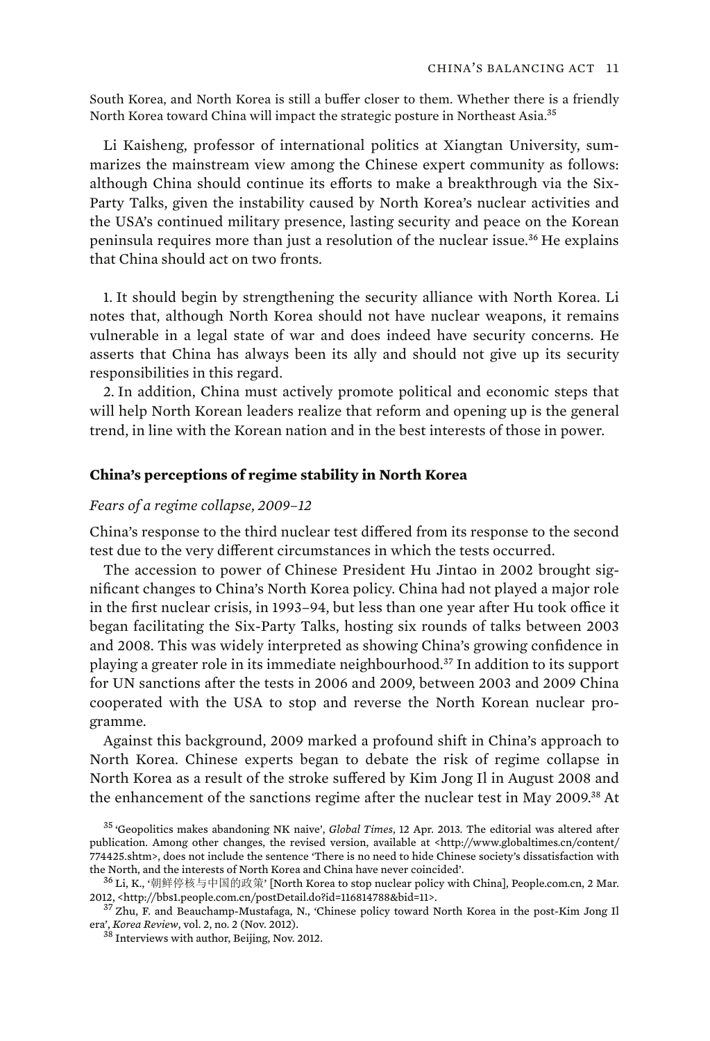South Korea, and North Korea is still a buffer closer to them. Whether there is a friendly North Korea toward China will impact the strategic posture in Northeast Asia.[35]

Li Kaisheng, professor of international politics at Xiangtan University, summarizes the mainstream view among the Chinese expert community as follows: although China should continue its efforts to make a breakthrough via the Six-Party Talks, given the instability caused by North Korea's nuclear activities and the USA's continued military presence, lasting security and peace on the Korean peninsula requires more than just a resolution of the nuclear issue.[36] He explains that China should act on two fronts.

1. It should begin by strengthening the security alliance with North Korea. Li notes that, although North Korea should not have nuclear weapons, it remains vulnerable in a legal state of war and does indeed have security concerns. He asserts that China has always been its ally and should not give up its security responsibilities in this regard.
2. In addition, China must actively promote political and economic steps that will help North Korean leaders realize that reform and opening up is the general trend, in line with the Korean nation and in the best interests of those in power.

### China's perceptions of regime stability in North Korea

#### *Fears of a regime collapse, 2009–12*

China's response to the third nuclear test differed from its response to the second test due to the very different circumstances in which the tests occurred.

The accession to power of Chinese President Hu Jintao in 2002 brought significant changes to China's North Korea policy. China had not played a major role in the first nuclear crisis, in 1993–94, but less than one year after Hu took office it began facilitating the Six-Party Talks, hosting six rounds of talks between 2003 and 2008. This was widely interpreted as showing China's growing confidence in playing a greater role in its immediate neighbourhood.[37] In addition to its support for UN sanctions after the tests in 2006 and 2009, between 2003 and 2009 China cooperated with the USA to stop and reverse the North Korean nuclear programme.

Against this background, 2009 marked a profound shift in China's approach to North Korea. Chinese experts began to debate the risk of regime collapse in North Korea as a result of the stroke suffered by Kim Jong Il in August 2008 and the enhancement of the sanctions regime after the nuclear test in May 2009.[38] At

---

[35] 'Geopolitics makes abandoning NK naive', *Global Times*, 12 Apr. 2013. The editorial was altered after publication. Among other changes, the revised version, available at <http://www.globaltimes.cn/content/774425.shtm>, does not include the sentence 'There is no need to hide Chinese society's dissatisfaction with the North, and the interests of North Korea and China have never coincided'.

[36] Li, K., '朝鲜停核与中国的政策' [North Korea to stop nuclear policy with China], People.com.cn, 2 Mar. 2012, <http://bbs1.people.com.cn/postDetail.do?id=116814788&bid=11>.

[37] Zhu, F. and Beauchamp-Mustafaga, N., 'Chinese policy toward North Korea in the post-Kim Jong Il era', *Korea Review*, vol. 2, no. 2 (Nov. 2012).

[38] Interviews with author, Beijing, Nov. 2012.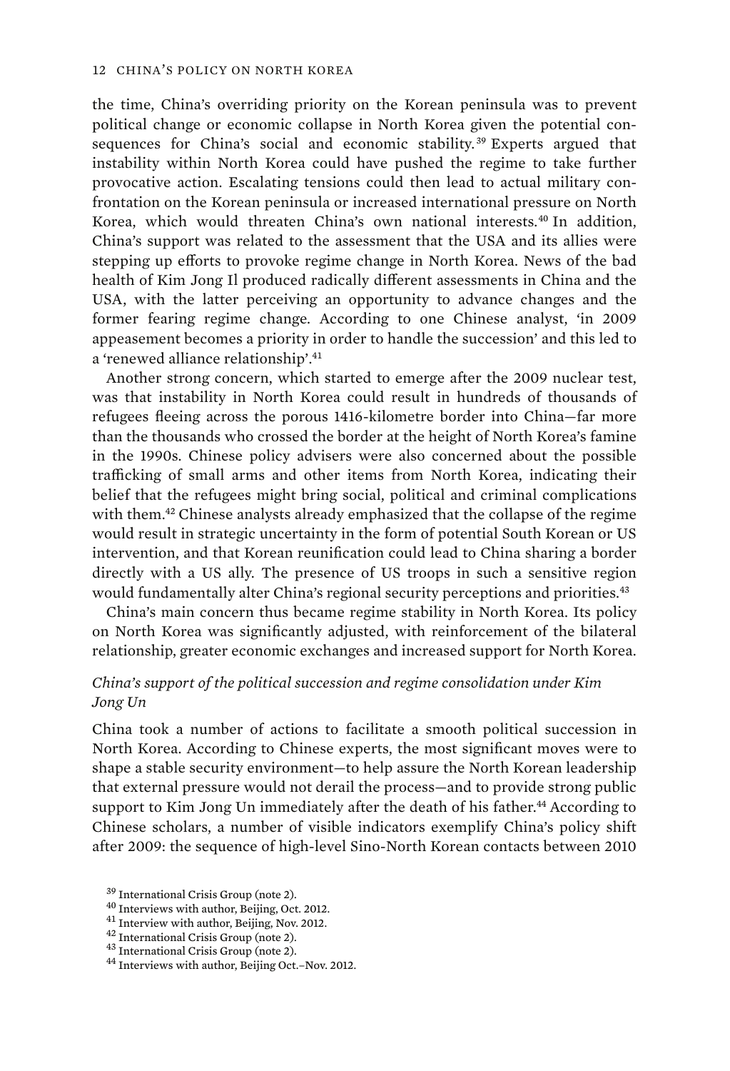the time, China's overriding priority on the Korean peninsula was to prevent political change or economic collapse in North Korea given the potential consequences for China's social and economic stability.[39] Experts argued that instability within North Korea could have pushed the regime to take further provocative action. Escalating tensions could then lead to actual military confrontation on the Korean peninsula or increased international pressure on North Korea, which would threaten China's own national interests.[40] In addition, China's support was related to the assessment that the USA and its allies were stepping up efforts to provoke regime change in North Korea. News of the bad health of Kim Jong Il produced radically different assessments in China and the USA, with the latter perceiving an opportunity to advance changes and the former fearing regime change. According to one Chinese analyst, 'in 2009 appeasement becomes a priority in order to handle the succession' and this led to a 'renewed alliance relationship'.[41]

Another strong concern, which started to emerge after the 2009 nuclear test, was that instability in North Korea could result in hundreds of thousands of refugees fleeing across the porous 1416-kilometre border into China—far more than the thousands who crossed the border at the height of North Korea's famine in the 1990s. Chinese policy advisers were also concerned about the possible trafficking of small arms and other items from North Korea, indicating their belief that the refugees might bring social, political and criminal complications with them.[42] Chinese analysts already emphasized that the collapse of the regime would result in strategic uncertainty in the form of potential South Korean or US intervention, and that Korean reunification could lead to China sharing a border directly with a US ally. The presence of US troops in such a sensitive region would fundamentally alter China's regional security perceptions and priorities.[43]

China's main concern thus became regime stability in North Korea. Its policy on North Korea was significantly adjusted, with reinforcement of the bilateral relationship, greater economic exchanges and increased support for North Korea.

### *China's support of the political succession and regime consolidation under Kim Jong Un*

China took a number of actions to facilitate a smooth political succession in North Korea. According to Chinese experts, the most significant moves were to shape a stable security environment—to help assure the North Korean leadership that external pressure would not derail the process—and to provide strong public support to Kim Jong Un immediately after the death of his father.[44] According to Chinese scholars, a number of visible indicators exemplify China's policy shift after 2009: the sequence of high-level Sino-North Korean contacts between 2010

[39] International Crisis Group (note 2).
[40] Interviews with author, Beijing, Oct. 2012.
[41] Interview with author, Beijing, Nov. 2012.
[42] International Crisis Group (note 2).
[43] International Crisis Group (note 2).
[44] Interviews with author, Beijing Oct.–Nov. 2012.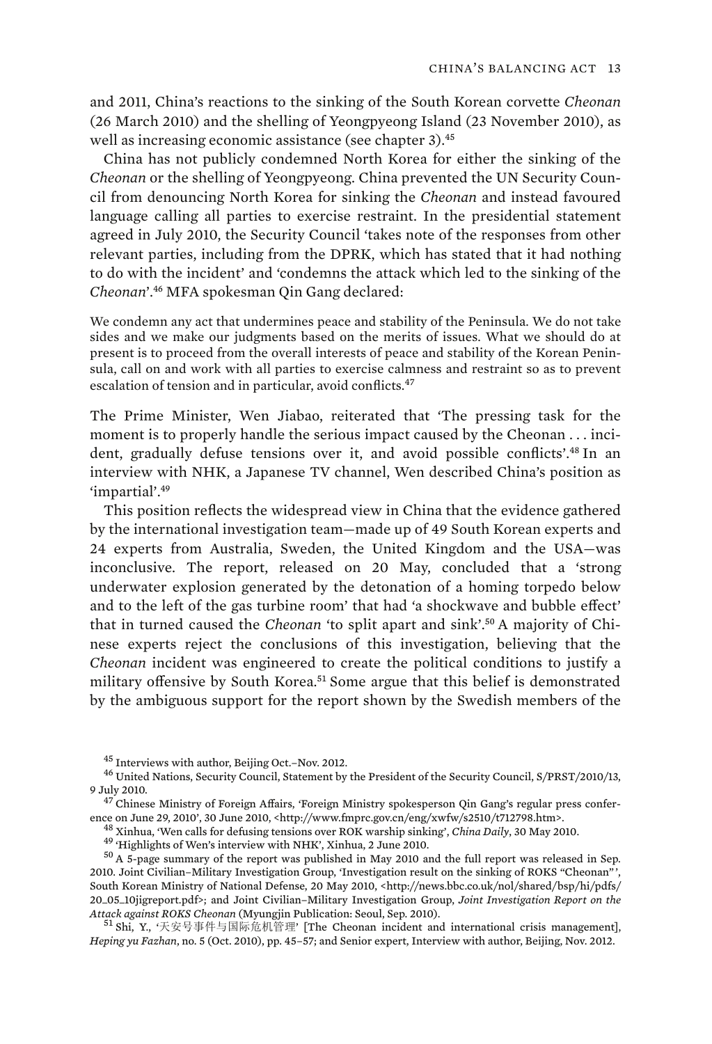and 2011, China's reactions to the sinking of the South Korean corvette *Cheonan* (26 March 2010) and the shelling of Yeongpyeong Island (23 November 2010), as well as increasing economic assistance (see chapter 3).[45]

China has not publicly condemned North Korea for either the sinking of the *Cheonan* or the shelling of Yeongpyeong. China prevented the UN Security Council from denouncing North Korea for sinking the *Cheonan* and instead favoured language calling all parties to exercise restraint. In the presidential statement agreed in July 2010, the Security Council 'takes note of the responses from other relevant parties, including from the DPRK, which has stated that it had nothing to do with the incident' and 'condemns the attack which led to the sinking of the *Cheonan*'.[46] MFA spokesman Qin Gang declared:

> We condemn any act that undermines peace and stability of the Peninsula. We do not take sides and we make our judgments based on the merits of issues. What we should do at present is to proceed from the overall interests of peace and stability of the Korean Peninsula, call on and work with all parties to exercise calmness and restraint so as to prevent escalation of tension and in particular, avoid conflicts.[47]

The Prime Minister, Wen Jiabao, reiterated that 'The pressing task for the moment is to properly handle the serious impact caused by the Cheonan . . . incident, gradually defuse tensions over it, and avoid possible conflicts'.[48] In an interview with NHK, a Japanese TV channel, Wen described China's position as 'impartial'.[49]

This position reflects the widespread view in China that the evidence gathered by the international investigation team—made up of 49 South Korean experts and 24 experts from Australia, Sweden, the United Kingdom and the USA—was inconclusive. The report, released on 20 May, concluded that a 'strong underwater explosion generated by the detonation of a homing torpedo below and to the left of the gas turbine room' that had 'a shockwave and bubble effect' that in turned caused the *Cheonan* 'to split apart and sink'.[50] A majority of Chinese experts reject the conclusions of this investigation, believing that the *Cheonan* incident was engineered to create the political conditions to justify a military offensive by South Korea.[51] Some argue that this belief is demonstrated by the ambiguous support for the report shown by the Swedish members of the

---

[45] Interviews with author, Beijing Oct.–Nov. 2012.

[46] United Nations, Security Council, Statement by the President of the Security Council, S/PRST/2010/13, 9 July 2010.

[47] Chinese Ministry of Foreign Affairs, 'Foreign Ministry spokesperson Qin Gang's regular press conference on June 29, 2010', 30 June 2010, <http://www.fmprc.gov.cn/eng/xwfw/s2510/t712798.htm>.

[48] Xinhua, 'Wen calls for defusing tensions over ROK warship sinking', *China Daily*, 30 May 2010.

[49] 'Highlights of Wen's interview with NHK', Xinhua, 2 June 2010.

[50] A 5-page summary of the report was published in May 2010 and the full report was released in Sep. 2010. Joint Civilian–Military Investigation Group, 'Investigation result on the sinking of ROKS "Cheonan"', South Korean Ministry of National Defense, 20 May 2010, <http://news.bbc.co.uk/nol/shared/bsp/hi/pdfs/20_05_10jigreport.pdf>; and Joint Civilian–Military Investigation Group, *Joint Investigation Report on the Attack against ROKS Cheonan* (Myungjin Publication: Seoul, Sep. 2010).

[51] Shi, Y., '天安号事件与国际危机管理' [The Cheonan incident and international crisis management], *Heping yu Fazhan*, no. 5 (Oct. 2010), pp. 45–57; and Senior expert, Interview with author, Beijing, Nov. 2012.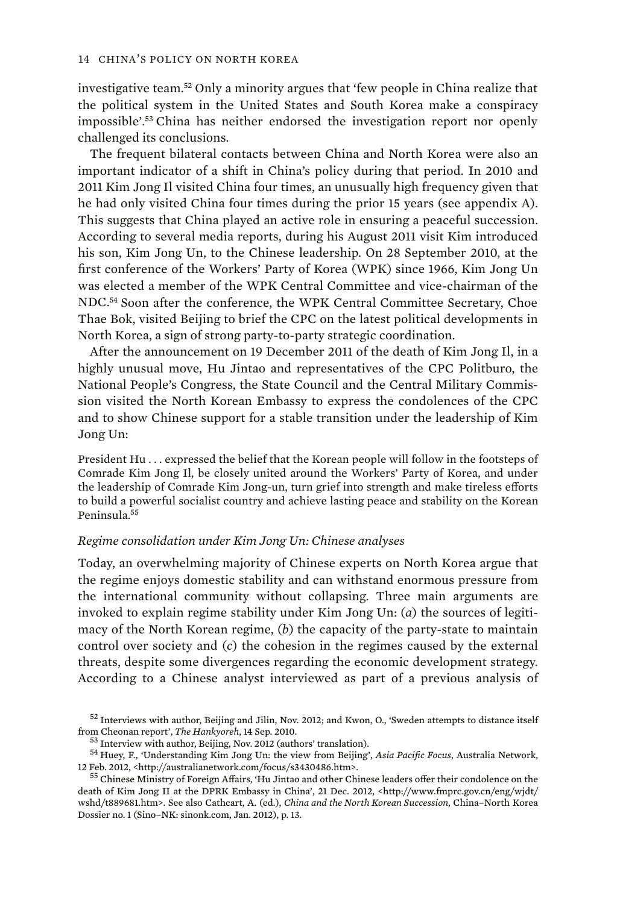investigative team.[52] Only a minority argues that 'few people in China realize that the political system in the United States and South Korea make a conspiracy impossible'.[53] China has neither endorsed the investigation report nor openly challenged its conclusions.

The frequent bilateral contacts between China and North Korea were also an important indicator of a shift in China's policy during that period. In 2010 and 2011 Kim Jong Il visited China four times, an unusually high frequency given that he had only visited China four times during the prior 15 years (see appendix A). This suggests that China played an active role in ensuring a peaceful succession. According to several media reports, during his August 2011 visit Kim introduced his son, Kim Jong Un, to the Chinese leadership. On 28 September 2010, at the first conference of the Workers' Party of Korea (WPK) since 1966, Kim Jong Un was elected a member of the WPK Central Committee and vice-chairman of the NDC.[54] Soon after the conference, the WPK Central Committee Secretary, Choe Thae Bok, visited Beijing to brief the CPC on the latest political developments in North Korea, a sign of strong party-to-party strategic coordination.

After the announcement on 19 December 2011 of the death of Kim Jong Il, in a highly unusual move, Hu Jintao and representatives of the CPC Politburo, the National People's Congress, the State Council and the Central Military Commission visited the North Korean Embassy to express the condolences of the CPC and to show Chinese support for a stable transition under the leadership of Kim Jong Un:

> President Hu . . . expressed the belief that the Korean people will follow in the footsteps of Comrade Kim Jong Il, be closely united around the Workers' Party of Korea, and under the leadership of Comrade Kim Jong-un, turn grief into strength and make tireless efforts to build a powerful socialist country and achieve lasting peace and stability on the Korean Peninsula.[55]

### *Regime consolidation under Kim Jong Un: Chinese analyses*

Today, an overwhelming majority of Chinese experts on North Korea argue that the regime enjoys domestic stability and can withstand enormous pressure from the international community without collapsing. Three main arguments are invoked to explain regime stability under Kim Jong Un: (*a*) the sources of legitimacy of the North Korean regime, (*b*) the capacity of the party-state to maintain control over society and (*c*) the cohesion in the regimes caused by the external threats, despite some divergences regarding the economic development strategy. According to a Chinese analyst interviewed as part of a previous analysis of

---

[52] Interviews with author, Beijing and Jilin, Nov. 2012; and Kwon, O., 'Sweden attempts to distance itself from Cheonan report', *The Hankyoreh*, 14 Sep. 2010.

[53] Interview with author, Beijing, Nov. 2012 (authors' translation).

[54] Huey, F., 'Understanding Kim Jong Un: the view from Beijing', *Asia Pacific Focus*, Australia Network, 12 Feb. 2012, <http://australianetwork.com/focus/s3430486.htm>.

[55] Chinese Ministry of Foreign Affairs, 'Hu Jintao and other Chinese leaders offer their condolence on the death of Kim Jong II at the DPRK Embassy in China', 21 Dec. 2012, <http://www.fmprc.gov.cn/eng/wjdt/wshd/t889681.htm>. See also Cathcart, A. (ed.), *China and the North Korean Succession*, China–North Korea Dossier no. 1 (Sino–NK: sinonk.com, Jan. 2012), p. 13.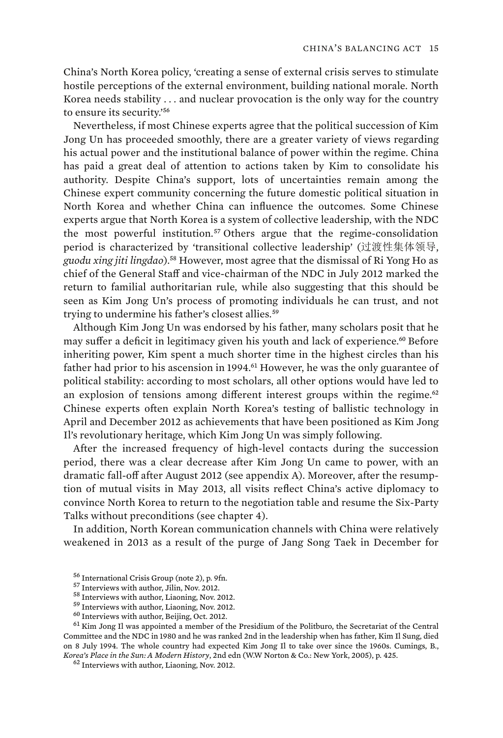China's North Korea policy, 'creating a sense of external crisis serves to stimulate hostile perceptions of the external environment, building national morale. North Korea needs stability . . . and nuclear provocation is the only way for the country to ensure its security.'[56]

Nevertheless, if most Chinese experts agree that the political succession of Kim Jong Un has proceeded smoothly, there are a greater variety of views regarding his actual power and the institutional balance of power within the regime. China has paid a great deal of attention to actions taken by Kim to consolidate his authority. Despite China's support, lots of uncertainties remain among the Chinese expert community concerning the future domestic political situation in North Korea and whether China can influence the outcomes. Some Chinese experts argue that North Korea is a system of collective leadership, with the NDC the most powerful institution.[57] Others argue that the regime-consolidation period is characterized by 'transitional collective leadership' (过渡性集体领导, *guodu xing jiti lingdao*).[58] However, most agree that the dismissal of Ri Yong Ho as chief of the General Staff and vice-chairman of the NDC in July 2012 marked the return to familial authoritarian rule, while also suggesting that this should be seen as Kim Jong Un's process of promoting individuals he can trust, and not trying to undermine his father's closest allies.[59]

Although Kim Jong Un was endorsed by his father, many scholars posit that he may suffer a deficit in legitimacy given his youth and lack of experience.[60] Before inheriting power, Kim spent a much shorter time in the highest circles than his father had prior to his ascension in 1994.[61] However, he was the only guarantee of political stability: according to most scholars, all other options would have led to an explosion of tensions among different interest groups within the regime.[62] Chinese experts often explain North Korea's testing of ballistic technology in April and December 2012 as achievements that have been positioned as Kim Jong Il's revolutionary heritage, which Kim Jong Un was simply following.

After the increased frequency of high-level contacts during the succession period, there was a clear decrease after Kim Jong Un came to power, with an dramatic fall-off after August 2012 (see appendix A). Moreover, after the resumption of mutual visits in May 2013, all visits reflect China's active diplomacy to convince North Korea to return to the negotiation table and resume the Six-Party Talks without preconditions (see chapter 4).

In addition, North Korean communication channels with China were relatively weakened in 2013 as a result of the purge of Jang Song Taek in December for

[56] International Crisis Group (note 2), p. 9fn.

[57] Interviews with author, Jilin, Nov. 2012.

[58] Interviews with author, Liaoning, Nov. 2012.

[59] Interviews with author, Liaoning, Nov. 2012.

[60] Interviews with author, Beijing, Oct. 2012.

[61] Kim Jong Il was appointed a member of the Presidium of the Politburo, the Secretariat of the Central Committee and the NDC in 1980 and he was ranked 2nd in the leadership when has father, Kim Il Sung, died on 8 July 1994. The whole country had expected Kim Jong Il to take over since the 1960s. Cumings, B., *Korea's Place in the Sun: A Modern History*, 2nd edn (W.W Norton & Co.: New York, 2005), p. 425.

[62] Interviews with author, Liaoning, Nov. 2012.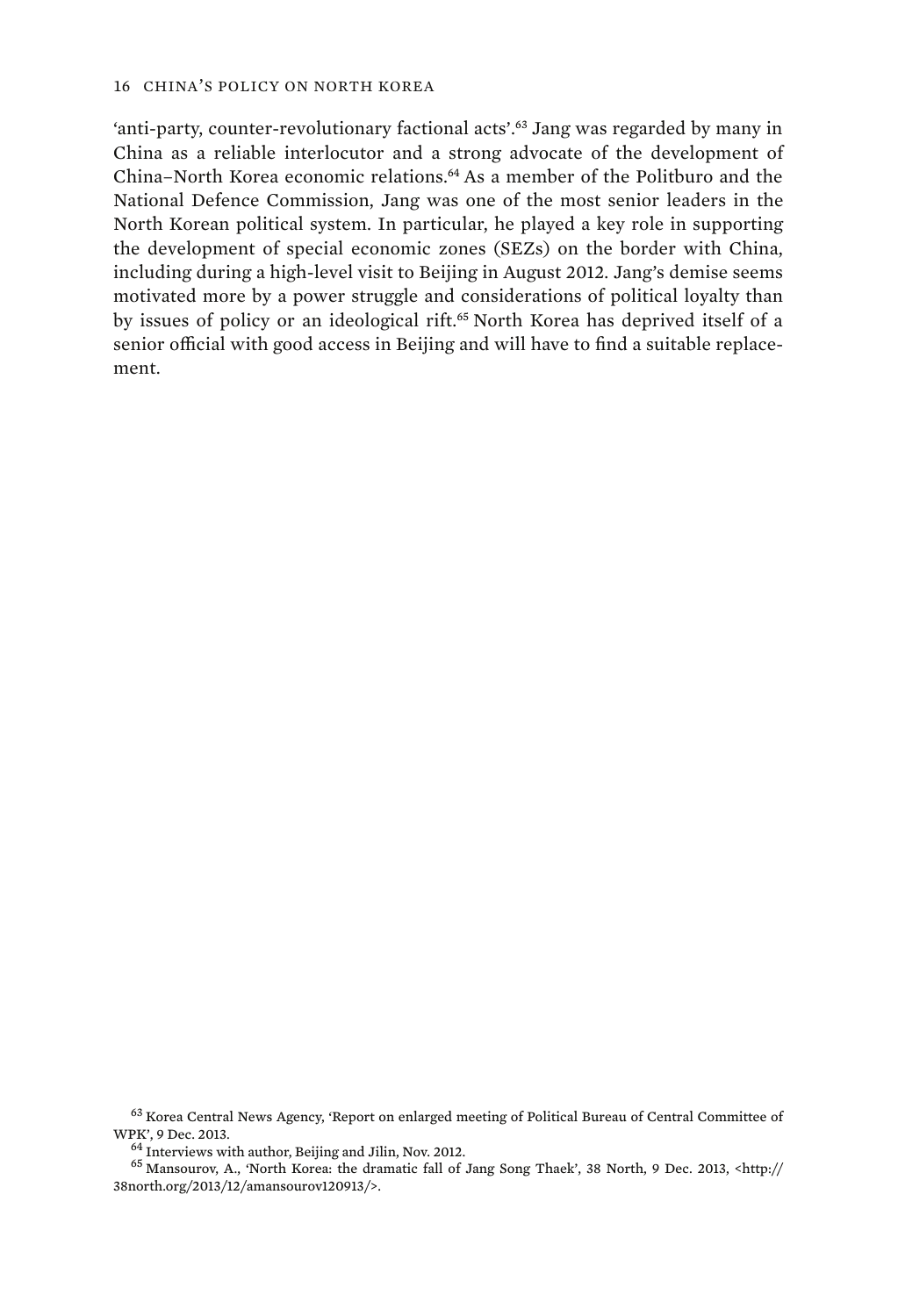'anti-party, counter-revolutionary factional acts'.[63] Jang was regarded by many in China as a reliable interlocutor and a strong advocate of the development of China–North Korea economic relations.[64] As a member of the Politburo and the National Defence Commission, Jang was one of the most senior leaders in the North Korean political system. In particular, he played a key role in supporting the development of special economic zones (SEZs) on the border with China, including during a high-level visit to Beijing in August 2012. Jang's demise seems motivated more by a power struggle and considerations of political loyalty than by issues of policy or an ideological rift.[65] North Korea has deprived itself of a senior official with good access in Beijing and will have to find a suitable replacement.

[63] Korea Central News Agency, 'Report on enlarged meeting of Political Bureau of Central Committee of WPK', 9 Dec. 2013.

[64] Interviews with author, Beijing and Jilin, Nov. 2012.

[65] Mansourov, A., 'North Korea: the dramatic fall of Jang Song Thaek', 38 North, 9 Dec. 2013, <http://38north.org/2013/12/amansourov120913/>.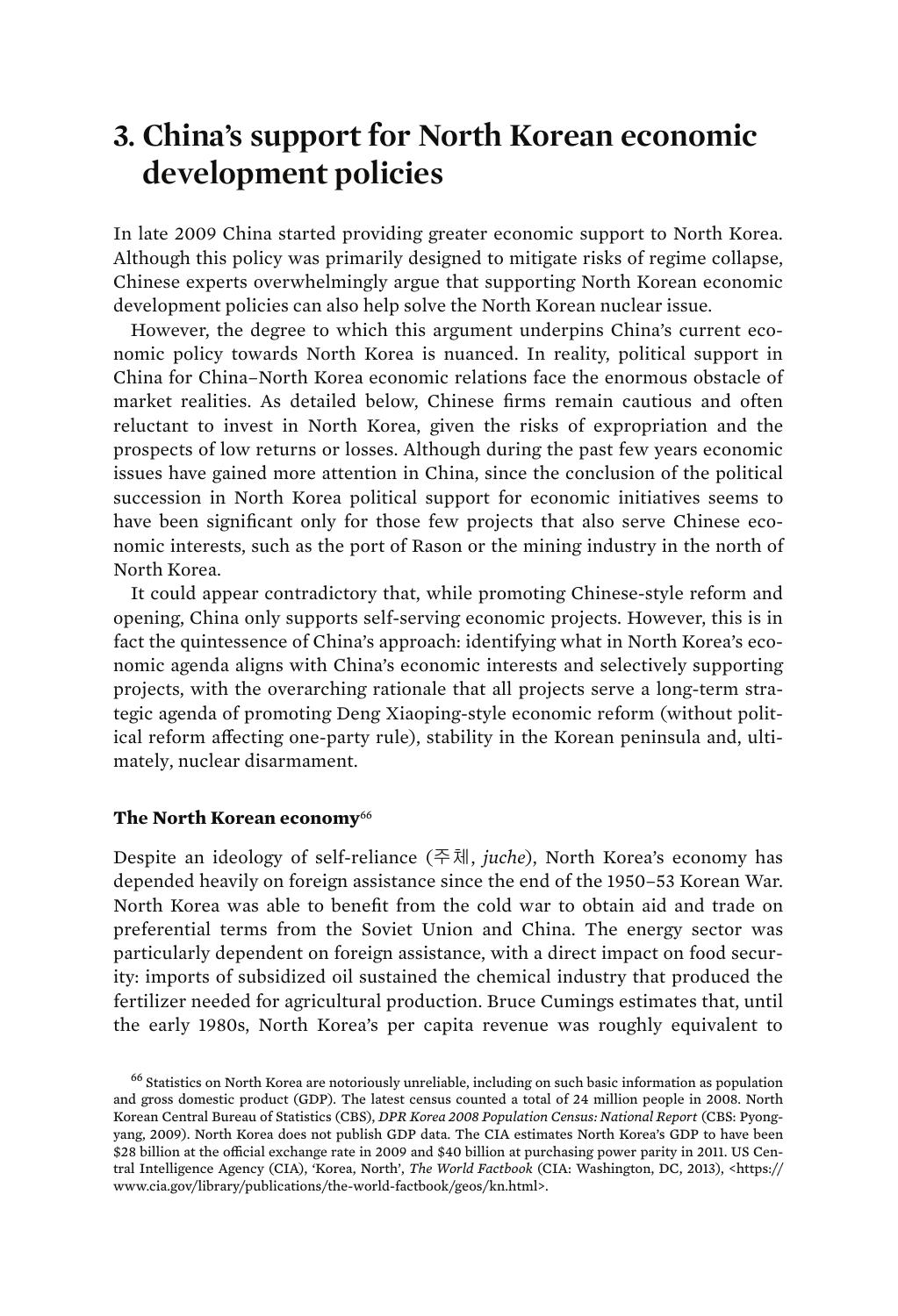# 3. China's support for North Korean economic development policies

In late 2009 China started providing greater economic support to North Korea. Although this policy was primarily designed to mitigate risks of regime collapse, Chinese experts overwhelmingly argue that supporting North Korean economic development policies can also help solve the North Korean nuclear issue.

However, the degree to which this argument underpins China's current economic policy towards North Korea is nuanced. In reality, political support in China for China–North Korea economic relations face the enormous obstacle of market realities. As detailed below, Chinese firms remain cautious and often reluctant to invest in North Korea, given the risks of expropriation and the prospects of low returns or losses. Although during the past few years economic issues have gained more attention in China, since the conclusion of the political succession in North Korea political support for economic initiatives seems to have been significant only for those few projects that also serve Chinese economic interests, such as the port of Rason or the mining industry in the north of North Korea.

It could appear contradictory that, while promoting Chinese-style reform and opening, China only supports self-serving economic projects. However, this is in fact the quintessence of China's approach: identifying what in North Korea's economic agenda aligns with China's economic interests and selectively supporting projects, with the overarching rationale that all projects serve a long-term strategic agenda of promoting Deng Xiaoping-style economic reform (without political reform affecting one-party rule), stability in the Korean peninsula and, ultimately, nuclear disarmament.

**The North Korean economy**[66]

Despite an ideology of self-reliance (주체, *juche*), North Korea's economy has depended heavily on foreign assistance since the end of the 1950–53 Korean War. North Korea was able to benefit from the cold war to obtain aid and trade on preferential terms from the Soviet Union and China. The energy sector was particularly dependent on foreign assistance, with a direct impact on food security: imports of subsidized oil sustained the chemical industry that produced the fertilizer needed for agricultural production. Bruce Cumings estimates that, until the early 1980s, North Korea's per capita revenue was roughly equivalent to

[66] Statistics on North Korea are notoriously unreliable, including on such basic information as population and gross domestic product (GDP). The latest census counted a total of 24 million people in 2008. North Korean Central Bureau of Statistics (CBS), *DPR Korea 2008 Population Census: National Report* (CBS: Pyongyang, 2009). North Korea does not publish GDP data. The CIA estimates North Korea's GDP to have been $28 billion at the official exchange rate in 2009 and $40 billion at purchasing power parity in 2011. US Central Intelligence Agency (CIA), 'Korea, North', *The World Factbook* (CIA: Washington, DC, 2013), <https://www.cia.gov/library/publications/the-world-factbook/geos/kn.html>.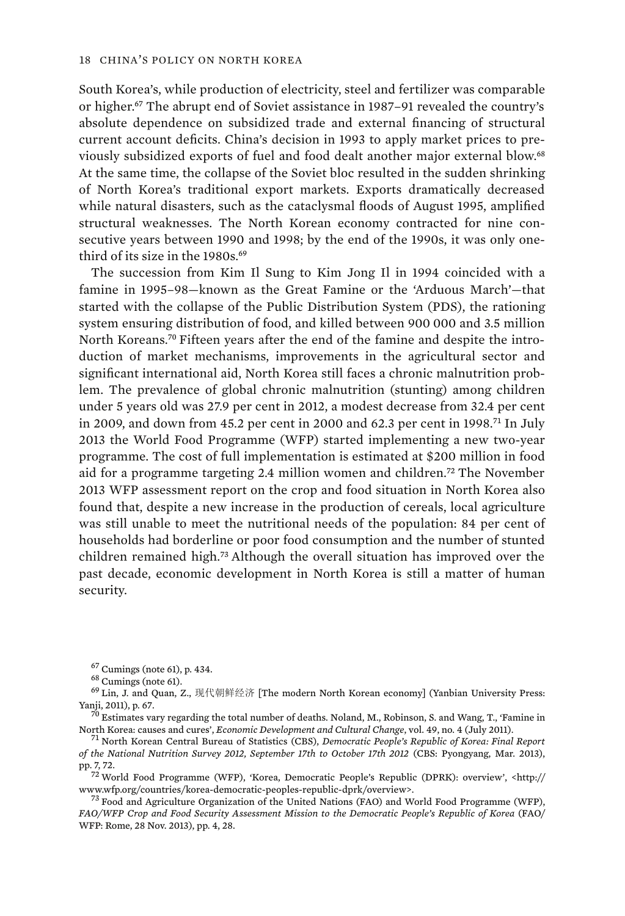South Korea's, while production of electricity, steel and fertilizer was comparable or higher.[67] The abrupt end of Soviet assistance in 1987–91 revealed the country's absolute dependence on subsidized trade and external financing of structural current account deficits. China's decision in 1993 to apply market prices to previously subsidized exports of fuel and food dealt another major external blow.[68] At the same time, the collapse of the Soviet bloc resulted in the sudden shrinking of North Korea's traditional export markets. Exports dramatically decreased while natural disasters, such as the cataclysmal floods of August 1995, amplified structural weaknesses. The North Korean economy contracted for nine consecutive years between 1990 and 1998; by the end of the 1990s, it was only one-third of its size in the 1980s.[69]

The succession from Kim Il Sung to Kim Jong Il in 1994 coincided with a famine in 1995–98—known as the Great Famine or the 'Arduous March'—that started with the collapse of the Public Distribution System (PDS), the rationing system ensuring distribution of food, and killed between 900 000 and 3.5 million North Koreans.[70] Fifteen years after the end of the famine and despite the introduction of market mechanisms, improvements in the agricultural sector and significant international aid, North Korea still faces a chronic malnutrition problem. The prevalence of global chronic malnutrition (stunting) among children under 5 years old was 27.9 per cent in 2012, a modest decrease from 32.4 per cent in 2009, and down from 45.2 per cent in 2000 and 62.3 per cent in 1998.[71] In July 2013 the World Food Programme (WFP) started implementing a new two-year programme. The cost of full implementation is estimated at $200 million in food aid for a programme targeting 2.4 million women and children.[72] The November 2013 WFP assessment report on the crop and food situation in North Korea also found that, despite a new increase in the production of cereals, local agriculture was still unable to meet the nutritional needs of the population: 84 per cent of households had borderline or poor food consumption and the number of stunted children remained high.[73] Although the overall situation has improved over the past decade, economic development in North Korea is still a matter of human security.

[67] Cumings (note 61), p. 434.

[68] Cumings (note 61).

[69] Lin, J. and Quan, Z., 现代朝鲜经济 [The modern North Korean economy] (Yanbian University Press: Yanji, 2011), p. 67.

[70] Estimates vary regarding the total number of deaths. Noland, M., Robinson, S. and Wang, T., 'Famine in North Korea: causes and cures', *Economic Development and Cultural Change*, vol. 49, no. 4 (July 2011).

[71] North Korean Central Bureau of Statistics (CBS), *Democratic People's Republic of Korea: Final Report of the National Nutrition Survey 2012, September 17th to October 17th 2012* (CBS: Pyongyang, Mar. 2013), pp. 7, 72.

[72] World Food Programme (WFP), 'Korea, Democratic People's Republic (DPRK): overview', <http://www.wfp.org/countries/korea-democratic-peoples-republic-dprk/overview>.

[73] Food and Agriculture Organization of the United Nations (FAO) and World Food Programme (WFP), *FAO/WFP Crop and Food Security Assessment Mission to the Democratic People's Republic of Korea* (FAO/WFP: Rome, 28 Nov. 2013), pp. 4, 28.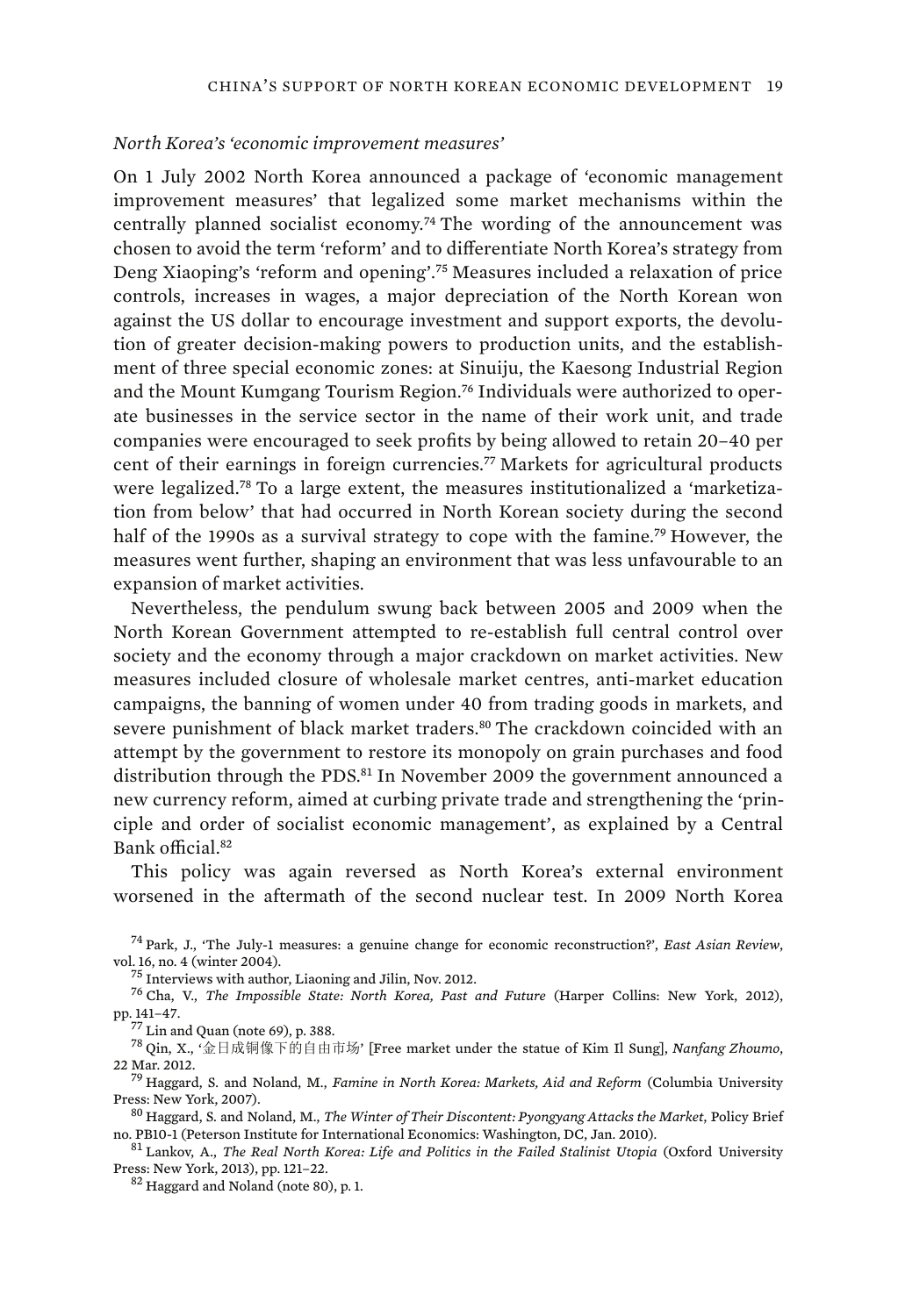*North Korea's 'economic improvement measures'*

On 1 July 2002 North Korea announced a package of 'economic management improvement measures' that legalized some market mechanisms within the centrally planned socialist economy.[74] The wording of the announcement was chosen to avoid the term 'reform' and to differentiate North Korea's strategy from Deng Xiaoping's 'reform and opening'.[75] Measures included a relaxation of price controls, increases in wages, a major depreciation of the North Korean won against the US dollar to encourage investment and support exports, the devolution of greater decision-making powers to production units, and the establishment of three special economic zones: at Sinuiju, the Kaesong Industrial Region and the Mount Kumgang Tourism Region.[76] Individuals were authorized to operate businesses in the service sector in the name of their work unit, and trade companies were encouraged to seek profits by being allowed to retain 20–40 per cent of their earnings in foreign currencies.[77] Markets for agricultural products were legalized.[78] To a large extent, the measures institutionalized a 'marketization from below' that had occurred in North Korean society during the second half of the 1990s as a survival strategy to cope with the famine.[79] However, the measures went further, shaping an environment that was less unfavourable to an expansion of market activities.

Nevertheless, the pendulum swung back between 2005 and 2009 when the North Korean Government attempted to re-establish full central control over society and the economy through a major crackdown on market activities. New measures included closure of wholesale market centres, anti-market education campaigns, the banning of women under 40 from trading goods in markets, and severe punishment of black market traders.[80] The crackdown coincided with an attempt by the government to restore its monopoly on grain purchases and food distribution through the PDS.[81] In November 2009 the government announced a new currency reform, aimed at curbing private trade and strengthening the 'principle and order of socialist economic management', as explained by a Central Bank official.[82]

This policy was again reversed as North Korea's external environment worsened in the aftermath of the second nuclear test. In 2009 North Korea

[74] Park, J., 'The July-1 measures: a genuine change for economic reconstruction?', *East Asian Review*, vol. 16, no. 4 (winter 2004).

[75] Interviews with author, Liaoning and Jilin, Nov. 2012.

[76] Cha, V., *The Impossible State: North Korea, Past and Future* (Harper Collins: New York, 2012), pp. 141–47.

[77] Lin and Quan (note 69), p. 388.

[78] Qin, X., '金日成铜像下的自由市场' [Free market under the statue of Kim Il Sung], *Nanfang Zhoumo*, 22 Mar. 2012.

[79] Haggard, S. and Noland, M., *Famine in North Korea: Markets, Aid and Reform* (Columbia University Press: New York, 2007).

[80] Haggard, S. and Noland, M., *The Winter of Their Discontent: Pyongyang Attacks the Market*, Policy Brief no. PB10-1 (Peterson Institute for International Economics: Washington, DC, Jan. 2010).

[81] Lankov, A., *The Real North Korea: Life and Politics in the Failed Stalinist Utopia* (Oxford University Press: New York, 2013), pp. 121–22.

[82] Haggard and Noland (note 80), p. 1.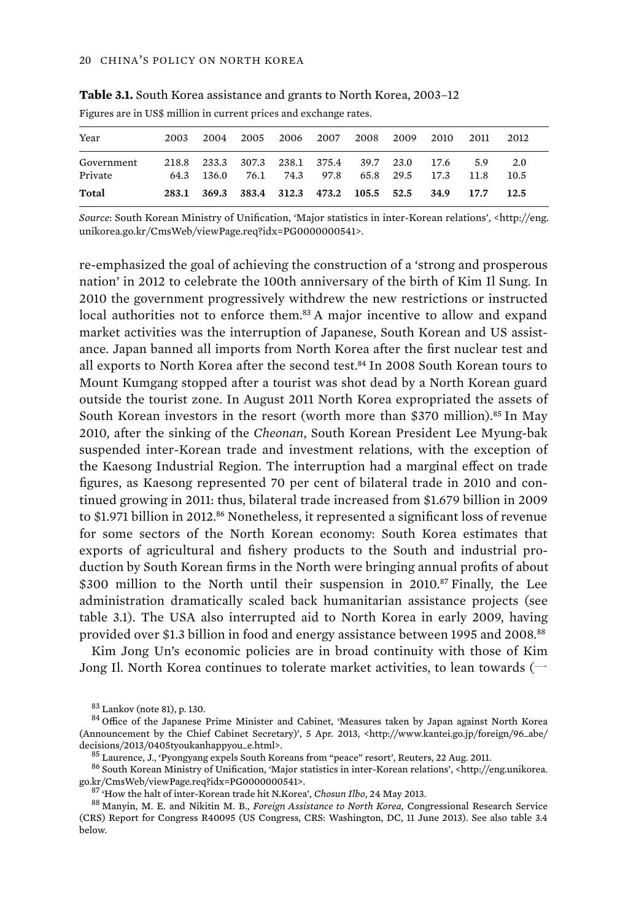**Table 3.1.** South Korea assistance and grants to North Korea, 2003–12

Figures are in US$ million in current prices and exchange rates.

| Year | 2003 | 2004 | 2005 | 2006 | 2007 | 2008 | 2009 | 2010 | 2011 | 2012 |
|---|---|---|---|---|---|---|---|---|---|---|
| Government | 218.8 | 233.3 | 307.3 | 238.1 | 375.4 | 39.7 | 23.0 | 17.6 | 5.9 | 2.0 |
| Private | 64.3 | 136.0 | 76.1 | 74.3 | 97.8 | 65.8 | 29.5 | 17.3 | 11.8 | 10.5 |
| **Total** | **283.1** | **369.3** | **383.4** | **312.3** | **473.2** | **105.5** | **52.5** | **34.9** | **17.7** | **12.5** |

*Source*: South Korean Ministry of Unification, 'Major statistics in inter-Korean relations', <http://eng.unikorea.go.kr/CmsWeb/viewPage.req?idx=PG0000000541>.

re-emphasized the goal of achieving the construction of a 'strong and prosperous nation' in 2012 to celebrate the 100th anniversary of the birth of Kim Il Sung. In 2010 the government progressively withdrew the new restrictions or instructed local authorities not to enforce them.[83] A major incentive to allow and expand market activities was the interruption of Japanese, South Korean and US assistance. Japan banned all imports from North Korea after the first nuclear test and all exports to North Korea after the second test.[84] In 2008 South Korean tours to Mount Kumgang stopped after a tourist was shot dead by a North Korean guard outside the tourist zone. In August 2011 North Korea expropriated the assets of South Korean investors in the resort (worth more than $370 million).[85] In May 2010, after the sinking of the *Cheonan*, South Korean President Lee Myung-bak suspended inter-Korean trade and investment relations, with the exception of the Kaesong Industrial Region. The interruption had a marginal effect on trade figures, as Kaesong represented 70 per cent of bilateral trade in 2010 and continued growing in 2011: thus, bilateral trade increased from $1.679 billion in 2009 to $1.971 billion in 2012.[86] Nonetheless, it represented a significant loss of revenue for some sectors of the North Korean economy: South Korea estimates that exports of agricultural and fishery products to the South and industrial production by South Korean firms in the North were bringing annual profits of about $300 million to the North until their suspension in 2010.[87] Finally, the Lee administration dramatically scaled back humanitarian assistance projects (see table 3.1). The USA also interrupted aid to North Korea in early 2009, having provided over $1.3 billion in food and energy assistance between 1995 and 2008.[88]

Kim Jong Un's economic policies are in broad continuity with those of Kim Jong Il. North Korea continues to tolerate market activities, to lean towards (—

[83] Lankov (note 81), p. 130.

[84] Office of the Japanese Prime Minister and Cabinet, 'Measures taken by Japan against North Korea (Announcement by the Chief Cabinet Secretary)', 5 Apr. 2013, <http://www.kantei.go.jp/foreign/96_abe/decisions/2013/0405tyoukanhappyou_e.html>.

[85] Laurence, J., 'Pyongyang expels South Koreans from "peace" resort', Reuters, 22 Aug. 2011.

[86] South Korean Ministry of Unification, 'Major statistics in inter-Korean relations', <http://eng.unikorea.go.kr/CmsWeb/viewPage.req?idx=PG0000000541>.

[87] 'How the halt of inter-Korean trade hit N.Korea', *Chosun Ilbo*, 24 May 2013.

[88] Manyin, M. E. and Nikitin M. B., *Foreign Assistance to North Korea*, Congressional Research Service (CRS) Report for Congress R40095 (US Congress, CRS: Washington, DC, 11 June 2013). See also table 3.4 below.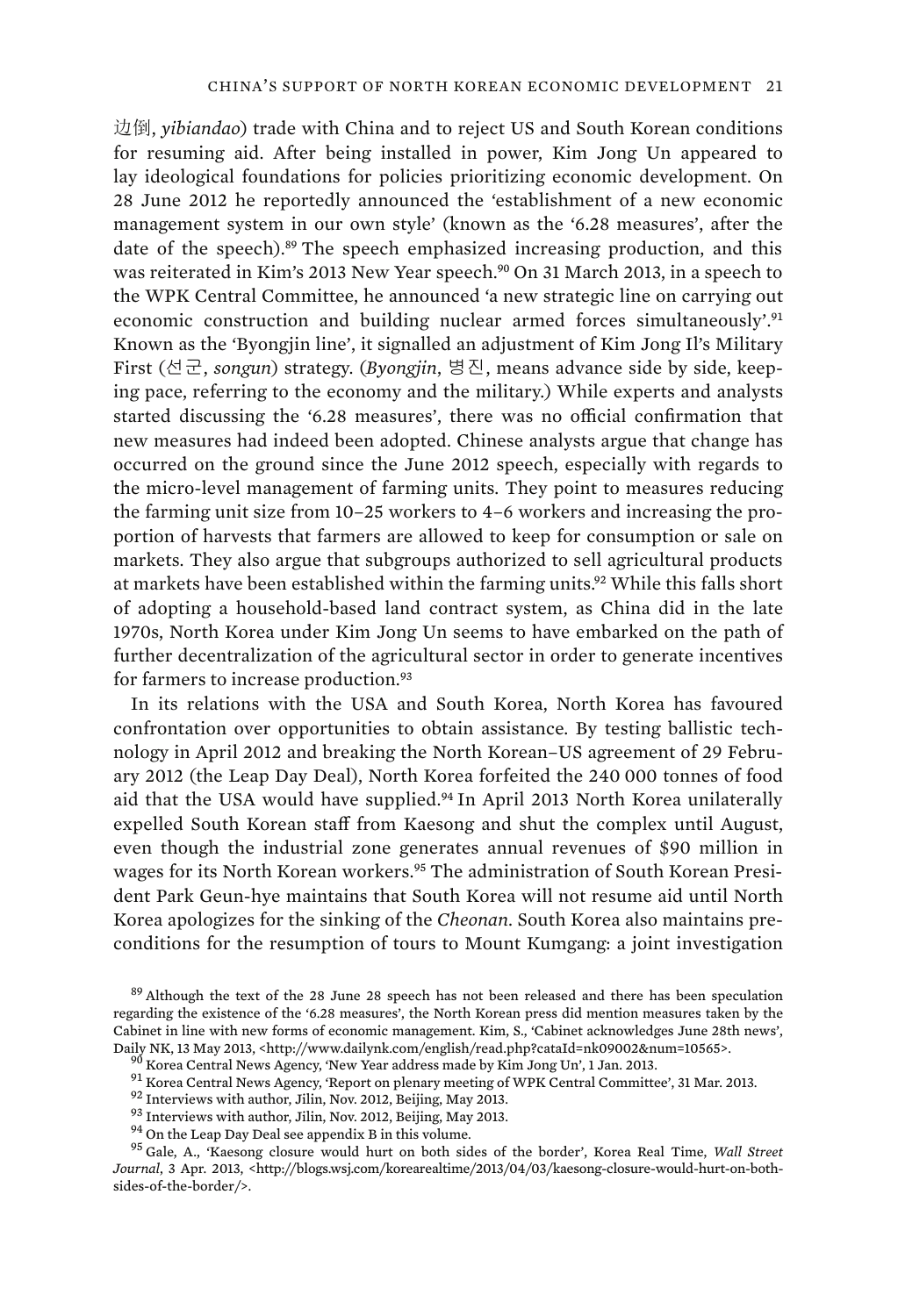边倒, *yibiandao*) trade with China and to reject US and South Korean conditions for resuming aid. After being installed in power, Kim Jong Un appeared to lay ideological foundations for policies prioritizing economic development. On 28 June 2012 he reportedly announced the 'establishment of a new economic management system in our own style' (known as the '6.28 measures', after the date of the speech).[89] The speech emphasized increasing production, and this was reiterated in Kim's 2013 New Year speech.[90] On 31 March 2013, in a speech to the WPK Central Committee, he announced 'a new strategic line on carrying out economic construction and building nuclear armed forces simultaneously'.[91] Known as the 'Byongjin line', it signalled an adjustment of Kim Jong Il's Military First (선군, *songun*) strategy. (*Byongjin*, 병진, means advance side by side, keeping pace, referring to the economy and the military.) While experts and analysts started discussing the '6.28 measures', there was no official confirmation that new measures had indeed been adopted. Chinese analysts argue that change has occurred on the ground since the June 2012 speech, especially with regards to the micro-level management of farming units. They point to measures reducing the farming unit size from 10–25 workers to 4–6 workers and increasing the proportion of harvests that farmers are allowed to keep for consumption or sale on markets. They also argue that subgroups authorized to sell agricultural products at markets have been established within the farming units.[92] While this falls short of adopting a household-based land contract system, as China did in the late 1970s, North Korea under Kim Jong Un seems to have embarked on the path of further decentralization of the agricultural sector in order to generate incentives for farmers to increase production.[93]

In its relations with the USA and South Korea, North Korea has favoured confrontation over opportunities to obtain assistance. By testing ballistic technology in April 2012 and breaking the North Korean–US agreement of 29 February 2012 (the Leap Day Deal), North Korea forfeited the 240 000 tonnes of food aid that the USA would have supplied.[94] In April 2013 North Korea unilaterally expelled South Korean staff from Kaesong and shut the complex until August, even though the industrial zone generates annual revenues of $90 million in wages for its North Korean workers.[95] The administration of South Korean President Park Geun-hye maintains that South Korea will not resume aid until North Korea apologizes for the sinking of the *Cheonan*. South Korea also maintains preconditions for the resumption of tours to Mount Kumgang: a joint investigation

[89] Although the text of the 28 June 28 speech has not been released and there has been speculation regarding the existence of the '6.28 measures', the North Korean press did mention measures taken by the Cabinet in line with new forms of economic management. Kim, S., 'Cabinet acknowledges June 28th news', Daily NK, 13 May 2013, <http://www.dailynk.com/english/read.php?cataId=nk09002&num=10565>.

[90] Korea Central News Agency, 'New Year address made by Kim Jong Un', 1 Jan. 2013.

[91] Korea Central News Agency, 'Report on plenary meeting of WPK Central Committee', 31 Mar. 2013.

[92] Interviews with author, Jilin, Nov. 2012, Beijing, May 2013.

[93] Interviews with author, Jilin, Nov. 2012, Beijing, May 2013.

[94] On the Leap Day Deal see appendix B in this volume.

[95] Gale, A., 'Kaesong closure would hurt on both sides of the border', Korea Real Time, *Wall Street Journal*, 3 Apr. 2013, <http://blogs.wsj.com/korearealtime/2013/04/03/kaesong-closure-would-hurt-on-both-sides-of-the-border/>.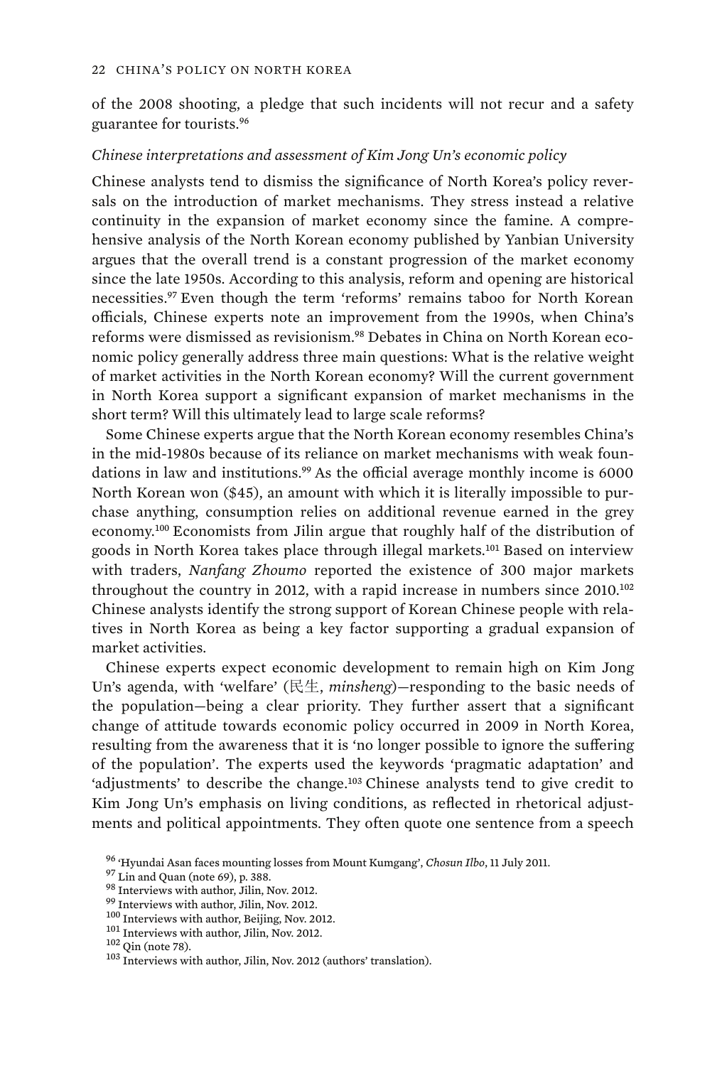of the 2008 shooting, a pledge that such incidents will not recur and a safety guarantee for tourists.[96]

*Chinese interpretations and assessment of Kim Jong Un's economic policy*

Chinese analysts tend to dismiss the significance of North Korea's policy reversals on the introduction of market mechanisms. They stress instead a relative continuity in the expansion of market economy since the famine. A comprehensive analysis of the North Korean economy published by Yanbian University argues that the overall trend is a constant progression of the market economy since the late 1950s. According to this analysis, reform and opening are historical necessities.[97] Even though the term 'reforms' remains taboo for North Korean officials, Chinese experts note an improvement from the 1990s, when China's reforms were dismissed as revisionism.[98] Debates in China on North Korean economic policy generally address three main questions: What is the relative weight of market activities in the North Korean economy? Will the current government in North Korea support a significant expansion of market mechanisms in the short term? Will this ultimately lead to large scale reforms?

Some Chinese experts argue that the North Korean economy resembles China's in the mid-1980s because of its reliance on market mechanisms with weak foundations in law and institutions.[99] As the official average monthly income is 6000 North Korean won ($45), an amount with which it is literally impossible to purchase anything, consumption relies on additional revenue earned in the grey economy.[100] Economists from Jilin argue that roughly half of the distribution of goods in North Korea takes place through illegal markets.[101] Based on interview with traders, *Nanfang Zhoumo* reported the existence of 300 major markets throughout the country in 2012, with a rapid increase in numbers since 2010.[102] Chinese analysts identify the strong support of Korean Chinese people with relatives in North Korea as being a key factor supporting a gradual expansion of market activities.

Chinese experts expect economic development to remain high on Kim Jong Un's agenda, with 'welfare' (民生, *minsheng*)—responding to the basic needs of the population—being a clear priority. They further assert that a significant change of attitude towards economic policy occurred in 2009 in North Korea, resulting from the awareness that it is 'no longer possible to ignore the suffering of the population'. The experts used the keywords 'pragmatic adaptation' and 'adjustments' to describe the change.[103] Chinese analysts tend to give credit to Kim Jong Un's emphasis on living conditions, as reflected in rhetorical adjustments and political appointments. They often quote one sentence from a speech

[96] 'Hyundai Asan faces mounting losses from Mount Kumgang', *Chosun Ilbo*, 11 July 2011.

[97] Lin and Quan (note 69), p. 388.

[98] Interviews with author, Jilin, Nov. 2012.

[99] Interviews with author, Jilin, Nov. 2012.

[100] Interviews with author, Beijing, Nov. 2012.

[101] Interviews with author, Jilin, Nov. 2012.

[102] Qin (note 78).

[103] Interviews with author, Jilin, Nov. 2012 (authors' translation).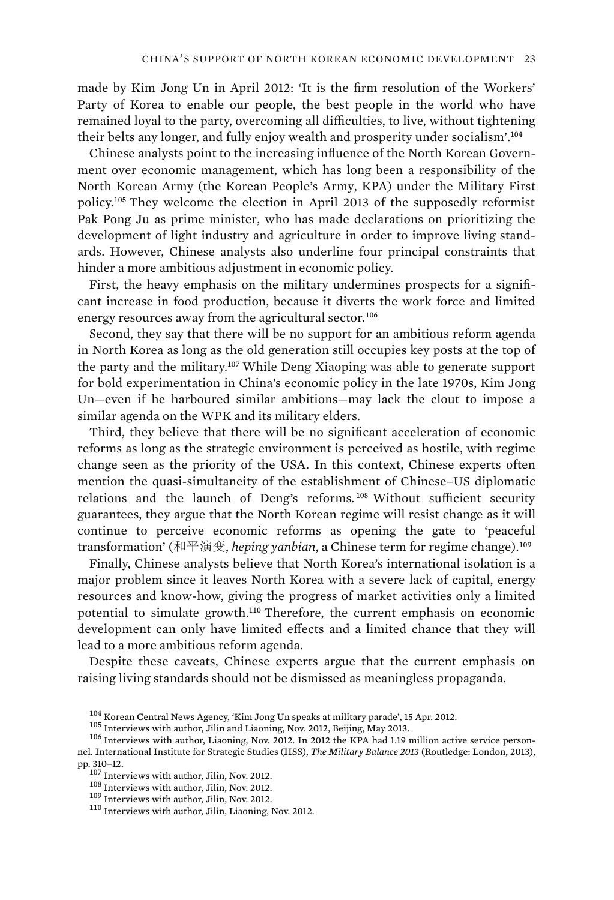made by Kim Jong Un in April 2012: 'It is the firm resolution of the Workers' Party of Korea to enable our people, the best people in the world who have remained loyal to the party, overcoming all difficulties, to live, without tightening their belts any longer, and fully enjoy wealth and prosperity under socialism'.[104]

Chinese analysts point to the increasing influence of the North Korean Government over economic management, which has long been a responsibility of the North Korean Army (the Korean People's Army, KPA) under the Military First policy.[105] They welcome the election in April 2013 of the supposedly reformist Pak Pong Ju as prime minister, who has made declarations on prioritizing the development of light industry and agriculture in order to improve living standards. However, Chinese analysts also underline four principal constraints that hinder a more ambitious adjustment in economic policy.

First, the heavy emphasis on the military undermines prospects for a significant increase in food production, because it diverts the work force and limited energy resources away from the agricultural sector.[106]

Second, they say that there will be no support for an ambitious reform agenda in North Korea as long as the old generation still occupies key posts at the top of the party and the military.[107] While Deng Xiaoping was able to generate support for bold experimentation in China's economic policy in the late 1970s, Kim Jong Un—even if he harboured similar ambitions—may lack the clout to impose a similar agenda on the WPK and its military elders.

Third, they believe that there will be no significant acceleration of economic reforms as long as the strategic environment is perceived as hostile, with regime change seen as the priority of the USA. In this context, Chinese experts often mention the quasi-simultaneity of the establishment of Chinese–US diplomatic relations and the launch of Deng's reforms.[108] Without sufficient security guarantees, they argue that the North Korean regime will resist change as it will continue to perceive economic reforms as opening the gate to 'peaceful transformation' (和平演变, *heping yanbian*, a Chinese term for regime change).[109]

Finally, Chinese analysts believe that North Korea's international isolation is a major problem since it leaves North Korea with a severe lack of capital, energy resources and know-how, giving the progress of market activities only a limited potential to simulate growth.[110] Therefore, the current emphasis on economic development can only have limited effects and a limited chance that they will lead to a more ambitious reform agenda.

Despite these caveats, Chinese experts argue that the current emphasis on raising living standards should not be dismissed as meaningless propaganda.

[104] Korean Central News Agency, 'Kim Jong Un speaks at military parade', 15 Apr. 2012.

[105] Interviews with author, Jilin and Liaoning, Nov. 2012, Beijing, May 2013.

[106] Interviews with author, Liaoning, Nov. 2012. In 2012 the KPA had 1.19 million active service personnel. International Institute for Strategic Studies (IISS), *The Military Balance 2013* (Routledge: London, 2013), pp. 310–12.

[107] Interviews with author, Jilin, Nov. 2012.

[108] Interviews with author, Jilin, Nov. 2012.

[109] Interviews with author, Jilin, Nov. 2012.

[110] Interviews with author, Jilin, Liaoning, Nov. 2012.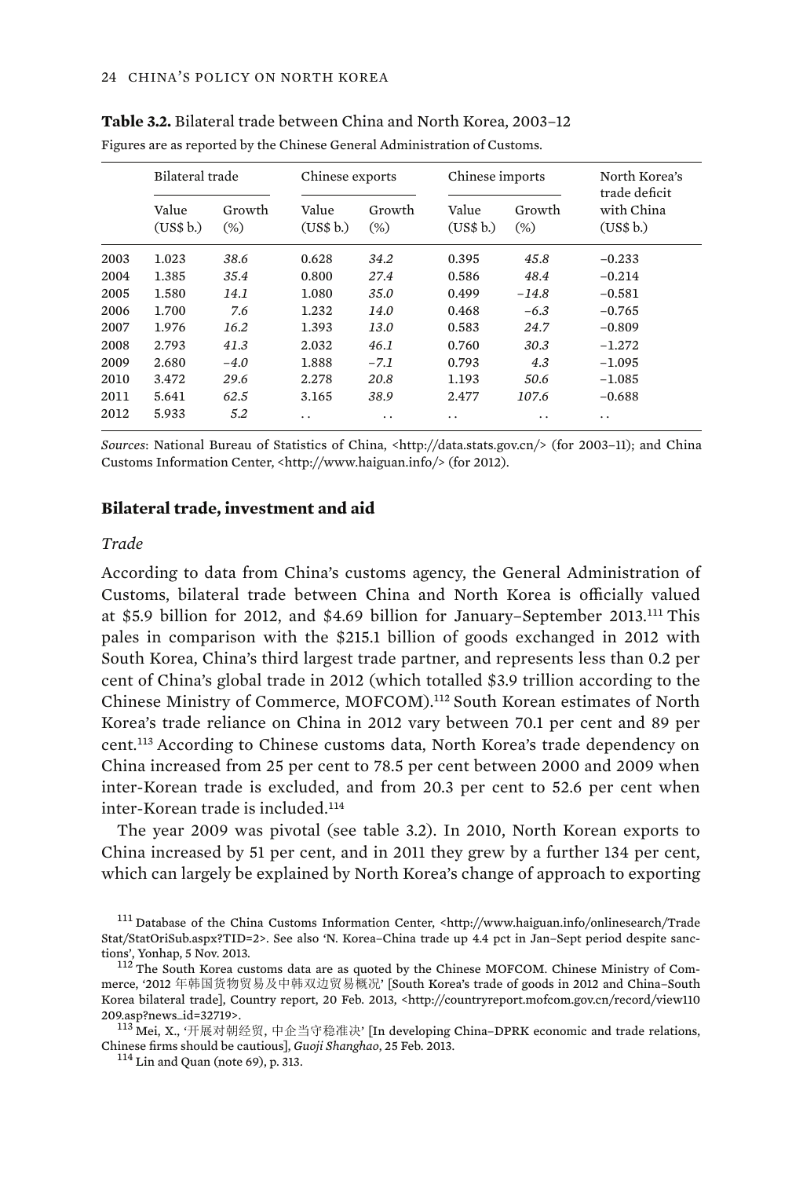**Table 3.2.** Bilateral trade between China and North Korea, 2003–12

Figures are as reported by the Chinese General Administration of Customs.

| | Bilateral trade | | Chinese exports | | Chinese imports | | North Korea's trade deficit with China (US$ b.) |
|---|---|---|---|---|---|---|---|
| | Value (US$ b.) | Growth (%) | Value (US$ b.) | Growth (%) | Value (US$ b.) | Growth (%) | |
| 2003 | 1.023 | *38.6* | 0.628 | *34.2* | 0.395 | *45.8* | −0.233 |
| 2004 | 1.385 | *35.4* | 0.800 | *27.4* | 0.586 | *48.4* | −0.214 |
| 2005 | 1.580 | *14.1* | 1.080 | *35.0* | 0.499 | *−14.8* | −0.581 |
| 2006 | 1.700 | *7.6* | 1.232 | *14.0* | 0.468 | *−6.3* | −0.765 |
| 2007 | 1.976 | *16.2* | 1.393 | *13.0* | 0.583 | *24.7* | −0.809 |
| 2008 | 2.793 | *41.3* | 2.032 | *46.1* | 0.760 | *30.3* | −1.272 |
| 2009 | 2.680 | *−4.0* | 1.888 | *−7.1* | 0.793 | *4.3* | −1.095 |
| 2010 | 3.472 | *29.6* | 2.278 | *20.8* | 1.193 | *50.6* | −1.085 |
| 2011 | 5.641 | *62.5* | 3.165 | *38.9* | 2.477 | *107.6* | −0.688 |
| 2012 | 5.933 | *5.2* | . . | . . | . . | . . | . . |

*Sources*: National Bureau of Statistics of China, <http://data.stats.gov.cn/> (for 2003–11); and China Customs Information Center, <http://www.haiguan.info/> (for 2012).

## Bilateral trade, investment and aid

### *Trade*

According to data from China's customs agency, the General Administration of Customs, bilateral trade between China and North Korea is officially valued at $5.9 billion for 2012, and $4.69 billion for January–September 2013.[111] This pales in comparison with the $215.1 billion of goods exchanged in 2012 with South Korea, China's third largest trade partner, and represents less than 0.2 per cent of China's global trade in 2012 (which totalled $3.9 trillion according to the Chinese Ministry of Commerce, MOFCOM).[112] South Korean estimates of North Korea's trade reliance on China in 2012 vary between 70.1 per cent and 89 per cent.[113] According to Chinese customs data, North Korea's trade dependency on China increased from 25 per cent to 78.5 per cent between 2000 and 2009 when inter-Korean trade is excluded, and from 20.3 per cent to 52.6 per cent when inter-Korean trade is included.[114]

The year 2009 was pivotal (see table 3.2). In 2010, North Korean exports to China increased by 51 per cent, and in 2011 they grew by a further 134 per cent, which can largely be explained by North Korea's change of approach to exporting

[111] Database of the China Customs Information Center, <http://www.haiguan.info/onlinesearch/TradeStat/StatOriSub.aspx?TID=2>. See also 'N. Korea–China trade up 4.4 pct in Jan–Sept period despite sanctions', Yonhap, 5 Nov. 2013.

[112] The South Korea customs data are as quoted by the Chinese MOFCOM. Chinese Ministry of Commerce, '2012 年韩国货物贸易及中韩双边贸易概况' [South Korea's trade of goods in 2012 and China–South Korea bilateral trade], Country report, 20 Feb. 2013, <http://countryreport.mofcom.gov.cn/record/view110209.asp?news_id=32719>.

[113] Mei, X., '开展对朝经贸，中企当守稳准决' [In developing China–DPRK economic and trade relations, Chinese firms should be cautious], *Guoji Shanghao*, 25 Feb. 2013.

[114] Lin and Quan (note 69), p. 313.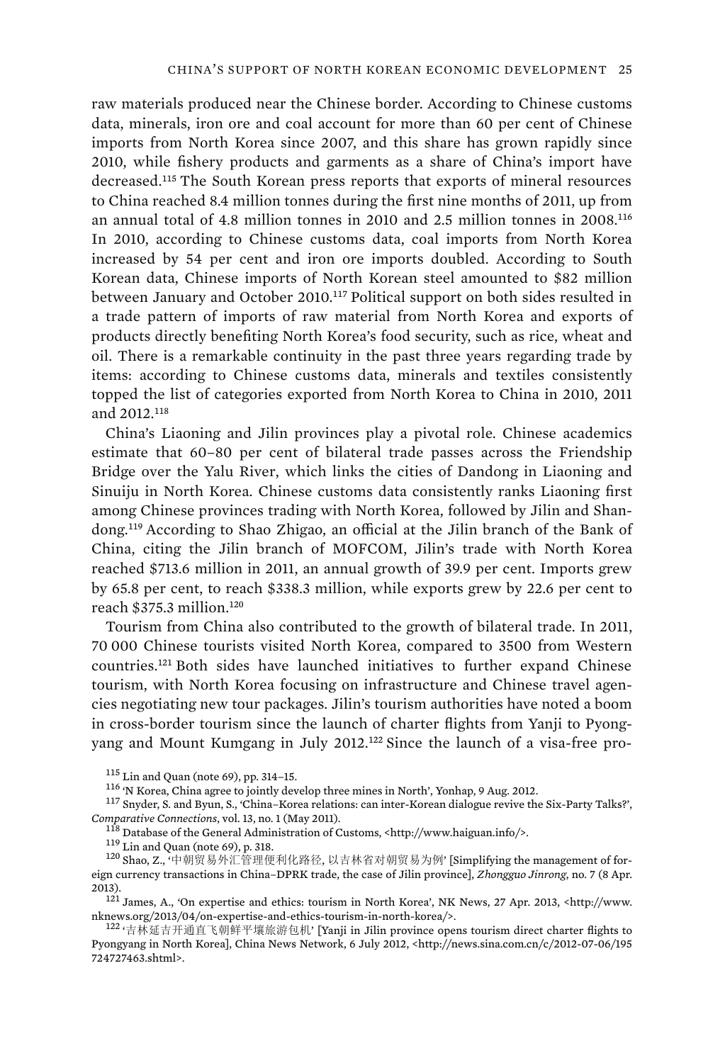raw materials produced near the Chinese border. According to Chinese customs data, minerals, iron ore and coal account for more than 60 per cent of Chinese imports from North Korea since 2007, and this share has grown rapidly since 2010, while fishery products and garments as a share of China's import have decreased.[115] The South Korean press reports that exports of mineral resources to China reached 8.4 million tonnes during the first nine months of 2011, up from an annual total of 4.8 million tonnes in 2010 and 2.5 million tonnes in 2008.[116] In 2010, according to Chinese customs data, coal imports from North Korea increased by 54 per cent and iron ore imports doubled. According to South Korean data, Chinese imports of North Korean steel amounted to $82 million between January and October 2010.[117] Political support on both sides resulted in a trade pattern of imports of raw material from North Korea and exports of products directly benefiting North Korea's food security, such as rice, wheat and oil. There is a remarkable continuity in the past three years regarding trade by items: according to Chinese customs data, minerals and textiles consistently topped the list of categories exported from North Korea to China in 2010, 2011 and 2012.[118]

China's Liaoning and Jilin provinces play a pivotal role. Chinese academics estimate that 60–80 per cent of bilateral trade passes across the Friendship Bridge over the Yalu River, which links the cities of Dandong in Liaoning and Sinuiju in North Korea. Chinese customs data consistently ranks Liaoning first among Chinese provinces trading with North Korea, followed by Jilin and Shandong.[119] According to Shao Zhigao, an official at the Jilin branch of the Bank of China, citing the Jilin branch of MOFCOM, Jilin's trade with North Korea reached $713.6 million in 2011, an annual growth of 39.9 per cent. Imports grew by 65.8 per cent, to reach $338.3 million, while exports grew by 22.6 per cent to reach $375.3 million.[120]

Tourism from China also contributed to the growth of bilateral trade. In 2011, 70 000 Chinese tourists visited North Korea, compared to 3500 from Western countries.[121] Both sides have launched initiatives to further expand Chinese tourism, with North Korea focusing on infrastructure and Chinese travel agencies negotiating new tour packages. Jilin's tourism authorities have noted a boom in cross-border tourism since the launch of charter flights from Yanji to Pyongyang and Mount Kumgang in July 2012.[122] Since the launch of a visa-free pro-

[115] Lin and Quan (note 69), pp. 314–15.

[116] 'N Korea, China agree to jointly develop three mines in North', Yonhap, 9 Aug. 2012.

[117] Snyder, S. and Byun, S., 'China–Korea relations: can inter-Korean dialogue revive the Six-Party Talks?', *Comparative Connections*, vol. 13, no. 1 (May 2011).

[118] Database of the General Administration of Customs, <http://www.haiguan.info/>.

[119] Lin and Quan (note 69), p. 318.

[120] Shao, Z., '中朝贸易外汇管理便利化路径, 以吉林省对朝贸易为例' [Simplifying the management of foreign currency transactions in China–DPRK trade, the case of Jilin province], *Zhongguo Jinrong*, no. 7 (8 Apr. 2013).

[121] James, A., 'On expertise and ethics: tourism in North Korea', NK News, 27 Apr. 2013, <http://www.nknews.org/2013/04/on-expertise-and-ethics-tourism-in-north-korea/>.

[122] '吉林延吉开通直飞朝鲜平壤旅游包机' [Yanji in Jilin province opens tourism direct charter flights to Pyongyang in North Korea], China News Network, 6 July 2012, <http://news.sina.com.cn/c/2012-07-06/195724727463.shtml>.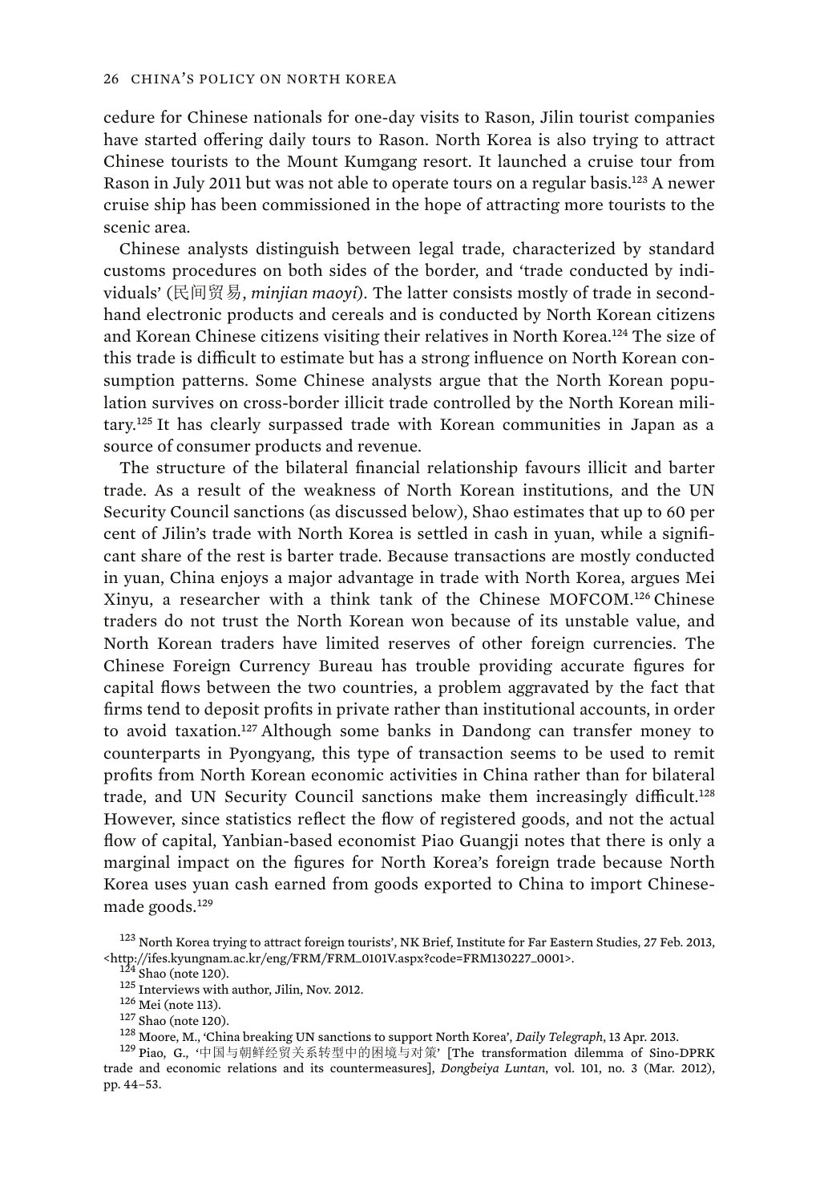cedure for Chinese nationals for one-day visits to Rason, Jilin tourist companies have started offering daily tours to Rason. North Korea is also trying to attract Chinese tourists to the Mount Kumgang resort. It launched a cruise tour from Rason in July 2011 but was not able to operate tours on a regular basis.[123] A newer cruise ship has been commissioned in the hope of attracting more tourists to the scenic area.

Chinese analysts distinguish between legal trade, characterized by standard customs procedures on both sides of the border, and 'trade conducted by individuals' (民间贸易, *minjian maoyi*). The latter consists mostly of trade in second-hand electronic products and cereals and is conducted by North Korean citizens and Korean Chinese citizens visiting their relatives in North Korea.[124] The size of this trade is difficult to estimate but has a strong influence on North Korean consumption patterns. Some Chinese analysts argue that the North Korean population survives on cross-border illicit trade controlled by the North Korean military.[125] It has clearly surpassed trade with Korean communities in Japan as a source of consumer products and revenue.

The structure of the bilateral financial relationship favours illicit and barter trade. As a result of the weakness of North Korean institutions, and the UN Security Council sanctions (as discussed below), Shao estimates that up to 60 per cent of Jilin's trade with North Korea is settled in cash in yuan, while a significant share of the rest is barter trade. Because transactions are mostly conducted in yuan, China enjoys a major advantage in trade with North Korea, argues Mei Xinyu, a researcher with a think tank of the Chinese MOFCOM.[126] Chinese traders do not trust the North Korean won because of its unstable value, and North Korean traders have limited reserves of other foreign currencies. The Chinese Foreign Currency Bureau has trouble providing accurate figures for capital flows between the two countries, a problem aggravated by the fact that firms tend to deposit profits in private rather than institutional accounts, in order to avoid taxation.[127] Although some banks in Dandong can transfer money to counterparts in Pyongyang, this type of transaction seems to be used to remit profits from North Korean economic activities in China rather than for bilateral trade, and UN Security Council sanctions make them increasingly difficult.[128] However, since statistics reflect the flow of registered goods, and not the actual flow of capital, Yanbian-based economist Piao Guangji notes that there is only a marginal impact on the figures for North Korea's foreign trade because North Korea uses yuan cash earned from goods exported to China to import Chinese-made goods.[129]

[123] North Korea trying to attract foreign tourists', NK Brief, Institute for Far Eastern Studies, 27 Feb. 2013, <http://ifes.kyungnam.ac.kr/eng/FRM/FRM_0101V.aspx?code=FRM130227_0001>.

[124] Shao (note 120).

[125] Interviews with author, Jilin, Nov. 2012.

[126] Mei (note 113).

[127] Shao (note 120).

[128] Moore, M., 'China breaking UN sanctions to support North Korea', *Daily Telegraph*, 13 Apr. 2013.

[129] Piao, G., '中国与朝鲜经贸关系转型中的困境与对策' [The transformation dilemma of Sino-DPRK trade and economic relations and its countermeasures], *Dongbeiya Luntan*, vol. 101, no. 3 (Mar. 2012), pp. 44–53.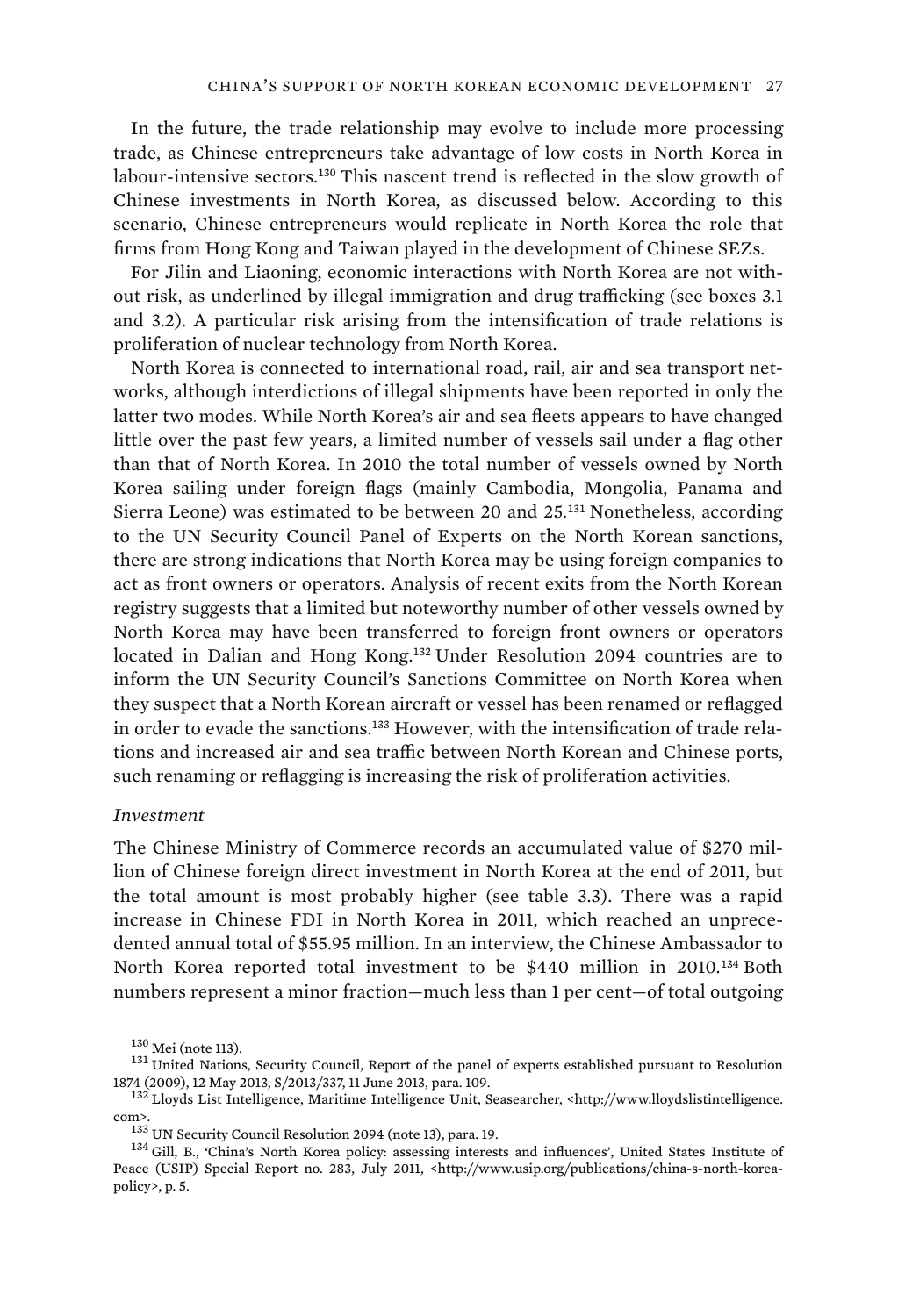In the future, the trade relationship may evolve to include more processing trade, as Chinese entrepreneurs take advantage of low costs in North Korea in labour-intensive sectors.[130] This nascent trend is reflected in the slow growth of Chinese investments in North Korea, as discussed below. According to this scenario, Chinese entrepreneurs would replicate in North Korea the role that firms from Hong Kong and Taiwan played in the development of Chinese SEZs.

For Jilin and Liaoning, economic interactions with North Korea are not without risk, as underlined by illegal immigration and drug trafficking (see boxes 3.1 and 3.2). A particular risk arising from the intensification of trade relations is proliferation of nuclear technology from North Korea.

North Korea is connected to international road, rail, air and sea transport networks, although interdictions of illegal shipments have been reported in only the latter two modes. While North Korea's air and sea fleets appears to have changed little over the past few years, a limited number of vessels sail under a flag other than that of North Korea. In 2010 the total number of vessels owned by North Korea sailing under foreign flags (mainly Cambodia, Mongolia, Panama and Sierra Leone) was estimated to be between 20 and 25.[131] Nonetheless, according to the UN Security Council Panel of Experts on the North Korean sanctions, there are strong indications that North Korea may be using foreign companies to act as front owners or operators. Analysis of recent exits from the North Korean registry suggests that a limited but noteworthy number of other vessels owned by North Korea may have been transferred to foreign front owners or operators located in Dalian and Hong Kong.[132] Under Resolution 2094 countries are to inform the UN Security Council's Sanctions Committee on North Korea when they suspect that a North Korean aircraft or vessel has been renamed or reflagged in order to evade the sanctions.[133] However, with the intensification of trade relations and increased air and sea traffic between North Korean and Chinese ports, such renaming or reflagging is increasing the risk of proliferation activities.

*Investment*

The Chinese Ministry of Commerce records an accumulated value of $270 million of Chinese foreign direct investment in North Korea at the end of 2011, but the total amount is most probably higher (see table 3.3). There was a rapid increase in Chinese FDI in North Korea in 2011, which reached an unprecedented annual total of $55.95 million. In an interview, the Chinese Ambassador to North Korea reported total investment to be $440 million in 2010.[134] Both numbers represent a minor fraction—much less than 1 per cent—of total outgoing

[130] Mei (note 113).

[131] United Nations, Security Council, Report of the panel of experts established pursuant to Resolution 1874 (2009), 12 May 2013, S/2013/337, 11 June 2013, para. 109.

[132] Lloyds List Intelligence, Maritime Intelligence Unit, Seasearcher, <http://www.lloydslistintelligence.com>.

[133] UN Security Council Resolution 2094 (note 13), para. 19.

[134] Gill, B., 'China's North Korea policy: assessing interests and influences', United States Institute of Peace (USIP) Special Report no. 283, July 2011, <http://www.usip.org/publications/china-s-north-korea-policy>, p. 5.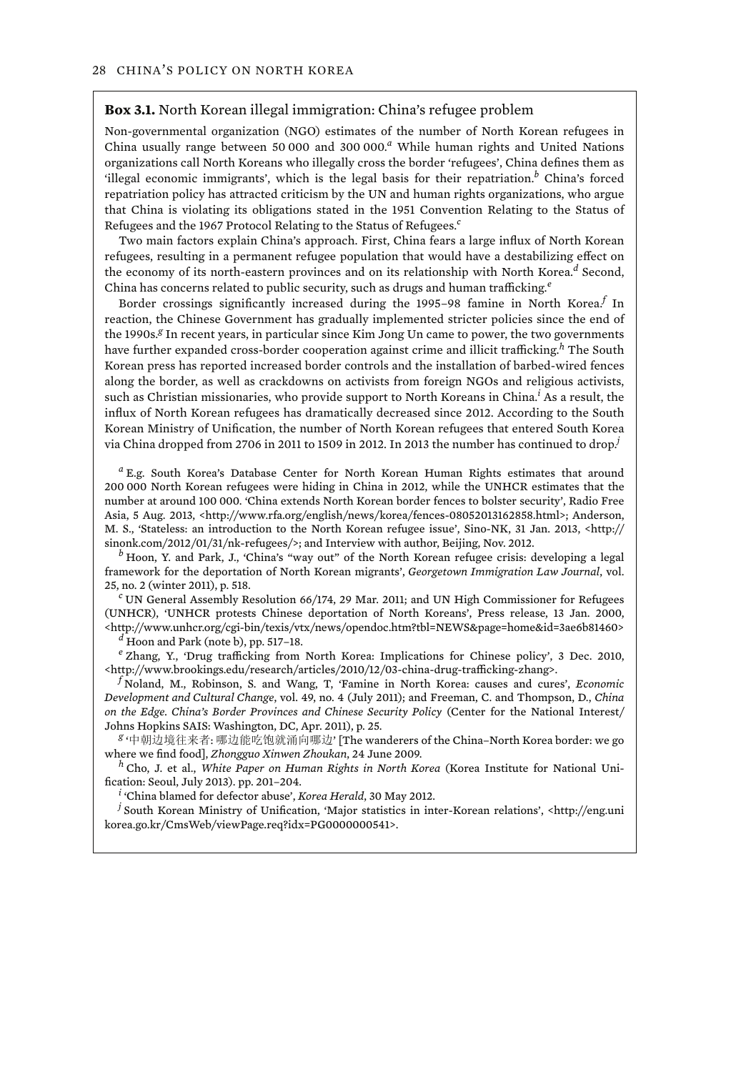**Box 3.1.** North Korean illegal immigration: China's refugee problem

Non-governmental organization (NGO) estimates of the number of North Korean refugees in China usually range between 50 000 and 300 000.[a] While human rights and United Nations organizations call North Koreans who illegally cross the border 'refugees', China defines them as 'illegal economic immigrants', which is the legal basis for their repatriation.[b] China's forced repatriation policy has attracted criticism by the UN and human rights organizations, who argue that China is violating its obligations stated in the 1951 Convention Relating to the Status of Refugees and the 1967 Protocol Relating to the Status of Refugees.[c]

Two main factors explain China's approach. First, China fears a large influx of North Korean refugees, resulting in a permanent refugee population that would have a destabilizing effect on the economy of its north-eastern provinces and on its relationship with North Korea.[d] Second, China has concerns related to public security, such as drugs and human trafficking.[e]

Border crossings significantly increased during the 1995–98 famine in North Korea.[f] In reaction, the Chinese Government has gradually implemented stricter policies since the end of the 1990s.[g] In recent years, in particular since Kim Jong Un came to power, the two governments have further expanded cross-border cooperation against crime and illicit trafficking.[h] The South Korean press has reported increased border controls and the installation of barbed-wired fences along the border, as well as crackdowns on activists from foreign NGOs and religious activists, such as Christian missionaries, who provide support to North Koreans in China.[i] As a result, the influx of North Korean refugees has dramatically decreased since 2012. According to the South Korean Ministry of Unification, the number of North Korean refugees that entered South Korea via China dropped from 2706 in 2011 to 1509 in 2012. In 2013 the number has continued to drop.[j]

[a] E.g. South Korea's Database Center for North Korean Human Rights estimates that around 200 000 North Korean refugees were hiding in China in 2012, while the UNHCR estimates that the number at around 100 000. 'China extends North Korean border fences to bolster security', Radio Free Asia, 5 Aug. 2013, <http://www.rfa.org/english/news/korea/fences-08052013162858.html>; Anderson, M. S., 'Stateless: an introduction to the North Korean refugee issue', Sino-NK, 31 Jan. 2013, <http://sinonk.com/2012/01/31/nk-refugees/>; and Interview with author, Beijing, Nov. 2012.

[b] Hoon, Y. and Park, J., 'China's "way out" of the North Korean refugee crisis: developing a legal framework for the deportation of North Korean migrants', *Georgetown Immigration Law Journal*, vol. 25, no. 2 (winter 2011), p. 518.

[c] UN General Assembly Resolution 66/174, 29 Mar. 2011; and UN High Commissioner for Refugees (UNHCR), 'UNHCR protests Chinese deportation of North Koreans', Press release, 13 Jan. 2000, <http://www.unhcr.org/cgi-bin/texis/vtx/news/opendoc.htm?tbl=NEWS&page=home&id=3ae6b81460>

[d] Hoon and Park (note b), pp. 517–18.

[e] Zhang, Y., 'Drug trafficking from North Korea: Implications for Chinese policy', 3 Dec. 2010, <http://www.brookings.edu/research/articles/2010/12/03-china-drug-trafficking-zhang>.

[f] Noland, M., Robinson, S. and Wang, T, 'Famine in North Korea: causes and cures', *Economic Development and Cultural Change*, vol. 49, no. 4 (July 2011); and Freeman, C. and Thompson, D., *China on the Edge. China's Border Provinces and Chinese Security Policy* (Center for the National Interest/ Johns Hopkins SAIS: Washington, DC, Apr. 2011), p. 25.

[g] '中朝边境往来者: 哪边能吃饱就涌向哪边' [The wanderers of the China–North Korea border: we go where we find food], *Zhongguo Xinwen Zhoukan*, 24 June 2009.

[h] Cho, J. et al., *White Paper on Human Rights in North Korea* (Korea Institute for National Unification: Seoul, July 2013). pp. 201–204.

[i] 'China blamed for defector abuse', *Korea Herald*, 30 May 2012.

[j] South Korean Ministry of Unification, 'Major statistics in inter-Korean relations', <http://eng.unikorea.go.kr/CmsWeb/viewPage.req?idx=PG0000000541>.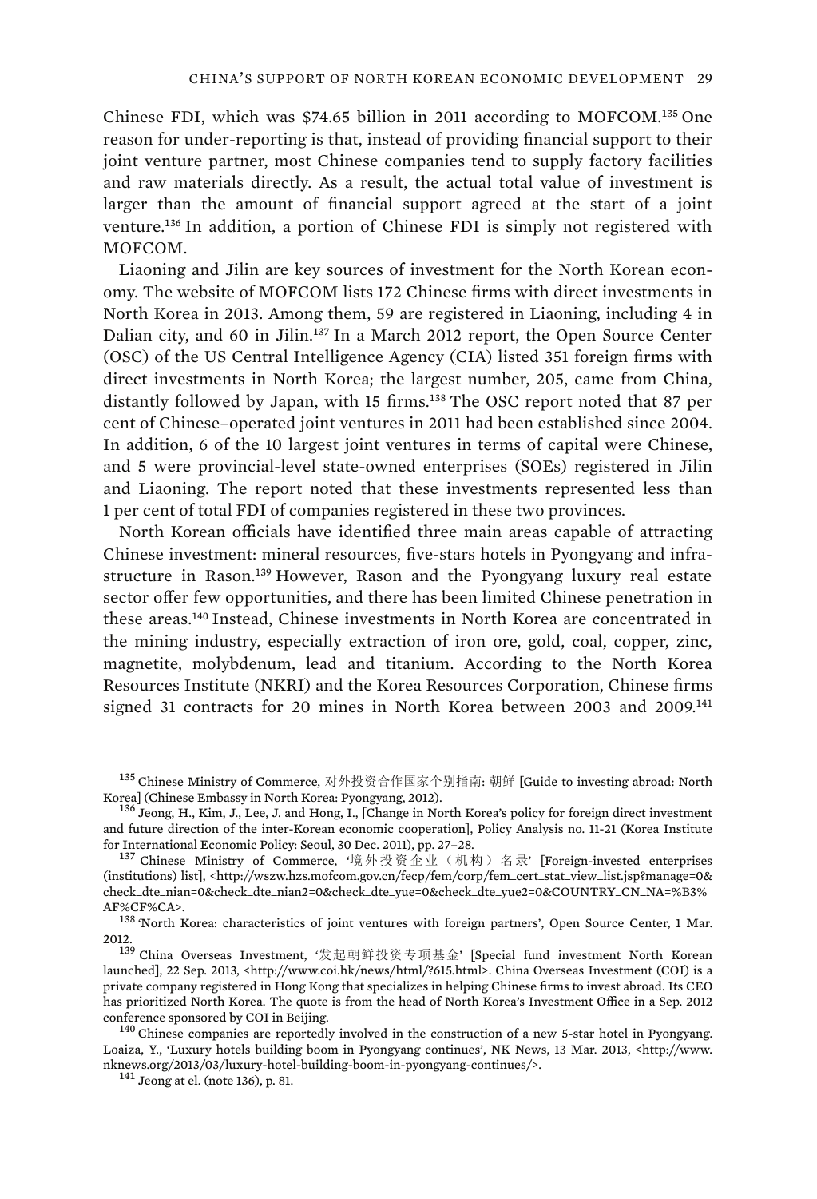Chinese FDI, which was $74.65 billion in 2011 according to MOFCOM.[135] One reason for under-reporting is that, instead of providing financial support to their joint venture partner, most Chinese companies tend to supply factory facilities and raw materials directly. As a result, the actual total value of investment is larger than the amount of financial support agreed at the start of a joint venture.[136] In addition, a portion of Chinese FDI is simply not registered with MOFCOM.

Liaoning and Jilin are key sources of investment for the North Korean economy. The website of MOFCOM lists 172 Chinese firms with direct investments in North Korea in 2013. Among them, 59 are registered in Liaoning, including 4 in Dalian city, and 60 in Jilin.[137] In a March 2012 report, the Open Source Center (OSC) of the US Central Intelligence Agency (CIA) listed 351 foreign firms with direct investments in North Korea; the largest number, 205, came from China, distantly followed by Japan, with 15 firms.[138] The OSC report noted that 87 per cent of Chinese–operated joint ventures in 2011 had been established since 2004. In addition, 6 of the 10 largest joint ventures in terms of capital were Chinese, and 5 were provincial-level state-owned enterprises (SOEs) registered in Jilin and Liaoning. The report noted that these investments represented less than 1 per cent of total FDI of companies registered in these two provinces.

North Korean officials have identified three main areas capable of attracting Chinese investment: mineral resources, five-stars hotels in Pyongyang and infrastructure in Rason.[139] However, Rason and the Pyongyang luxury real estate sector offer few opportunities, and there has been limited Chinese penetration in these areas.[140] Instead, Chinese investments in North Korea are concentrated in the mining industry, especially extraction of iron ore, gold, coal, copper, zinc, magnetite, molybdenum, lead and titanium. According to the North Korea Resources Institute (NKRI) and the Korea Resources Corporation, Chinese firms signed 31 contracts for 20 mines in North Korea between 2003 and 2009.[141]

---

[135] Chinese Ministry of Commerce, 对外投资合作国家个别指南: 朝鲜 [Guide to investing abroad: North Korea] (Chinese Embassy in North Korea: Pyongyang, 2012).

[136] Jeong, H., Kim, J., Lee, J. and Hong, I., [Change in North Korea's policy for foreign direct investment and future direction of the inter-Korean economic cooperation], Policy Analysis no. 11-21 (Korea Institute for International Economic Policy: Seoul, 30 Dec. 2011), pp. 27–28.

[137] Chinese Ministry of Commerce, '境外投资企业（机构）名录' [Foreign-invested enterprises (institutions) list], <http://wszw.hzs.mofcom.gov.cn/fecp/fem/corp/fem_cert_stat_view_list.jsp?manage=0&check_dte_nian=0&check_dte_nian2=0&check_dte_yue=0&check_dte_yue2=0&COUNTRY_CN_NA=%B3%AF%CF%CA>.

[138] 'North Korea: characteristics of joint ventures with foreign partners', Open Source Center, 1 Mar. 2012.

[139] China Overseas Investment, '发起朝鲜投资专项基金' [Special fund investment North Korean launched], 22 Sep. 2013, <http://www.coi.hk/news/html/?615.html>. China Overseas Investment (COI) is a private company registered in Hong Kong that specializes in helping Chinese firms to invest abroad. Its CEO has prioritized North Korea. The quote is from the head of North Korea's Investment Office in a Sep. 2012 conference sponsored by COI in Beijing.

[140] Chinese companies are reportedly involved in the construction of a new 5-star hotel in Pyongyang. Loaiza, Y., 'Luxury hotels building boom in Pyongyang continues', NK News, 13 Mar. 2013, <http://www.nknews.org/2013/03/luxury-hotel-building-boom-in-pyongyang-continues/>.

[141] Jeong at el. (note 136), p. 81.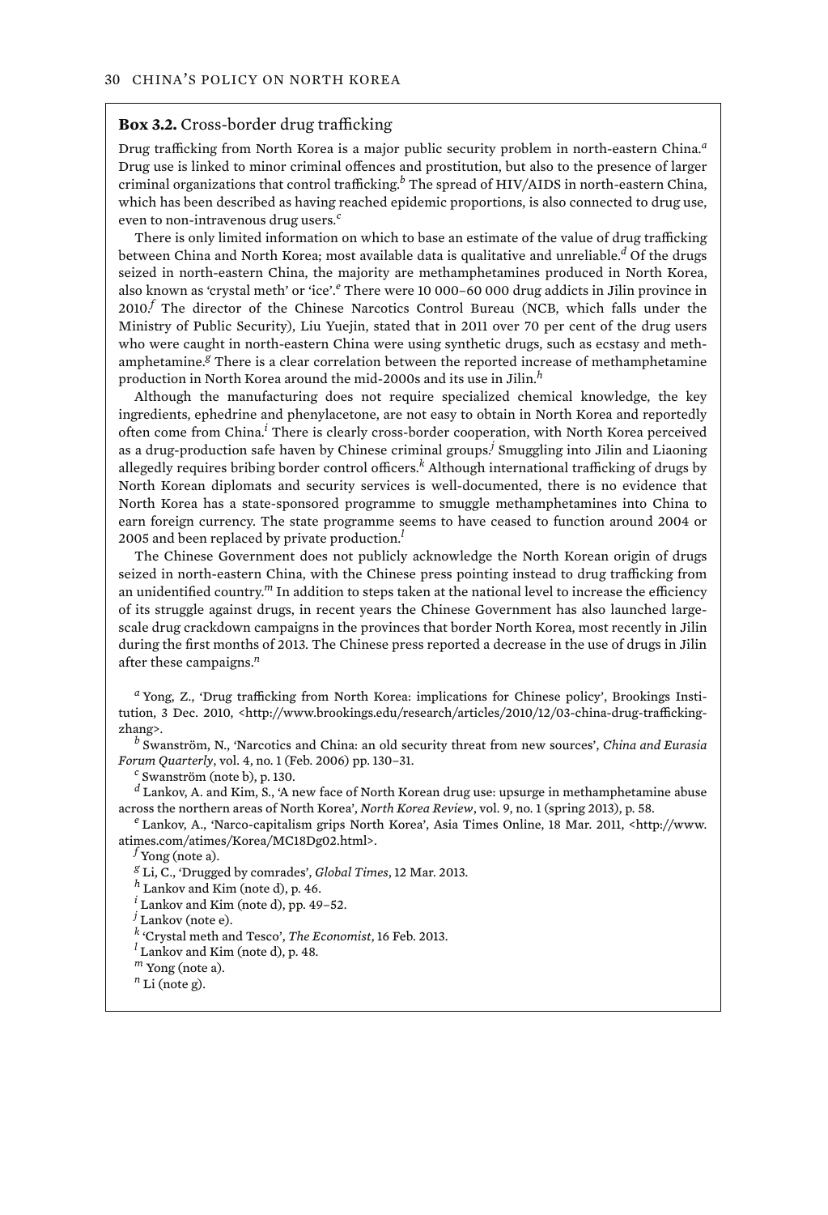**Box 3.2.** Cross-border drug trafficking

Drug trafficking from North Korea is a major public security problem in north-eastern China.[a] Drug use is linked to minor criminal offences and prostitution, but also to the presence of larger criminal organizations that control trafficking.[b] The spread of HIV/AIDS in north-eastern China, which has been described as having reached epidemic proportions, is also connected to drug use, even to non-intravenous drug users.[c]

There is only limited information on which to base an estimate of the value of drug trafficking between China and North Korea; most available data is qualitative and unreliable.[d] Of the drugs seized in north-eastern China, the majority are methamphetamines produced in North Korea, also known as 'crystal meth' or 'ice'.[e] There were 10 000–60 000 drug addicts in Jilin province in 2010.[f] The director of the Chinese Narcotics Control Bureau (NCB, which falls under the Ministry of Public Security), Liu Yuejin, stated that in 2011 over 70 per cent of the drug users who were caught in north-eastern China were using synthetic drugs, such as ecstasy and methamphetamine.[g] There is a clear correlation between the reported increase of methamphetamine production in North Korea around the mid-2000s and its use in Jilin.[h]

Although the manufacturing does not require specialized chemical knowledge, the key ingredients, ephedrine and phenylacetone, are not easy to obtain in North Korea and reportedly often come from China.[i] There is clearly cross-border cooperation, with North Korea perceived as a drug-production safe haven by Chinese criminal groups.[j] Smuggling into Jilin and Liaoning allegedly requires bribing border control officers.[k] Although international trafficking of drugs by North Korean diplomats and security services is well-documented, there is no evidence that North Korea has a state-sponsored programme to smuggle methamphetamines into China to earn foreign currency. The state programme seems to have ceased to function around 2004 or 2005 and been replaced by private production.[l]

The Chinese Government does not publicly acknowledge the North Korean origin of drugs seized in north-eastern China, with the Chinese press pointing instead to drug trafficking from an unidentified country.[m] In addition to steps taken at the national level to increase the efficiency of its struggle against drugs, in recent years the Chinese Government has also launched large-scale drug crackdown campaigns in the provinces that border North Korea, most recently in Jilin during the first months of 2013. The Chinese press reported a decrease in the use of drugs in Jilin after these campaigns.[n]

[a] Yong, Z., 'Drug trafficking from North Korea: implications for Chinese policy', Brookings Institution, 3 Dec. 2010, <http://www.brookings.edu/research/articles/2010/12/03-china-drug-trafficking-zhang>.

[b] Swanström, N., 'Narcotics and China: an old security threat from new sources', *China and Eurasia Forum Quarterly*, vol. 4, no. 1 (Feb. 2006) pp. 130–31.

[c] Swanström (note b), p. 130.

[d] Lankov, A. and Kim, S., 'A new face of North Korean drug use: upsurge in methamphetamine abuse across the northern areas of North Korea', *North Korea Review*, vol. 9, no. 1 (spring 2013), p. 58.

[e] Lankov, A., 'Narco-capitalism grips North Korea', Asia Times Online, 18 Mar. 2011, <http://www.atimes.com/atimes/Korea/MC18Dg02.html>.

[f] Yong (note a).

[g] Li, C., 'Drugged by comrades', *Global Times*, 12 Mar. 2013.

[h] Lankov and Kim (note d), p. 46.

[i] Lankov and Kim (note d), pp. 49–52.

[j] Lankov (note e).

[k] 'Crystal meth and Tesco', *The Economist*, 16 Feb. 2013.

[l] Lankov and Kim (note d), p. 48.

[m] Yong (note a).

[n] Li (note g).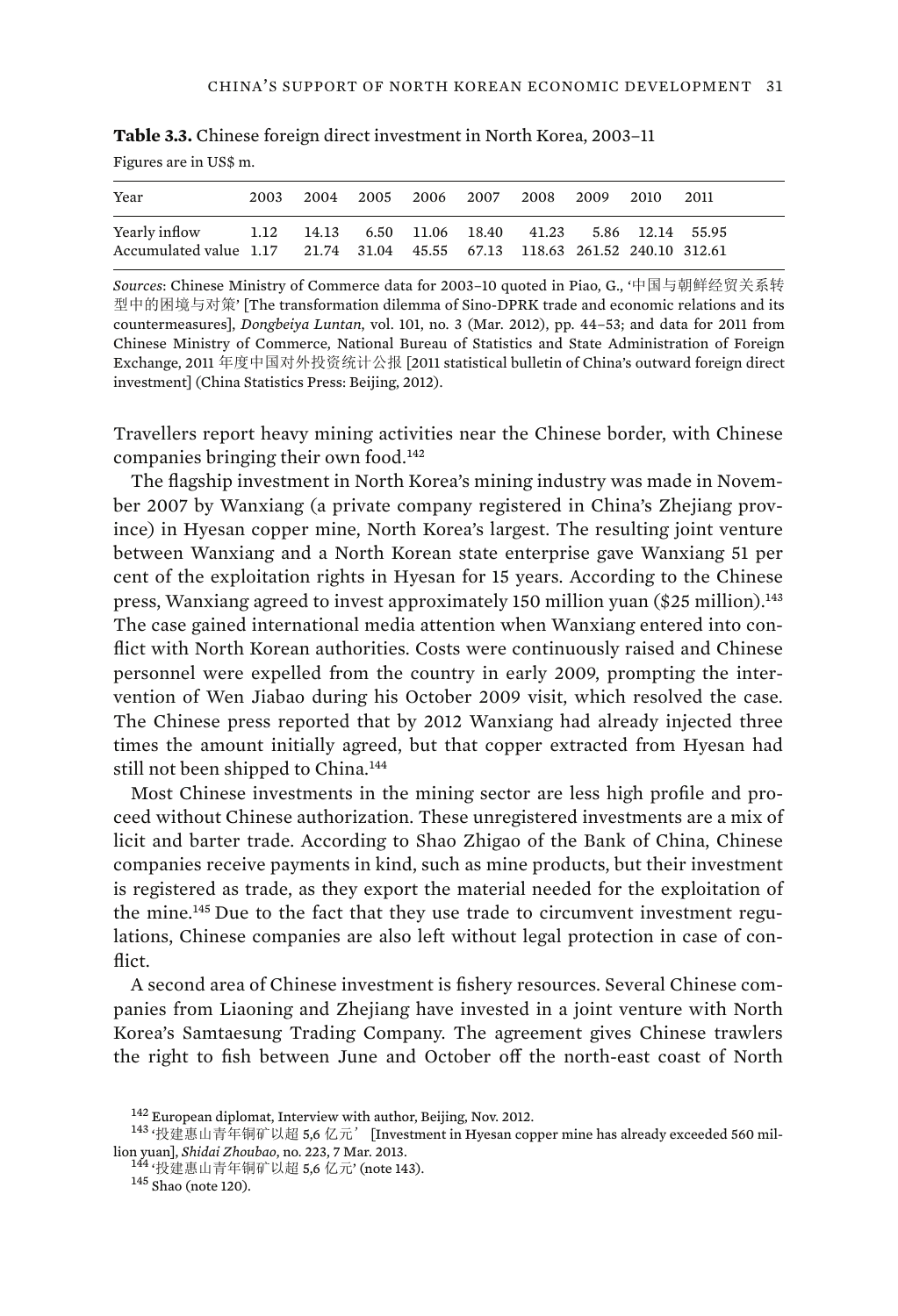**Table 3.3.** Chinese foreign direct investment in North Korea, 2003–11

Figures are in US$ m.

| Year | 2003 | 2004 | 2005 | 2006 | 2007 | 2008 | 2009 | 2010 | 2011 |
|---|---|---|---|---|---|---|---|---|---|
| Yearly inflow | 1.12 | 14.13 | 6.50 | 11.06 | 18.40 | 41.23 | 5.86 | 12.14 | 55.95 |
| Accumulated value | 1.17 | 21.74 | 31.04 | 45.55 | 67.13 | 118.63 | 261.52 | 240.10 | 312.61 |

*Sources*: Chinese Ministry of Commerce data for 2003–10 quoted in Piao, G., '中国与朝鲜经贸关系转型中的困境与对策' [The transformation dilemma of Sino-DPRK trade and economic relations and its countermeasures], *Dongbeiya Luntan*, vol. 101, no. 3 (Mar. 2012), pp. 44–53; and data for 2011 from Chinese Ministry of Commerce, National Bureau of Statistics and State Administration of Foreign Exchange, 2011 年度中国对外投资统计公报 [2011 statistical bulletin of China's outward foreign direct investment] (China Statistics Press: Beijing, 2012).

Travellers report heavy mining activities near the Chinese border, with Chinese companies bringing their own food.[142]

The flagship investment in North Korea's mining industry was made in November 2007 by Wanxiang (a private company registered in China's Zhejiang province) in Hyesan copper mine, North Korea's largest. The resulting joint venture between Wanxiang and a North Korean state enterprise gave Wanxiang 51 per cent of the exploitation rights in Hyesan for 15 years. According to the Chinese press, Wanxiang agreed to invest approximately 150 million yuan ($25 million).[143] The case gained international media attention when Wanxiang entered into conflict with North Korean authorities. Costs were continuously raised and Chinese personnel were expelled from the country in early 2009, prompting the intervention of Wen Jiabao during his October 2009 visit, which resolved the case. The Chinese press reported that by 2012 Wanxiang had already injected three times the amount initially agreed, but that copper extracted from Hyesan had still not been shipped to China.[144]

Most Chinese investments in the mining sector are less high profile and proceed without Chinese authorization. These unregistered investments are a mix of licit and barter trade. According to Shao Zhigao of the Bank of China, Chinese companies receive payments in kind, such as mine products, but their investment is registered as trade, as they export the material needed for the exploitation of the mine.[145] Due to the fact that they use trade to circumvent investment regulations, Chinese companies are also left without legal protection in case of conflict.

A second area of Chinese investment is fishery resources. Several Chinese companies from Liaoning and Zhejiang have invested in a joint venture with North Korea's Samtaesung Trading Company. The agreement gives Chinese trawlers the right to fish between June and October off the north-east coast of North

[142] European diplomat, Interview with author, Beijing, Nov. 2012.

[143] '投建惠山青年铜矿以超 5,6 亿元' [Investment in Hyesan copper mine has already exceeded 560 million yuan], *Shidai Zhoubao*, no. 223, 7 Mar. 2013.

[144] '投建惠山青年铜矿以超 5,6 亿元' (note 143).

[145] Shao (note 120).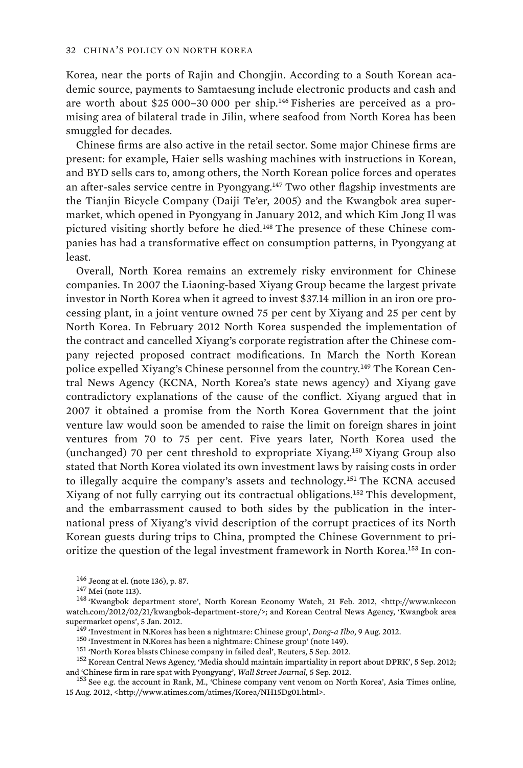Korea, near the ports of Rajin and Chongjin. According to a South Korean academic source, payments to Samtaesung include electronic products and cash and are worth about $25 000–30 000 per ship.[146] Fisheries are perceived as a promising area of bilateral trade in Jilin, where seafood from North Korea has been smuggled for decades.

Chinese firms are also active in the retail sector. Some major Chinese firms are present: for example, Haier sells washing machines with instructions in Korean, and BYD sells cars to, among others, the North Korean police forces and operates an after-sales service centre in Pyongyang.[147] Two other flagship investments are the Tianjin Bicycle Company (Daiji Te'er, 2005) and the Kwangbok area supermarket, which opened in Pyongyang in January 2012, and which Kim Jong Il was pictured visiting shortly before he died.[148] The presence of these Chinese companies has had a transformative effect on consumption patterns, in Pyongyang at least.

Overall, North Korea remains an extremely risky environment for Chinese companies. In 2007 the Liaoning-based Xiyang Group became the largest private investor in North Korea when it agreed to invest $37.14 million in an iron ore processing plant, in a joint venture owned 75 per cent by Xiyang and 25 per cent by North Korea. In February 2012 North Korea suspended the implementation of the contract and cancelled Xiyang's corporate registration after the Chinese company rejected proposed contract modifications. In March the North Korean police expelled Xiyang's Chinese personnel from the country.[149] The Korean Central News Agency (KCNA, North Korea's state news agency) and Xiyang gave contradictory explanations of the cause of the conflict. Xiyang argued that in 2007 it obtained a promise from the North Korea Government that the joint venture law would soon be amended to raise the limit on foreign shares in joint ventures from 70 to 75 per cent. Five years later, North Korea used the (unchanged) 70 per cent threshold to expropriate Xiyang.[150] Xiyang Group also stated that North Korea violated its own investment laws by raising costs in order to illegally acquire the company's assets and technology.[151] The KCNA accused Xiyang of not fully carrying out its contractual obligations.[152] This development, and the embarrassment caused to both sides by the publication in the international press of Xiyang's vivid description of the corrupt practices of its North Korean guests during trips to China, prompted the Chinese Government to prioritize the question of the legal investment framework in North Korea.[153] In con-

[146] Jeong at el. (note 136), p. 87.

[147] Mei (note 113).

[148] 'Kwangbok department store', North Korean Economy Watch, 21 Feb. 2012, <http://www.nkeconwatch.com/2012/02/21/kwangbok-department-store/>; and Korean Central News Agency, 'Kwangbok area supermarket opens', 5 Jan. 2012.

[149] 'Investment in N.Korea has been a nightmare: Chinese group', *Dong-a Ilbo*, 9 Aug. 2012.

[150] 'Investment in N.Korea has been a nightmare: Chinese group' (note 149).

[151] 'North Korea blasts Chinese company in failed deal', Reuters, 5 Sep. 2012.

[152] Korean Central News Agency, 'Media should maintain impartiality in report about DPRK', 5 Sep. 2012; and 'Chinese firm in rare spat with Pyongyang', *Wall Street Journal*, 5 Sep. 2012.

[153] See e.g. the account in Rank, M., 'Chinese company vent venom on North Korea', Asia Times online, 15 Aug. 2012, <http://www.atimes.com/atimes/Korea/NH15Dg01.html>.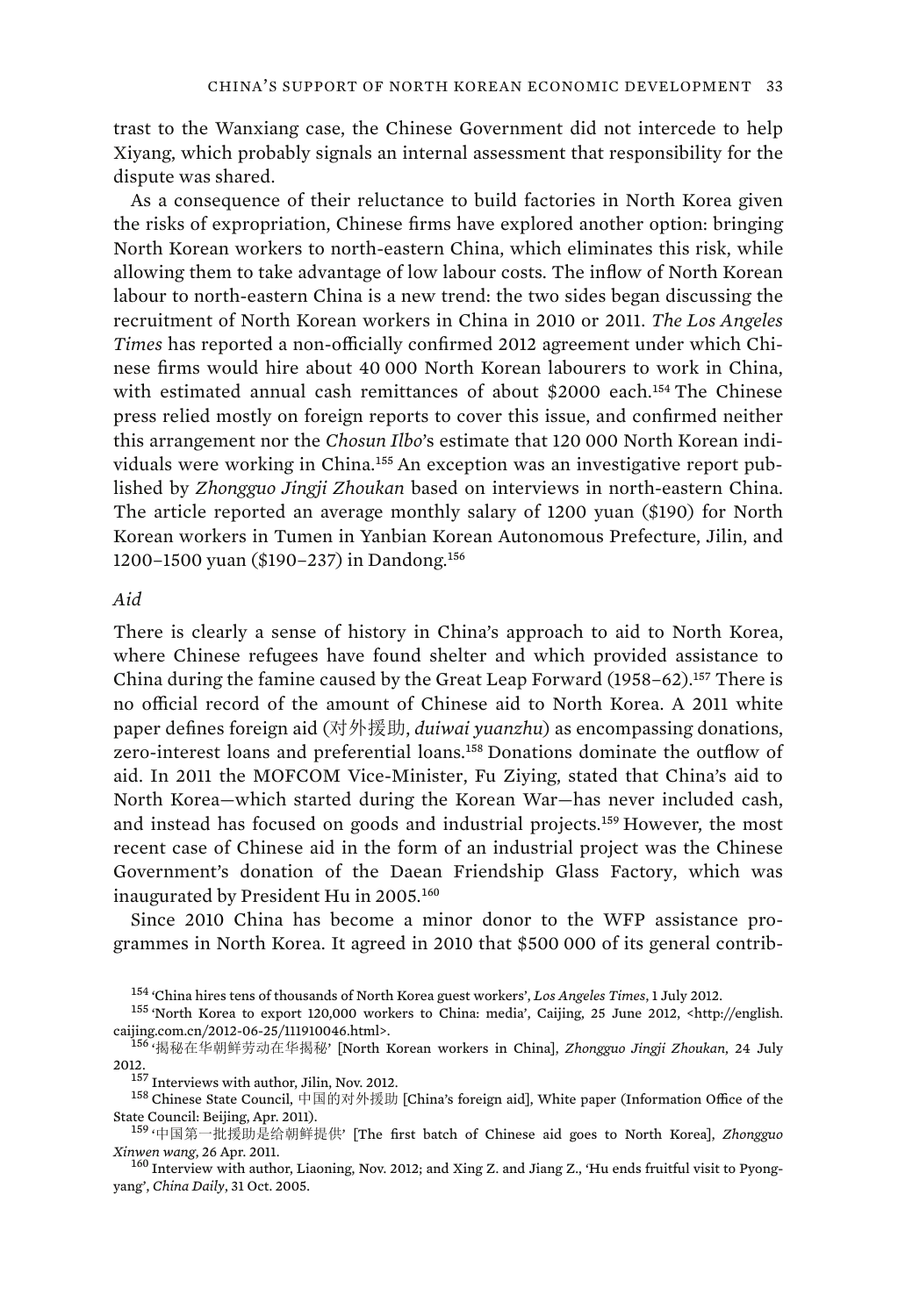trast to the Wanxiang case, the Chinese Government did not intercede to help Xiyang, which probably signals an internal assessment that responsibility for the dispute was shared.

As a consequence of their reluctance to build factories in North Korea given the risks of expropriation, Chinese firms have explored another option: bringing North Korean workers to north-eastern China, which eliminates this risk, while allowing them to take advantage of low labour costs. The inflow of North Korean labour to north-eastern China is a new trend: the two sides began discussing the recruitment of North Korean workers in China in 2010 or 2011. *The Los Angeles Times* has reported a non-officially confirmed 2012 agreement under which Chinese firms would hire about 40 000 North Korean labourers to work in China, with estimated annual cash remittances of about $2000 each.[154] The Chinese press relied mostly on foreign reports to cover this issue, and confirmed neither this arrangement nor the *Chosun Ilbo*'s estimate that 120 000 North Korean individuals were working in China.[155] An exception was an investigative report published by *Zhongguo Jingji Zhoukan* based on interviews in north-eastern China. The article reported an average monthly salary of 1200 yuan ($190) for North Korean workers in Tumen in Yanbian Korean Autonomous Prefecture, Jilin, and 1200–1500 yuan ($190–237) in Dandong.[156]

### *Aid*

There is clearly a sense of history in China's approach to aid to North Korea, where Chinese refugees have found shelter and which provided assistance to China during the famine caused by the Great Leap Forward (1958–62).[157] There is no official record of the amount of Chinese aid to North Korea. A 2011 white paper defines foreign aid (对外援助, *duiwai yuanzhu*) as encompassing donations, zero-interest loans and preferential loans.[158] Donations dominate the outflow of aid. In 2011 the MOFCOM Vice-Minister, Fu Ziying, stated that China's aid to North Korea—which started during the Korean War—has never included cash, and instead has focused on goods and industrial projects.[159] However, the most recent case of Chinese aid in the form of an industrial project was the Chinese Government's donation of the Daean Friendship Glass Factory, which was inaugurated by President Hu in 2005.[160]

Since 2010 China has become a minor donor to the WFP assistance programmes in North Korea. It agreed in 2010 that $500 000 of its general contrib-

[154] 'China hires tens of thousands of North Korea guest workers', *Los Angeles Times*, 1 July 2012.

[155] 'North Korea to export 120,000 workers to China: media', Caijing, 25 June 2012, <http://english.caijing.com.cn/2012-06-25/111910046.html>.

[156] '揭秘在华朝鲜劳动在华揭秘' [North Korean workers in China], *Zhongguo Jingji Zhoukan*, 24 July 2012.

[157] Interviews with author, Jilin, Nov. 2012.

[158] Chinese State Council, 中国的对外援助 [China's foreign aid], White paper (Information Office of the State Council: Beijing, Apr. 2011).

[159] '中国第一批援助是给朝鲜提供' [The first batch of Chinese aid goes to North Korea], *Zhongguo Xinwen wang*, 26 Apr. 2011.

[160] Interview with author, Liaoning, Nov. 2012; and Xing Z. and Jiang Z., 'Hu ends fruitful visit to Pyongyang', *China Daily*, 31 Oct. 2005.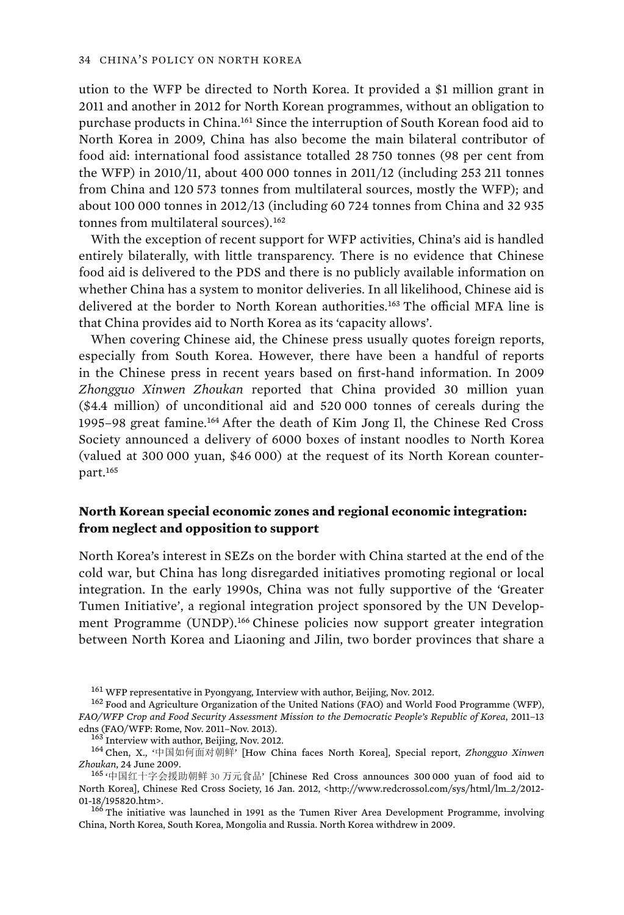ution to the WFP be directed to North Korea. It provided a $1 million grant in 2011 and another in 2012 for North Korean programmes, without an obligation to purchase products in China.[161] Since the interruption of South Korean food aid to North Korea in 2009, China has also become the main bilateral contributor of food aid: international food assistance totalled 28 750 tonnes (98 per cent from the WFP) in 2010/11, about 400 000 tonnes in 2011/12 (including 253 211 tonnes from China and 120 573 tonnes from multilateral sources, mostly the WFP); and about 100 000 tonnes in 2012/13 (including 60 724 tonnes from China and 32 935 tonnes from multilateral sources).[162]

With the exception of recent support for WFP activities, China's aid is handled entirely bilaterally, with little transparency. There is no evidence that Chinese food aid is delivered to the PDS and there is no publicly available information on whether China has a system to monitor deliveries. In all likelihood, Chinese aid is delivered at the border to North Korean authorities.[163] The official MFA line is that China provides aid to North Korea as its 'capacity allows'.

When covering Chinese aid, the Chinese press usually quotes foreign reports, especially from South Korea. However, there have been a handful of reports in the Chinese press in recent years based on first-hand information. In 2009 *Zhongguo Xinwen Zhoukan* reported that China provided 30 million yuan ($4.4 million) of unconditional aid and 520 000 tonnes of cereals during the 1995–98 great famine.[164] After the death of Kim Jong Il, the Chinese Red Cross Society announced a delivery of 6000 boxes of instant noodles to North Korea (valued at 300 000 yuan, $46 000) at the request of its North Korean counterpart.[165]

### North Korean special economic zones and regional economic integration: from neglect and opposition to support

North Korea's interest in SEZs on the border with China started at the end of the cold war, but China has long disregarded initiatives promoting regional or local integration. In the early 1990s, China was not fully supportive of the 'Greater Tumen Initiative', a regional integration project sponsored by the UN Development Programme (UNDP).[166] Chinese policies now support greater integration between North Korea and Liaoning and Jilin, two border provinces that share a

---

[161] WFP representative in Pyongyang, Interview with author, Beijing, Nov. 2012.

[162] Food and Agriculture Organization of the United Nations (FAO) and World Food Programme (WFP), *FAO/WFP Crop and Food Security Assessment Mission to the Democratic People's Republic of Korea*, 2011–13 edns (FAO/WFP: Rome, Nov. 2011–Nov. 2013).

[163] Interview with author, Beijing, Nov. 2012.

[164] Chen, X., '中国如何面对朝鲜' [How China faces North Korea], Special report, *Zhongguo Xinwen Zhoukan*, 24 June 2009.

[165] '中国红十字会援助朝鲜 30 万元食品' [Chinese Red Cross announces 300 000 yuan of food aid to North Korea], Chinese Red Cross Society, 16 Jan. 2012, <http://www.redcrossol.com/sys/html/lm_2/2012-01-18/195820.htm>.

[166] The initiative was launched in 1991 as the Tumen River Area Development Programme, involving China, North Korea, South Korea, Mongolia and Russia. North Korea withdrew in 2009.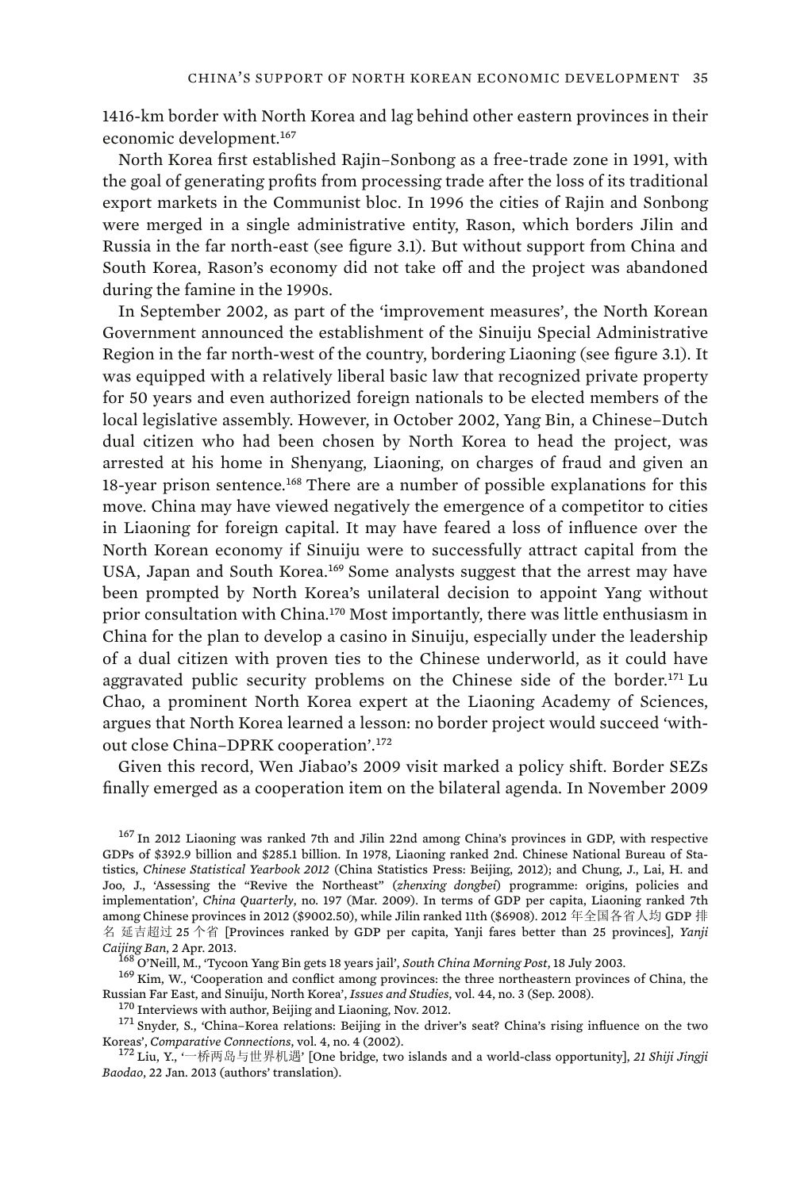1416-km border with North Korea and lag behind other eastern provinces in their economic development.[167]

North Korea first established Rajin–Sonbong as a free-trade zone in 1991, with the goal of generating profits from processing trade after the loss of its traditional export markets in the Communist bloc. In 1996 the cities of Rajin and Sonbong were merged in a single administrative entity, Rason, which borders Jilin and Russia in the far north-east (see figure 3.1). But without support from China and South Korea, Rason's economy did not take off and the project was abandoned during the famine in the 1990s.

In September 2002, as part of the 'improvement measures', the North Korean Government announced the establishment of the Sinuiju Special Administrative Region in the far north-west of the country, bordering Liaoning (see figure 3.1). It was equipped with a relatively liberal basic law that recognized private property for 50 years and even authorized foreign nationals to be elected members of the local legislative assembly. However, in October 2002, Yang Bin, a Chinese–Dutch dual citizen who had been chosen by North Korea to head the project, was arrested at his home in Shenyang, Liaoning, on charges of fraud and given an 18-year prison sentence.[168] There are a number of possible explanations for this move. China may have viewed negatively the emergence of a competitor to cities in Liaoning for foreign capital. It may have feared a loss of influence over the North Korean economy if Sinuiju were to successfully attract capital from the USA, Japan and South Korea.[169] Some analysts suggest that the arrest may have been prompted by North Korea's unilateral decision to appoint Yang without prior consultation with China.[170] Most importantly, there was little enthusiasm in China for the plan to develop a casino in Sinuiju, especially under the leadership of a dual citizen with proven ties to the Chinese underworld, as it could have aggravated public security problems on the Chinese side of the border.[171] Lu Chao, a prominent North Korea expert at the Liaoning Academy of Sciences, argues that North Korea learned a lesson: no border project would succeed 'without close China–DPRK cooperation'.[172]

Given this record, Wen Jiabao's 2009 visit marked a policy shift. Border SEZs finally emerged as a cooperation item on the bilateral agenda. In November 2009

---

[167] In 2012 Liaoning was ranked 7th and Jilin 22nd among China's provinces in GDP, with respective GDPs of $392.9 billion and $285.1 billion. In 1978, Liaoning ranked 2nd. Chinese National Bureau of Statistics, *Chinese Statistical Yearbook 2012* (China Statistics Press: Beijing, 2012); and Chung, J., Lai, H. and Joo, J., 'Assessing the "Revive the Northeast" (*zhenxing dongbei*) programme: origins, policies and implementation', *China Quarterly*, no. 197 (Mar. 2009). In terms of GDP per capita, Liaoning ranked 7th among Chinese provinces in 2012 ($9002.50), while Jilin ranked 11th ($6908). 2012 年全国各省人均 GDP 排名 延吉超过 25 个省 [Provinces ranked by GDP per capita, Yanji fares better than 25 provinces], *Yanji Caijing Ban*, 2 Apr. 2013.

[168] O'Neill, M., 'Tycoon Yang Bin gets 18 years jail', *South China Morning Post*, 18 July 2003.

[169] Kim, W., 'Cooperation and conflict among provinces: the three northeastern provinces of China, the Russian Far East, and Sinuiju, North Korea', *Issues and Studies*, vol. 44, no. 3 (Sep. 2008).

[170] Interviews with author, Beijing and Liaoning, Nov. 2012.

[171] Snyder, S., 'China–Korea relations: Beijing in the driver's seat? China's rising influence on the two Koreas', *Comparative Connections*, vol. 4, no. 4 (2002).

[172] Liu, Y., '一桥两岛与世界机遇' [One bridge, two islands and a world-class opportunity], *21 Shiji Jingji Baodao*, 22 Jan. 2013 (authors' translation).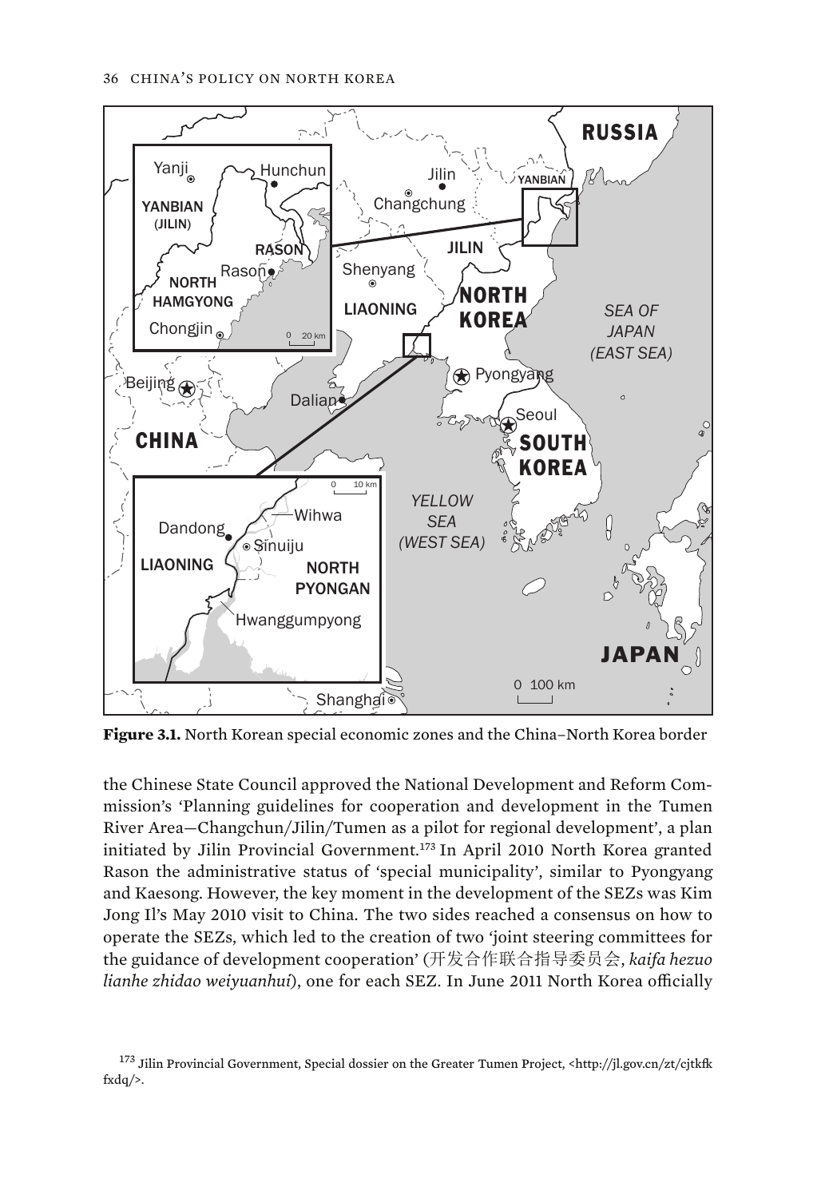**Figure 3.1.** North Korean special economic zones and the China–North Korea border

the Chinese State Council approved the National Development and Reform Commission's 'Planning guidelines for cooperation and development in the Tumen River Area—Changchun/Jilin/Tumen as a pilot for regional development', a plan initiated by Jilin Provincial Government.[173] In April 2010 North Korea granted Rason the administrative status of 'special municipality', similar to Pyongyang and Kaesong. However, the key moment in the development of the SEZs was Kim Jong Il's May 2010 visit to China. The two sides reached a consensus on how to operate the SEZs, which led to the creation of two 'joint steering committees for the guidance of development cooperation' (开发合作联合指导委员会, *kaifa hezuo lianhe zhidao weiyuanhui*), one for each SEZ. In June 2011 North Korea officially

[173] Jilin Provincial Government, Special dossier on the Greater Tumen Project, <http://jl.gov.cn/zt/cjtkfkfxdq/>.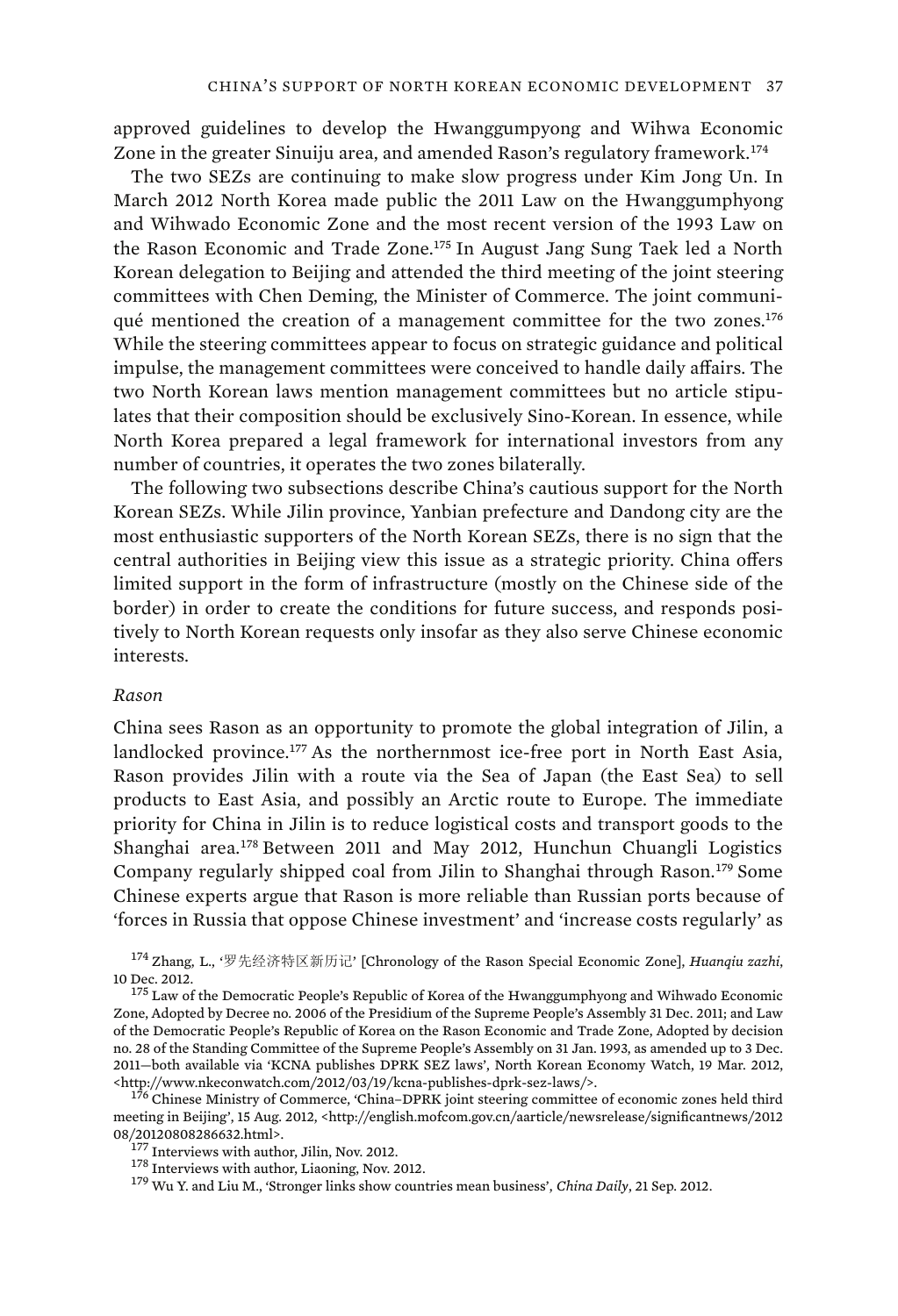approved guidelines to develop the Hwanggumpyong and Wihwa Economic Zone in the greater Sinuiju area, and amended Rason's regulatory framework.[174]

The two SEZs are continuing to make slow progress under Kim Jong Un. In March 2012 North Korea made public the 2011 Law on the Hwanggumphyong and Wihwado Economic Zone and the most recent version of the 1993 Law on the Rason Economic and Trade Zone.[175] In August Jang Sung Taek led a North Korean delegation to Beijing and attended the third meeting of the joint steering committees with Chen Deming, the Minister of Commerce. The joint communiqué mentioned the creation of a management committee for the two zones.[176] While the steering committees appear to focus on strategic guidance and political impulse, the management committees were conceived to handle daily affairs. The two North Korean laws mention management committees but no article stipulates that their composition should be exclusively Sino-Korean. In essence, while North Korea prepared a legal framework for international investors from any number of countries, it operates the two zones bilaterally.

The following two subsections describe China's cautious support for the North Korean SEZs. While Jilin province, Yanbian prefecture and Dandong city are the most enthusiastic supporters of the North Korean SEZs, there is no sign that the central authorities in Beijing view this issue as a strategic priority. China offers limited support in the form of infrastructure (mostly on the Chinese side of the border) in order to create the conditions for future success, and responds positively to North Korean requests only insofar as they also serve Chinese economic interests.

*Rason*

China sees Rason as an opportunity to promote the global integration of Jilin, a landlocked province.[177] As the northernmost ice-free port in North East Asia, Rason provides Jilin with a route via the Sea of Japan (the East Sea) to sell products to East Asia, and possibly an Arctic route to Europe. The immediate priority for China in Jilin is to reduce logistical costs and transport goods to the Shanghai area.[178] Between 2011 and May 2012, Hunchun Chuangli Logistics Company regularly shipped coal from Jilin to Shanghai through Rason.[179] Some Chinese experts argue that Rason is more reliable than Russian ports because of 'forces in Russia that oppose Chinese investment' and 'increase costs regularly' as

[174] Zhang, L., '罗先经济特区新历记' [Chronology of the Rason Special Economic Zone], *Huanqiu zazhi*, 10 Dec. 2012.

[175] Law of the Democratic People's Republic of Korea of the Hwanggumphyong and Wihwado Economic Zone, Adopted by Decree no. 2006 of the Presidium of the Supreme People's Assembly 31 Dec. 2011; and Law of the Democratic People's Republic of Korea on the Rason Economic and Trade Zone, Adopted by decision no. 28 of the Standing Committee of the Supreme People's Assembly on 31 Jan. 1993, as amended up to 3 Dec. 2011—both available via 'KCNA publishes DPRK SEZ laws', North Korean Economy Watch, 19 Mar. 2012, <http://www.nkeconwatch.com/2012/03/19/kcna-publishes-dprk-sez-laws/>.

[176] Chinese Ministry of Commerce, 'China–DPRK joint steering committee of economic zones held third meeting in Beijing', 15 Aug. 2012, <http://english.mofcom.gov.cn/aarticle/newsrelease/significantnews/201208/20120808286632.html>.

[177] Interviews with author, Jilin, Nov. 2012.

[178] Interviews with author, Liaoning, Nov. 2012.

[179] Wu Y. and Liu M., 'Stronger links show countries mean business', *China Daily*, 21 Sep. 2012.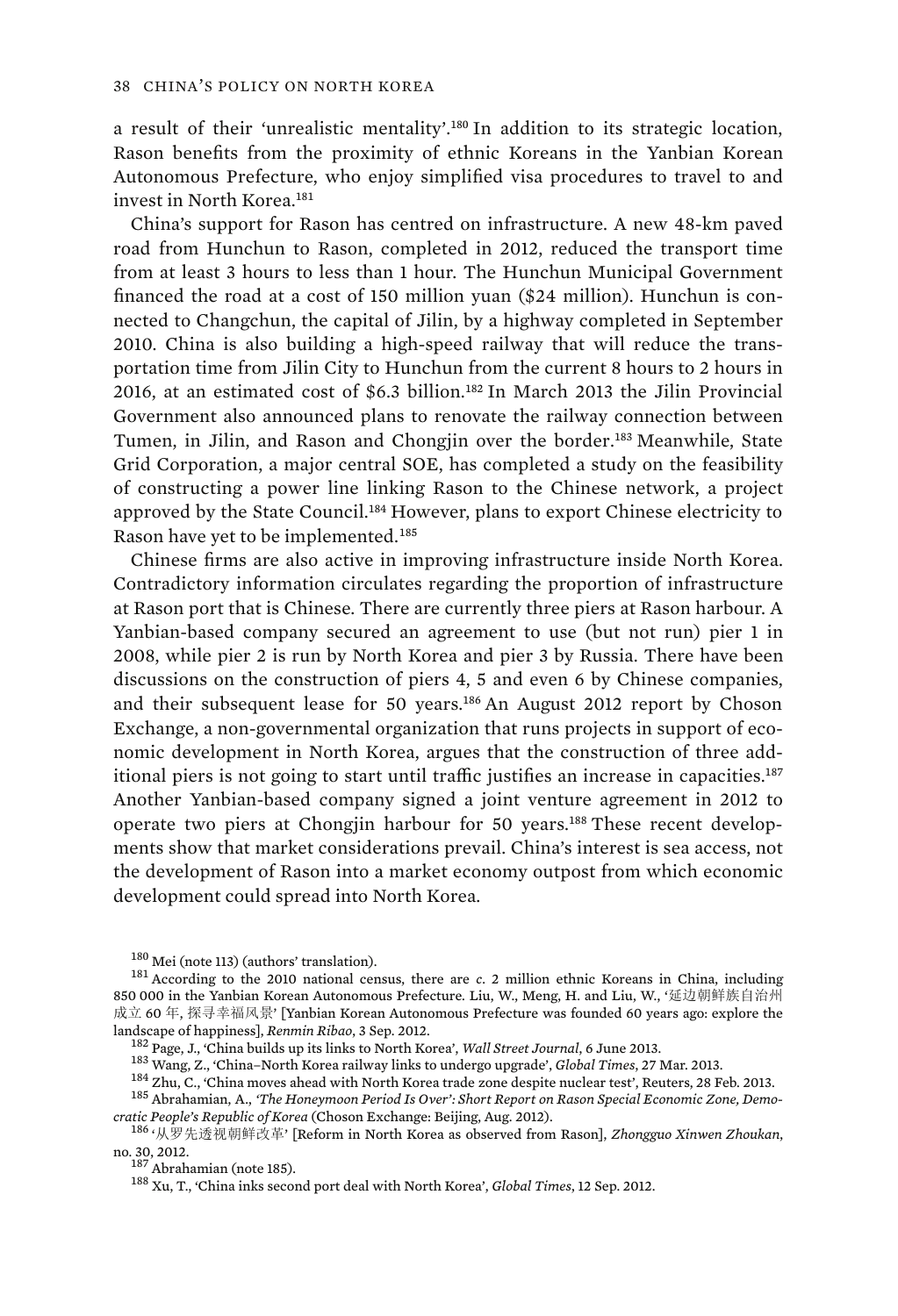a result of their 'unrealistic mentality'.[180] In addition to its strategic location, Rason benefits from the proximity of ethnic Koreans in the Yanbian Korean Autonomous Prefecture, who enjoy simplified visa procedures to travel to and invest in North Korea.[181]

China's support for Rason has centred on infrastructure. A new 48-km paved road from Hunchun to Rason, completed in 2012, reduced the transport time from at least 3 hours to less than 1 hour. The Hunchun Municipal Government financed the road at a cost of 150 million yuan ($24 million). Hunchun is connected to Changchun, the capital of Jilin, by a highway completed in September 2010. China is also building a high-speed railway that will reduce the transportation time from Jilin City to Hunchun from the current 8 hours to 2 hours in 2016, at an estimated cost of $6.3 billion.[182] In March 2013 the Jilin Provincial Government also announced plans to renovate the railway connection between Tumen, in Jilin, and Rason and Chongjin over the border.[183] Meanwhile, State Grid Corporation, a major central SOE, has completed a study on the feasibility of constructing a power line linking Rason to the Chinese network, a project approved by the State Council.[184] However, plans to export Chinese electricity to Rason have yet to be implemented.[185]

Chinese firms are also active in improving infrastructure inside North Korea. Contradictory information circulates regarding the proportion of infrastructure at Rason port that is Chinese. There are currently three piers at Rason harbour. A Yanbian-based company secured an agreement to use (but not run) pier 1 in 2008, while pier 2 is run by North Korea and pier 3 by Russia. There have been discussions on the construction of piers 4, 5 and even 6 by Chinese companies, and their subsequent lease for 50 years.[186] An August 2012 report by Choson Exchange, a non-governmental organization that runs projects in support of economic development in North Korea, argues that the construction of three additional piers is not going to start until traffic justifies an increase in capacities.[187] Another Yanbian-based company signed a joint venture agreement in 2012 to operate two piers at Chongjin harbour for 50 years.[188] These recent developments show that market considerations prevail. China's interest is sea access, not the development of Rason into a market economy outpost from which economic development could spread into North Korea.

---

[180] Mei (note 113) (authors' translation).

[181] According to the 2010 national census, there are *c.* 2 million ethnic Koreans in China, including 850 000 in the Yanbian Korean Autonomous Prefecture. Liu, W., Meng, H. and Liu, W., '延边朝鲜族自治州成立 60 年, 探寻幸福风景' [Yanbian Korean Autonomous Prefecture was founded 60 years ago: explore the landscape of happiness], *Renmin Ribao*, 3 Sep. 2012.

[182] Page, J., 'China builds up its links to North Korea', *Wall Street Journal*, 6 June 2013.

[183] Wang, Z., 'China–North Korea railway links to undergo upgrade', *Global Times*, 27 Mar. 2013.

[184] Zhu, C., 'China moves ahead with North Korea trade zone despite nuclear test', Reuters, 28 Feb. 2013.

[185] Abrahamian, A., *'The Honeymoon Period Is Over': Short Report on Rason Special Economic Zone, Democratic People's Republic of Korea* (Choson Exchange: Beijing, Aug. 2012).

[186] '从罗先透视朝鲜改革' [Reform in North Korea as observed from Rason], *Zhongguo Xinwen Zhoukan*, no. 30, 2012.

[187] Abrahamian (note 185).

[188] Xu, T., 'China inks second port deal with North Korea', *Global Times*, 12 Sep. 2012.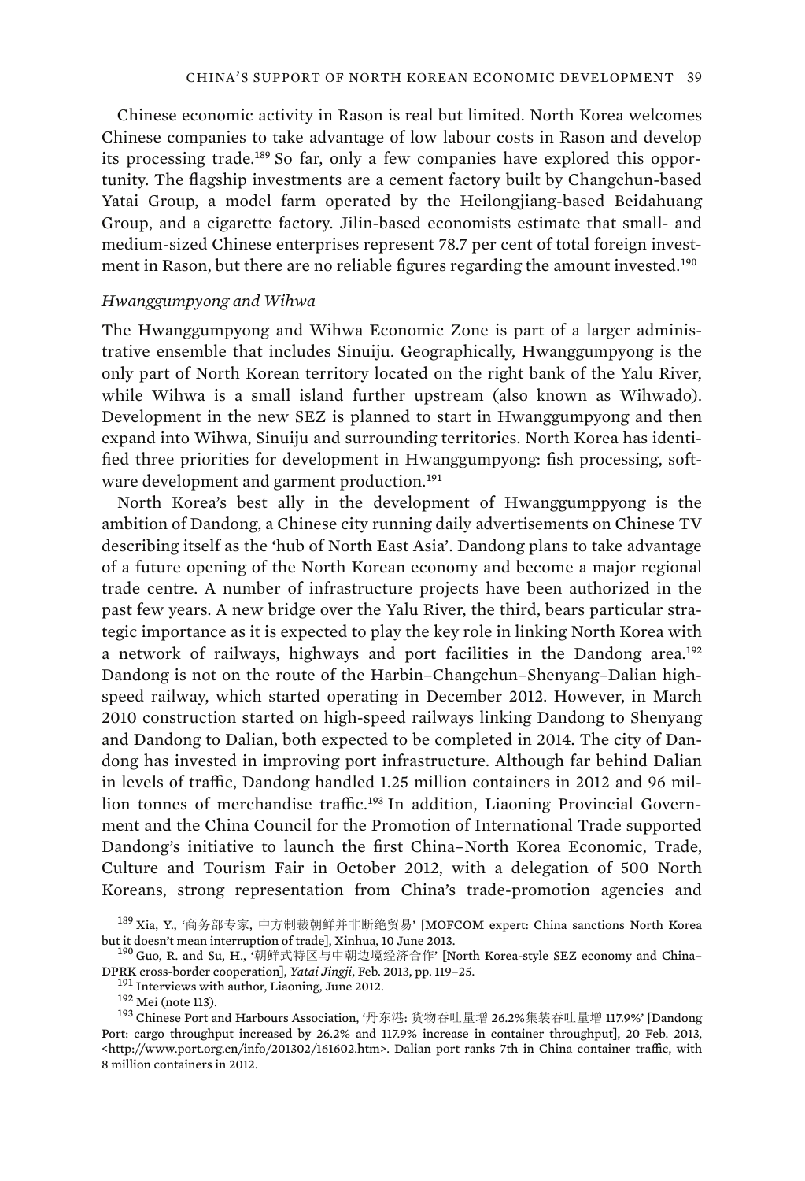Chinese economic activity in Rason is real but limited. North Korea welcomes Chinese companies to take advantage of low labour costs in Rason and develop its processing trade.[189] So far, only a few companies have explored this opportunity. The flagship investments are a cement factory built by Changchun-based Yatai Group, a model farm operated by the Heilongjiang-based Beidahuang Group, and a cigarette factory. Jilin-based economists estimate that small- and medium-sized Chinese enterprises represent 78.7 per cent of total foreign investment in Rason, but there are no reliable figures regarding the amount invested.[190]

### *Hwanggumpyong and Wihwa*

The Hwanggumpyong and Wihwa Economic Zone is part of a larger administrative ensemble that includes Sinuiju. Geographically, Hwanggumpyong is the only part of North Korean territory located on the right bank of the Yalu River, while Wihwa is a small island further upstream (also known as Wihwado). Development in the new SEZ is planned to start in Hwanggumpyong and then expand into Wihwa, Sinuiju and surrounding territories. North Korea has identified three priorities for development in Hwanggumpyong: fish processing, software development and garment production.[191]

North Korea's best ally in the development of Hwanggumppyong is the ambition of Dandong, a Chinese city running daily advertisements on Chinese TV describing itself as the 'hub of North East Asia'. Dandong plans to take advantage of a future opening of the North Korean economy and become a major regional trade centre. A number of infrastructure projects have been authorized in the past few years. A new bridge over the Yalu River, the third, bears particular strategic importance as it is expected to play the key role in linking North Korea with a network of railways, highways and port facilities in the Dandong area.[192] Dandong is not on the route of the Harbin–Changchun–Shenyang–Dalian high-speed railway, which started operating in December 2012. However, in March 2010 construction started on high-speed railways linking Dandong to Shenyang and Dandong to Dalian, both expected to be completed in 2014. The city of Dandong has invested in improving port infrastructure. Although far behind Dalian in levels of traffic, Dandong handled 1.25 million containers in 2012 and 96 million tonnes of merchandise traffic.[193] In addition, Liaoning Provincial Government and the China Council for the Promotion of International Trade supported Dandong's initiative to launch the first China–North Korea Economic, Trade, Culture and Tourism Fair in October 2012, with a delegation of 500 North Koreans, strong representation from China's trade-promotion agencies and

---

[189] Xia, Y., '商务部专家, 中方制裁朝鲜并非断绝贸易' [MOFCOM expert: China sanctions North Korea but it doesn't mean interruption of trade], Xinhua, 10 June 2013.

[190] Guo, R. and Su, H., '朝鲜式特区与中朝边境经济合作' [North Korea-style SEZ economy and China–DPRK cross-border cooperation], *Yatai Jingji*, Feb. 2013, pp. 119–25.

[191] Interviews with author, Liaoning, June 2012.

[192] Mei (note 113).

[193] Chinese Port and Harbours Association, '丹东港: 货物吞吐量增 26.2%集装吞吐量增 117.9%' [Dandong Port: cargo throughput increased by 26.2% and 117.9% increase in container throughput], 20 Feb. 2013, <http://www.port.org.cn/info/201302/161602.htm>. Dalian port ranks 7th in China container traffic, with 8 million containers in 2012.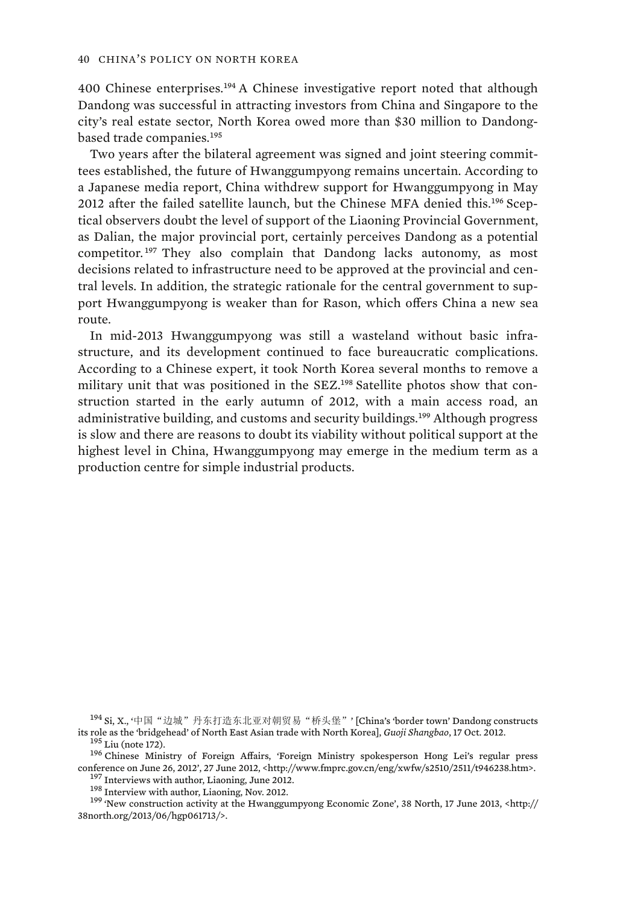400 Chinese enterprises.[194] A Chinese investigative report noted that although Dandong was successful in attracting investors from China and Singapore to the city's real estate sector, North Korea owed more than $30 million to Dandong-based trade companies.[195]

Two years after the bilateral agreement was signed and joint steering committees established, the future of Hwanggumpyong remains uncertain. According to a Japanese media report, China withdrew support for Hwanggumpyong in May 2012 after the failed satellite launch, but the Chinese MFA denied this.[196] Sceptical observers doubt the level of support of the Liaoning Provincial Government, as Dalian, the major provincial port, certainly perceives Dandong as a potential competitor.[197] They also complain that Dandong lacks autonomy, as most decisions related to infrastructure need to be approved at the provincial and central levels. In addition, the strategic rationale for the central government to support Hwanggumpyong is weaker than for Rason, which offers China a new sea route.

In mid-2013 Hwanggumpyong was still a wasteland without basic infrastructure, and its development continued to face bureaucratic complications. According to a Chinese expert, it took North Korea several months to remove a military unit that was positioned in the SEZ.[198] Satellite photos show that construction started in the early autumn of 2012, with a main access road, an administrative building, and customs and security buildings.[199] Although progress is slow and there are reasons to doubt its viability without political support at the highest level in China, Hwanggumpyong may emerge in the medium term as a production centre for simple industrial products.

---

[194] Si, X., '中国"边城"丹东打造东北亚对朝贸易"桥头堡"' [China's 'border town' Dandong constructs its role as the 'bridgehead' of North East Asian trade with North Korea], *Guoji Shangbao*, 17 Oct. 2012.

[195] Liu (note 172).

[196] Chinese Ministry of Foreign Affairs, 'Foreign Ministry spokesperson Hong Lei's regular press conference on June 26, 2012', 27 June 2012, <http://www.fmprc.gov.cn/eng/xwfw/s2510/2511/t946238.htm>.

[197] Interviews with author, Liaoning, June 2012.

[198] Interview with author, Liaoning, Nov. 2012.

[199] 'New construction activity at the Hwanggumpyong Economic Zone', 38 North, 17 June 2013, <http://38north.org/2013/06/hgp061713/>.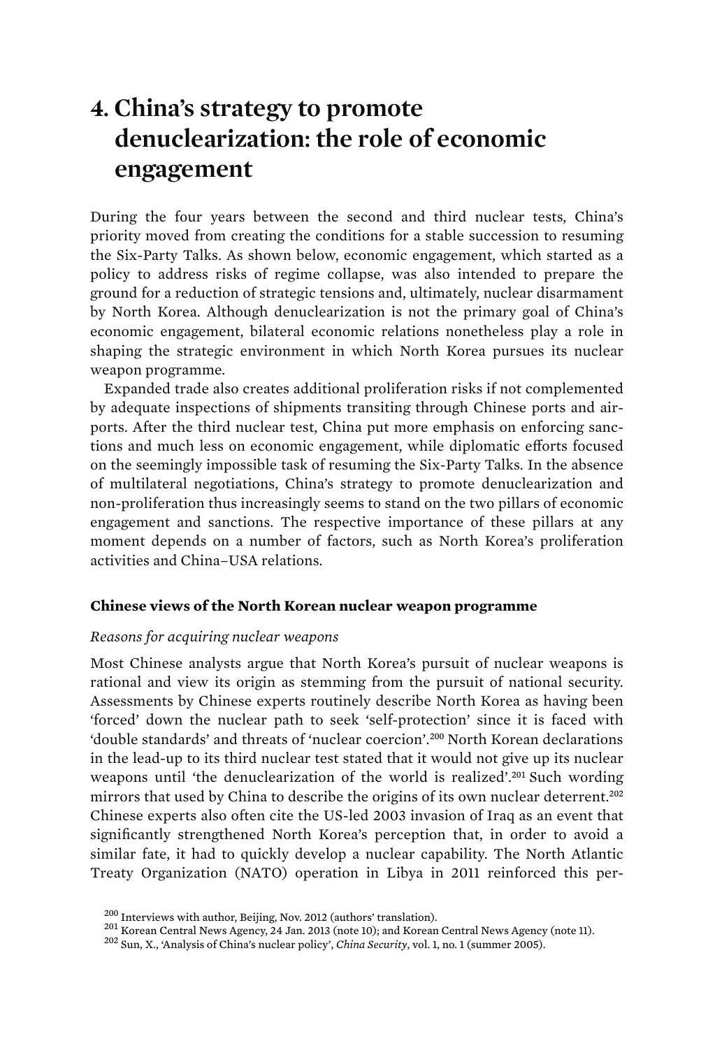# 4. China's strategy to promote denuclearization: the role of economic engagement

During the four years between the second and third nuclear tests, China's priority moved from creating the conditions for a stable succession to resuming the Six-Party Talks. As shown below, economic engagement, which started as a policy to address risks of regime collapse, was also intended to prepare the ground for a reduction of strategic tensions and, ultimately, nuclear disarmament by North Korea. Although denuclearization is not the primary goal of China's economic engagement, bilateral economic relations nonetheless play a role in shaping the strategic environment in which North Korea pursues its nuclear weapon programme.

Expanded trade also creates additional proliferation risks if not complemented by adequate inspections of shipments transiting through Chinese ports and airports. After the third nuclear test, China put more emphasis on enforcing sanctions and much less on economic engagement, while diplomatic efforts focused on the seemingly impossible task of resuming the Six-Party Talks. In the absence of multilateral negotiations, China's strategy to promote denuclearization and non-proliferation thus increasingly seems to stand on the two pillars of economic engagement and sanctions. The respective importance of these pillars at any moment depends on a number of factors, such as North Korea's proliferation activities and China–USA relations.

### Chinese views of the North Korean nuclear weapon programme

*Reasons for acquiring nuclear weapons*

Most Chinese analysts argue that North Korea's pursuit of nuclear weapons is rational and view its origin as stemming from the pursuit of national security. Assessments by Chinese experts routinely describe North Korea as having been 'forced' down the nuclear path to seek 'self-protection' since it is faced with 'double standards' and threats of 'nuclear coercion'.[200] North Korean declarations in the lead-up to its third nuclear test stated that it would not give up its nuclear weapons until 'the denuclearization of the world is realized'.[201] Such wording mirrors that used by China to describe the origins of its own nuclear deterrent.[202] Chinese experts also often cite the US-led 2003 invasion of Iraq as an event that significantly strengthened North Korea's perception that, in order to avoid a similar fate, it had to quickly develop a nuclear capability. The North Atlantic Treaty Organization (NATO) operation in Libya in 2011 reinforced this per-

[200] Interviews with author, Beijing, Nov. 2012 (authors' translation).

[201] Korean Central News Agency, 24 Jan. 2013 (note 10); and Korean Central News Agency (note 11).

[202] Sun, X., 'Analysis of China's nuclear policy', *China Security*, vol. 1, no. 1 (summer 2005).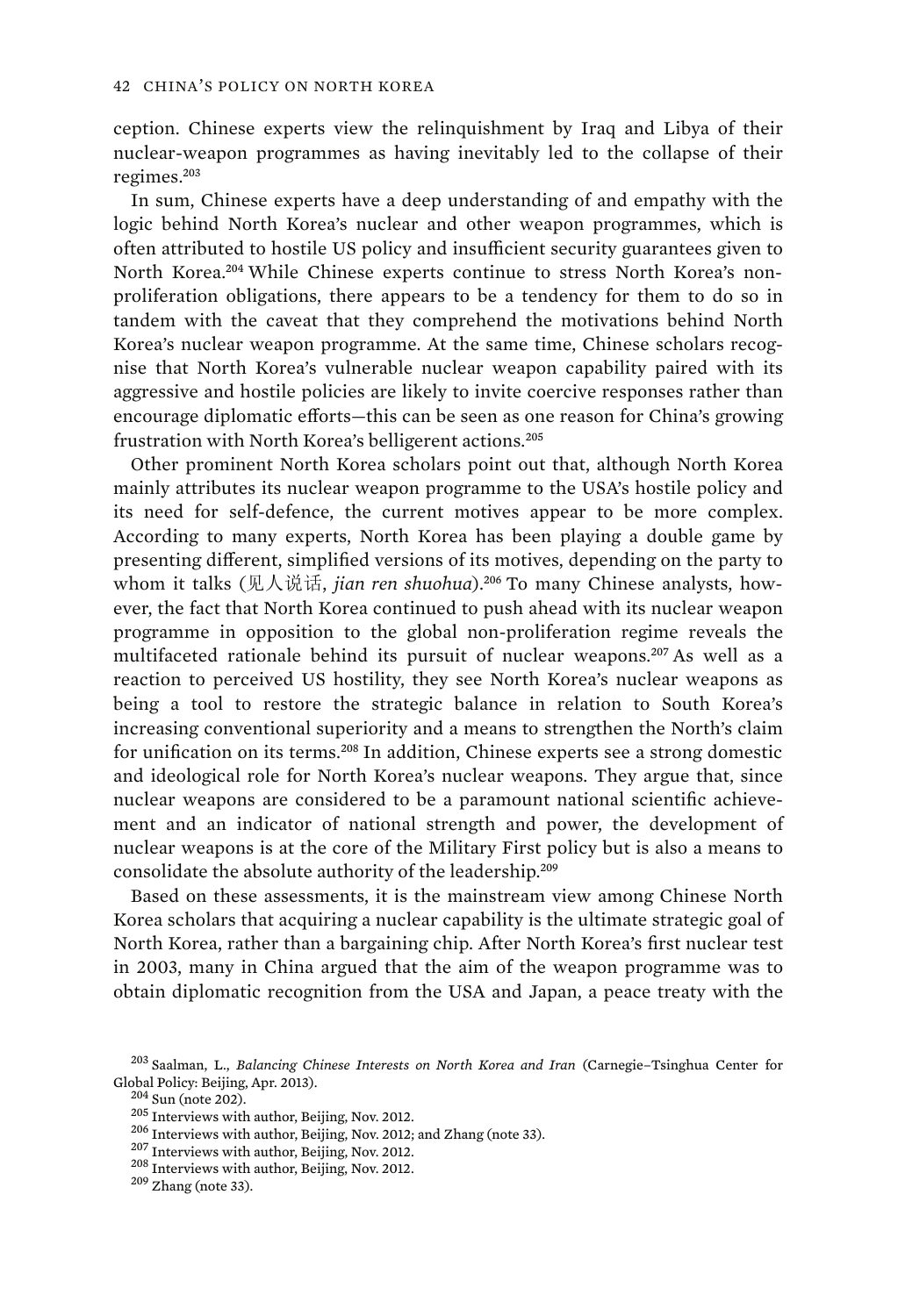ception. Chinese experts view the relinquishment by Iraq and Libya of their nuclear-weapon programmes as having inevitably led to the collapse of their regimes.[203]

In sum, Chinese experts have a deep understanding of and empathy with the logic behind North Korea's nuclear and other weapon programmes, which is often attributed to hostile US policy and insufficient security guarantees given to North Korea.[204] While Chinese experts continue to stress North Korea's non-proliferation obligations, there appears to be a tendency for them to do so in tandem with the caveat that they comprehend the motivations behind North Korea's nuclear weapon programme. At the same time, Chinese scholars recognise that North Korea's vulnerable nuclear weapon capability paired with its aggressive and hostile policies are likely to invite coercive responses rather than encourage diplomatic efforts—this can be seen as one reason for China's growing frustration with North Korea's belligerent actions.[205]

Other prominent North Korea scholars point out that, although North Korea mainly attributes its nuclear weapon programme to the USA's hostile policy and its need for self-defence, the current motives appear to be more complex. According to many experts, North Korea has been playing a double game by presenting different, simplified versions of its motives, depending on the party to whom it talks (见人说话, *jian ren shuohua*).[206] To many Chinese analysts, however, the fact that North Korea continued to push ahead with its nuclear weapon programme in opposition to the global non-proliferation regime reveals the multifaceted rationale behind its pursuit of nuclear weapons.[207] As well as a reaction to perceived US hostility, they see North Korea's nuclear weapons as being a tool to restore the strategic balance in relation to South Korea's increasing conventional superiority and a means to strengthen the North's claim for unification on its terms.[208] In addition, Chinese experts see a strong domestic and ideological role for North Korea's nuclear weapons. They argue that, since nuclear weapons are considered to be a paramount national scientific achievement and an indicator of national strength and power, the development of nuclear weapons is at the core of the Military First policy but is also a means to consolidate the absolute authority of the leadership.[209]

Based on these assessments, it is the mainstream view among Chinese North Korea scholars that acquiring a nuclear capability is the ultimate strategic goal of North Korea, rather than a bargaining chip. After North Korea's first nuclear test in 2003, many in China argued that the aim of the weapon programme was to obtain diplomatic recognition from the USA and Japan, a peace treaty with the

[203] Saalman, L., *Balancing Chinese Interests on North Korea and Iran* (Carnegie–Tsinghua Center for Global Policy: Beijing, Apr. 2013).

[204] Sun (note 202).

[205] Interviews with author, Beijing, Nov. 2012.

[206] Interviews with author, Beijing, Nov. 2012; and Zhang (note 33).

[207] Interviews with author, Beijing, Nov. 2012.

[208] Interviews with author, Beijing, Nov. 2012.

[209] Zhang (note 33).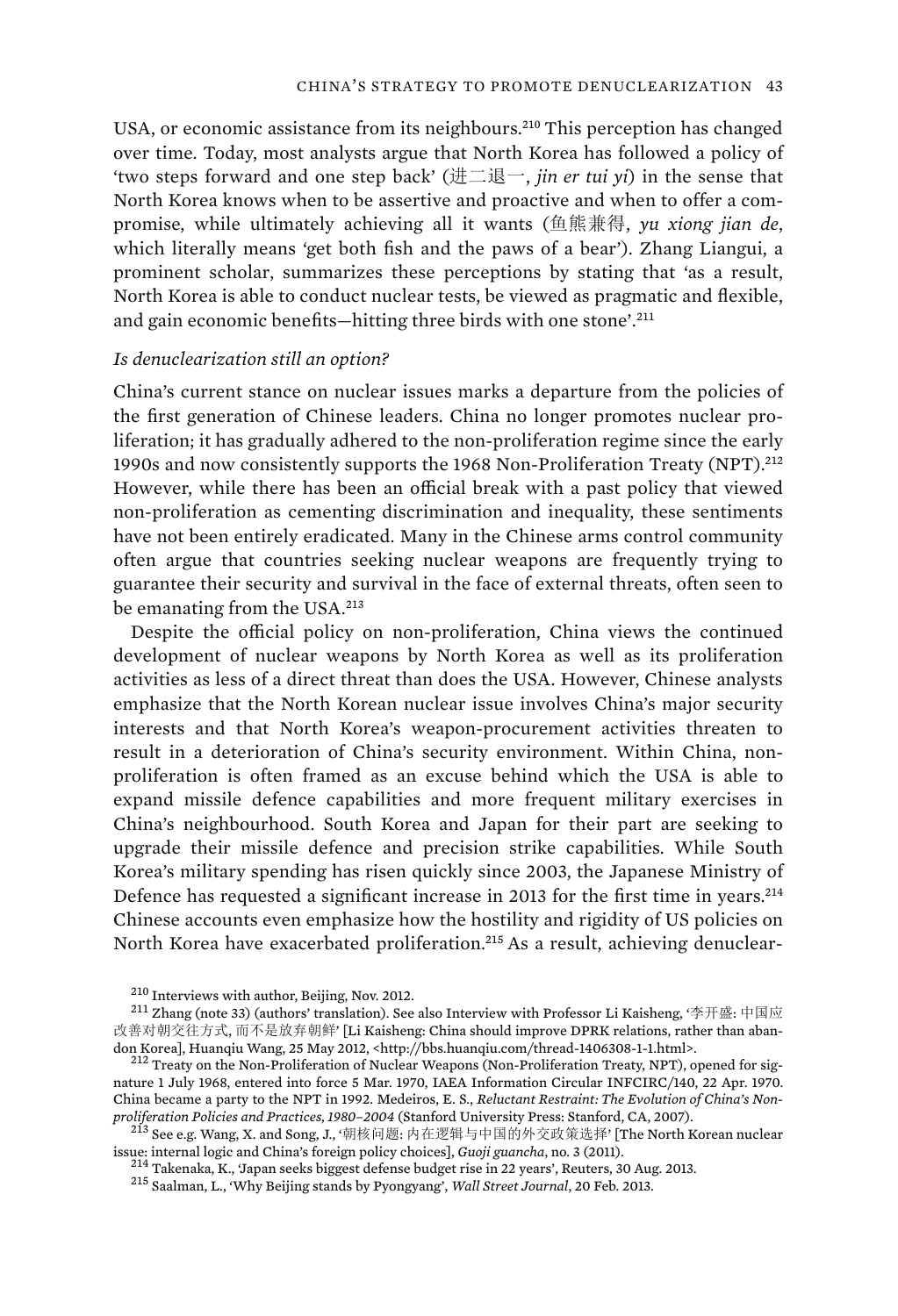USA, or economic assistance from its neighbours.[210] This perception has changed over time. Today, most analysts argue that North Korea has followed a policy of 'two steps forward and one step back' (进二退一, *jin er tui yi*) in the sense that North Korea knows when to be assertive and proactive and when to offer a compromise, while ultimately achieving all it wants (鱼熊兼得, *yu xiong jian de*, which literally means 'get both fish and the paws of a bear'). Zhang Liangui, a prominent scholar, summarizes these perceptions by stating that 'as a result, North Korea is able to conduct nuclear tests, be viewed as pragmatic and flexible, and gain economic benefits—hitting three birds with one stone'.[211]

*Is denuclearization still an option?*

China's current stance on nuclear issues marks a departure from the policies of the first generation of Chinese leaders. China no longer promotes nuclear proliferation; it has gradually adhered to the non-proliferation regime since the early 1990s and now consistently supports the 1968 Non-Proliferation Treaty (NPT).[212] However, while there has been an official break with a past policy that viewed non-proliferation as cementing discrimination and inequality, these sentiments have not been entirely eradicated. Many in the Chinese arms control community often argue that countries seeking nuclear weapons are frequently trying to guarantee their security and survival in the face of external threats, often seen to be emanating from the USA.[213]

Despite the official policy on non-proliferation, China views the continued development of nuclear weapons by North Korea as well as its proliferation activities as less of a direct threat than does the USA. However, Chinese analysts emphasize that the North Korean nuclear issue involves China's major security interests and that North Korea's weapon-procurement activities threaten to result in a deterioration of China's security environment. Within China, non-proliferation is often framed as an excuse behind which the USA is able to expand missile defence capabilities and more frequent military exercises in China's neighbourhood. South Korea and Japan for their part are seeking to upgrade their missile defence and precision strike capabilities. While South Korea's military spending has risen quickly since 2003, the Japanese Ministry of Defence has requested a significant increase in 2013 for the first time in years.[214] Chinese accounts even emphasize how the hostility and rigidity of US policies on North Korea have exacerbated proliferation.[215] As a result, achieving denuclear-

[210] Interviews with author, Beijing, Nov. 2012.

[211] Zhang (note 33) (authors' translation). See also Interview with Professor Li Kaisheng, '李开盛: 中国应改善对朝交往方式, 而不是放弃朝鲜' [Li Kaisheng: China should improve DPRK relations, rather than abandon Korea], Huanqiu Wang, 25 May 2012, <http://bbs.huanqiu.com/thread-1406308-1-1.html>.

[212] Treaty on the Non-Proliferation of Nuclear Weapons (Non-Proliferation Treaty, NPT), opened for signature 1 July 1968, entered into force 5 Mar. 1970, IAEA Information Circular INFCIRC/140, 22 Apr. 1970. China became a party to the NPT in 1992. Medeiros, E. S., *Reluctant Restraint: The Evolution of China's Non-proliferation Policies and Practices, 1980–2004* (Stanford University Press: Stanford, CA, 2007).

[213] See e.g. Wang, X. and Song, J., '朝核问题: 内在逻辑与中国的外交政策选择' [The North Korean nuclear issue: internal logic and China's foreign policy choices], *Guoji guancha*, no. 3 (2011).

[214] Takenaka, K., 'Japan seeks biggest defense budget rise in 22 years', Reuters, 30 Aug. 2013.

[215] Saalman, L., 'Why Beijing stands by Pyongyang', *Wall Street Journal*, 20 Feb. 2013.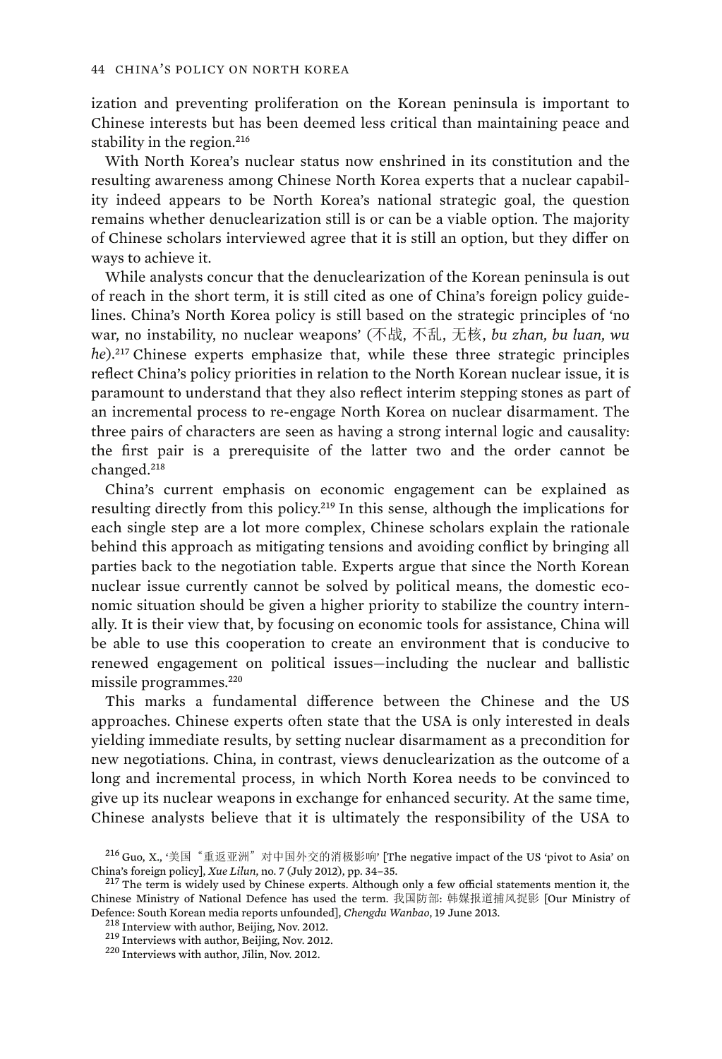ization and preventing proliferation on the Korean peninsula is important to Chinese interests but has been deemed less critical than maintaining peace and stability in the region.[216]

With North Korea's nuclear status now enshrined in its constitution and the resulting awareness among Chinese North Korea experts that a nuclear capability indeed appears to be North Korea's national strategic goal, the question remains whether denuclearization still is or can be a viable option. The majority of Chinese scholars interviewed agree that it is still an option, but they differ on ways to achieve it.

While analysts concur that the denuclearization of the Korean peninsula is out of reach in the short term, it is still cited as one of China's foreign policy guidelines. China's North Korea policy is still based on the strategic principles of 'no war, no instability, no nuclear weapons' (不战, 不乱, 无核, *bu zhan, bu luan, wu he*).[217] Chinese experts emphasize that, while these three strategic principles reflect China's policy priorities in relation to the North Korean nuclear issue, it is paramount to understand that they also reflect interim stepping stones as part of an incremental process to re-engage North Korea on nuclear disarmament. The three pairs of characters are seen as having a strong internal logic and causality: the first pair is a prerequisite of the latter two and the order cannot be changed.[218]

China's current emphasis on economic engagement can be explained as resulting directly from this policy.[219] In this sense, although the implications for each single step are a lot more complex, Chinese scholars explain the rationale behind this approach as mitigating tensions and avoiding conflict by bringing all parties back to the negotiation table. Experts argue that since the North Korean nuclear issue currently cannot be solved by political means, the domestic economic situation should be given a higher priority to stabilize the country internally. It is their view that, by focusing on economic tools for assistance, China will be able to use this cooperation to create an environment that is conducive to renewed engagement on political issues—including the nuclear and ballistic missile programmes.[220]

This marks a fundamental difference between the Chinese and the US approaches. Chinese experts often state that the USA is only interested in deals yielding immediate results, by setting nuclear disarmament as a precondition for new negotiations. China, in contrast, views denuclearization as the outcome of a long and incremental process, in which North Korea needs to be convinced to give up its nuclear weapons in exchange for enhanced security. At the same time, Chinese analysts believe that it is ultimately the responsibility of the USA to

[216] Guo, X., '美国"重返亚洲"对中国外交的消极影响' [The negative impact of the US 'pivot to Asia' on China's foreign policy], *Xue Lilun*, no. 7 (July 2012), pp. 34–35.

[217] The term is widely used by Chinese experts. Although only a few official statements mention it, the Chinese Ministry of National Defence has used the term. 我国防部: 韩媒报道捕风捉影 [Our Ministry of Defence: South Korean media reports unfounded], *Chengdu Wanbao*, 19 June 2013.

[218] Interview with author, Beijing, Nov. 2012.

[219] Interviews with author, Beijing, Nov. 2012.

[220] Interviews with author, Jilin, Nov. 2012.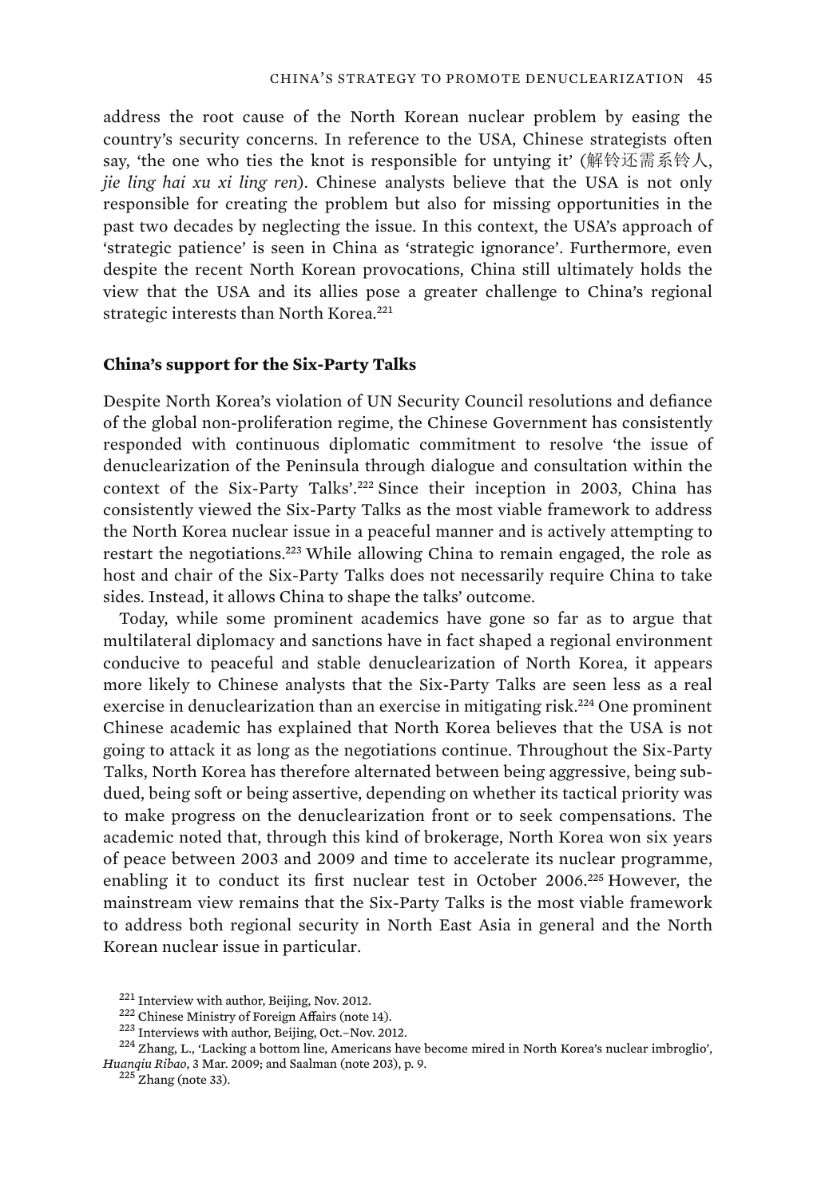address the root cause of the North Korean nuclear problem by easing the country's security concerns. In reference to the USA, Chinese strategists often say, 'the one who ties the knot is responsible for untying it' (解铃还需系铃人, *jie ling hai xu xi ling ren*). Chinese analysts believe that the USA is not only responsible for creating the problem but also for missing opportunities in the past two decades by neglecting the issue. In this context, the USA's approach of 'strategic patience' is seen in China as 'strategic ignorance'. Furthermore, even despite the recent North Korean provocations, China still ultimately holds the view that the USA and its allies pose a greater challenge to China's regional strategic interests than North Korea.[221]

**China's support for the Six-Party Talks**

Despite North Korea's violation of UN Security Council resolutions and defiance of the global non-proliferation regime, the Chinese Government has consistently responded with continuous diplomatic commitment to resolve 'the issue of denuclearization of the Peninsula through dialogue and consultation within the context of the Six-Party Talks'.[222] Since their inception in 2003, China has consistently viewed the Six-Party Talks as the most viable framework to address the North Korea nuclear issue in a peaceful manner and is actively attempting to restart the negotiations.[223] While allowing China to remain engaged, the role as host and chair of the Six-Party Talks does not necessarily require China to take sides. Instead, it allows China to shape the talks' outcome.

Today, while some prominent academics have gone so far as to argue that multilateral diplomacy and sanctions have in fact shaped a regional environment conducive to peaceful and stable denuclearization of North Korea, it appears more likely to Chinese analysts that the Six-Party Talks are seen less as a real exercise in denuclearization than an exercise in mitigating risk.[224] One prominent Chinese academic has explained that North Korea believes that the USA is not going to attack it as long as the negotiations continue. Throughout the Six-Party Talks, North Korea has therefore alternated between being aggressive, being subdued, being soft or being assertive, depending on whether its tactical priority was to make progress on the denuclearization front or to seek compensations. The academic noted that, through this kind of brokerage, North Korea won six years of peace between 2003 and 2009 and time to accelerate its nuclear programme, enabling it to conduct its first nuclear test in October 2006.[225] However, the mainstream view remains that the Six-Party Talks is the most viable framework to address both regional security in North East Asia in general and the North Korean nuclear issue in particular.

[221] Interview with author, Beijing, Nov. 2012.

[222] Chinese Ministry of Foreign Affairs (note 14).

[223] Interviews with author, Beijing, Oct.–Nov. 2012.

[224] Zhang, L., 'Lacking a bottom line, Americans have become mired in North Korea's nuclear imbroglio', *Huanqiu Ribao*, 3 Mar. 2009; and Saalman (note 203), p. 9.

[225] Zhang (note 33).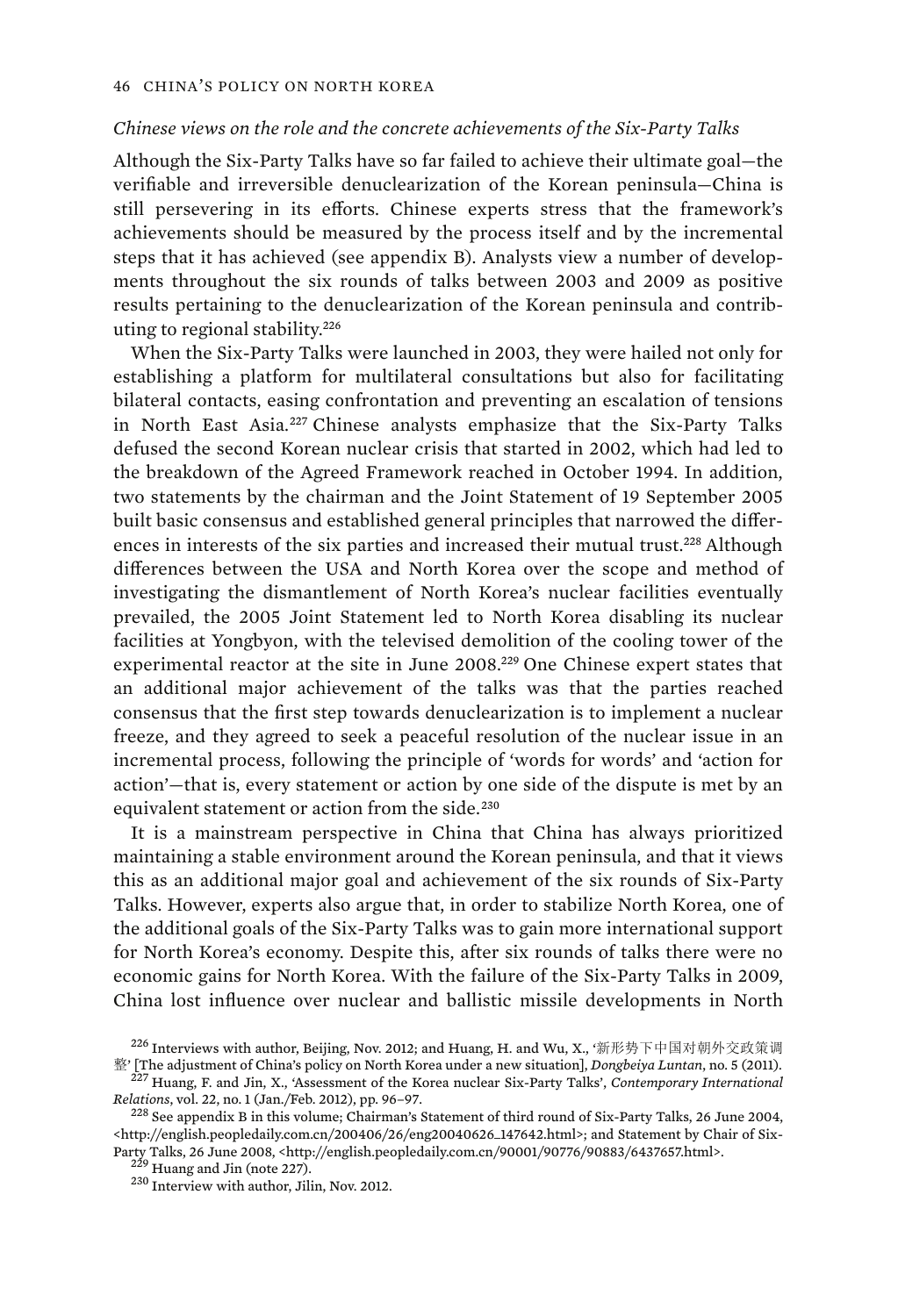*Chinese views on the role and the concrete achievements of the Six-Party Talks*

Although the Six-Party Talks have so far failed to achieve their ultimate goal—the verifiable and irreversible denuclearization of the Korean peninsula—China is still persevering in its efforts. Chinese experts stress that the framework's achievements should be measured by the process itself and by the incremental steps that it has achieved (see appendix B). Analysts view a number of developments throughout the six rounds of talks between 2003 and 2009 as positive results pertaining to the denuclearization of the Korean peninsula and contributing to regional stability.[226]

When the Six-Party Talks were launched in 2003, they were hailed not only for establishing a platform for multilateral consultations but also for facilitating bilateral contacts, easing confrontation and preventing an escalation of tensions in North East Asia.[227] Chinese analysts emphasize that the Six-Party Talks defused the second Korean nuclear crisis that started in 2002, which had led to the breakdown of the Agreed Framework reached in October 1994. In addition, two statements by the chairman and the Joint Statement of 19 September 2005 built basic consensus and established general principles that narrowed the differences in interests of the six parties and increased their mutual trust.[228] Although differences between the USA and North Korea over the scope and method of investigating the dismantlement of North Korea's nuclear facilities eventually prevailed, the 2005 Joint Statement led to North Korea disabling its nuclear facilities at Yongbyon, with the televised demolition of the cooling tower of the experimental reactor at the site in June 2008.[229] One Chinese expert states that an additional major achievement of the talks was that the parties reached consensus that the first step towards denuclearization is to implement a nuclear freeze, and they agreed to seek a peaceful resolution of the nuclear issue in an incremental process, following the principle of 'words for words' and 'action for action'—that is, every statement or action by one side of the dispute is met by an equivalent statement or action from the side.[230]

It is a mainstream perspective in China that China has always prioritized maintaining a stable environment around the Korean peninsula, and that it views this as an additional major goal and achievement of the six rounds of Six-Party Talks. However, experts also argue that, in order to stabilize North Korea, one of the additional goals of the Six-Party Talks was to gain more international support for North Korea's economy. Despite this, after six rounds of talks there were no economic gains for North Korea. With the failure of the Six-Party Talks in 2009, China lost influence over nuclear and ballistic missile developments in North

[226] Interviews with author, Beijing, Nov. 2012; and Huang, H. and Wu, X., '新形势下中国对朝外交政策调整' [The adjustment of China's policy on North Korea under a new situation], *Dongbeiya Luntan*, no. 5 (2011).

[227] Huang, F. and Jin, X., 'Assessment of the Korea nuclear Six-Party Talks', *Contemporary International Relations*, vol. 22, no. 1 (Jan./Feb. 2012), pp. 96–97.

[228] See appendix B in this volume; Chairman's Statement of third round of Six-Party Talks, 26 June 2004, <http://english.peopledaily.com.cn/200406/26/eng20040626_147642.html>; and Statement by Chair of Six-Party Talks, 26 June 2008, <http://english.peopledaily.com.cn/90001/90776/90883/6437657.html>.

[229] Huang and Jin (note 227).

[230] Interview with author, Jilin, Nov. 2012.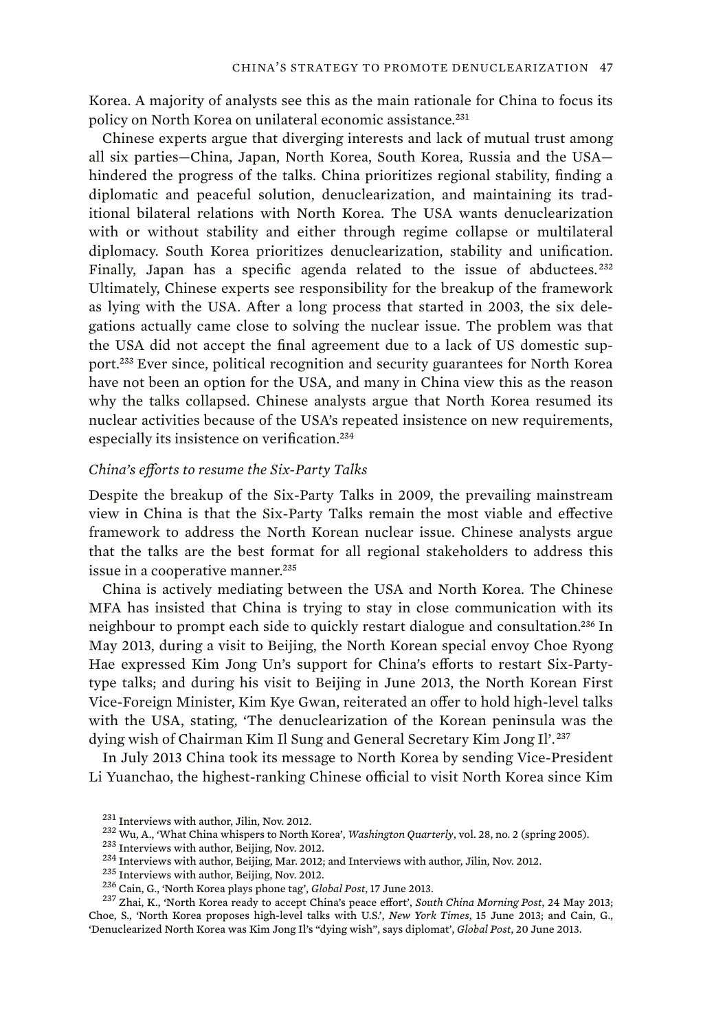Korea. A majority of analysts see this as the main rationale for China to focus its policy on North Korea on unilateral economic assistance.[231]

Chinese experts argue that diverging interests and lack of mutual trust among all six parties—China, Japan, North Korea, South Korea, Russia and the USA—hindered the progress of the talks. China prioritizes regional stability, finding a diplomatic and peaceful solution, denuclearization, and maintaining its traditional bilateral relations with North Korea. The USA wants denuclearization with or without stability and either through regime collapse or multilateral diplomacy. South Korea prioritizes denuclearization, stability and unification. Finally, Japan has a specific agenda related to the issue of abductees.[232] Ultimately, Chinese experts see responsibility for the breakup of the framework as lying with the USA. After a long process that started in 2003, the six delegations actually came close to solving the nuclear issue. The problem was that the USA did not accept the final agreement due to a lack of US domestic support.[233] Ever since, political recognition and security guarantees for North Korea have not been an option for the USA, and many in China view this as the reason why the talks collapsed. Chinese analysts argue that North Korea resumed its nuclear activities because of the USA's repeated insistence on new requirements, especially its insistence on verification.[234]

*China's efforts to resume the Six-Party Talks*

Despite the breakup of the Six-Party Talks in 2009, the prevailing mainstream view in China is that the Six-Party Talks remain the most viable and effective framework to address the North Korean nuclear issue. Chinese analysts argue that the talks are the best format for all regional stakeholders to address this issue in a cooperative manner.[235]

China is actively mediating between the USA and North Korea. The Chinese MFA has insisted that China is trying to stay in close communication with its neighbour to prompt each side to quickly restart dialogue and consultation.[236] In May 2013, during a visit to Beijing, the North Korean special envoy Choe Ryong Hae expressed Kim Jong Un's support for China's efforts to restart Six-Party-type talks; and during his visit to Beijing in June 2013, the North Korean First Vice-Foreign Minister, Kim Kye Gwan, reiterated an offer to hold high-level talks with the USA, stating, 'The denuclearization of the Korean peninsula was the dying wish of Chairman Kim Il Sung and General Secretary Kim Jong Il'.[237]

In July 2013 China took its message to North Korea by sending Vice-President Li Yuanchao, the highest-ranking Chinese official to visit North Korea since Kim

[231] Interviews with author, Jilin, Nov. 2012.

[232] Wu, A., 'What China whispers to North Korea', *Washington Quarterly*, vol. 28, no. 2 (spring 2005).

[233] Interviews with author, Beijing, Nov. 2012.

[234] Interviews with author, Beijing, Mar. 2012; and Interviews with author, Jilin, Nov. 2012.

[235] Interviews with author, Beijing, Nov. 2012.

[236] Cain, G., 'North Korea plays phone tag', *Global Post*, 17 June 2013.

[237] Zhai, K., 'North Korea ready to accept China's peace effort', *South China Morning Post*, 24 May 2013; Choe, S., 'North Korea proposes high-level talks with U.S.', *New York Times*, 15 June 2013; and Cain, G., 'Denuclearized North Korea was Kim Jong Il's "dying wish", says diplomat', *Global Post*, 20 June 2013.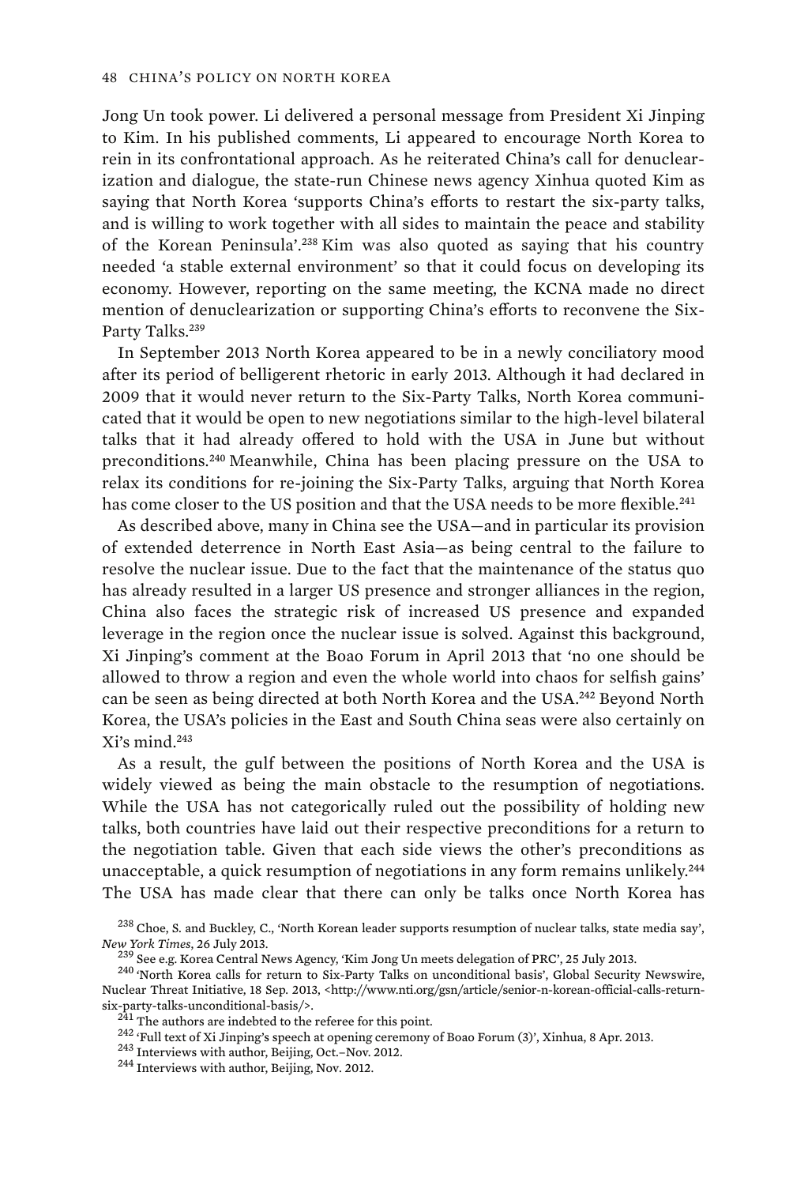Jong Un took power. Li delivered a personal message from President Xi Jinping to Kim. In his published comments, Li appeared to encourage North Korea to rein in its confrontational approach. As he reiterated China's call for denuclearization and dialogue, the state-run Chinese news agency Xinhua quoted Kim as saying that North Korea 'supports China's efforts to restart the six-party talks, and is willing to work together with all sides to maintain the peace and stability of the Korean Peninsula'.[238] Kim was also quoted as saying that his country needed 'a stable external environment' so that it could focus on developing its economy. However, reporting on the same meeting, the KCNA made no direct mention of denuclearization or supporting China's efforts to reconvene the Six-Party Talks.[239]

In September 2013 North Korea appeared to be in a newly conciliatory mood after its period of belligerent rhetoric in early 2013. Although it had declared in 2009 that it would never return to the Six-Party Talks, North Korea communicated that it would be open to new negotiations similar to the high-level bilateral talks that it had already offered to hold with the USA in June but without preconditions.[240] Meanwhile, China has been placing pressure on the USA to relax its conditions for re-joining the Six-Party Talks, arguing that North Korea has come closer to the US position and that the USA needs to be more flexible.[241]

As described above, many in China see the USA—and in particular its provision of extended deterrence in North East Asia—as being central to the failure to resolve the nuclear issue. Due to the fact that the maintenance of the status quo has already resulted in a larger US presence and stronger alliances in the region, China also faces the strategic risk of increased US presence and expanded leverage in the region once the nuclear issue is solved. Against this background, Xi Jinping's comment at the Boao Forum in April 2013 that 'no one should be allowed to throw a region and even the whole world into chaos for selfish gains' can be seen as being directed at both North Korea and the USA.[242] Beyond North Korea, the USA's policies in the East and South China seas were also certainly on Xi's mind.[243]

As a result, the gulf between the positions of North Korea and the USA is widely viewed as being the main obstacle to the resumption of negotiations. While the USA has not categorically ruled out the possibility of holding new talks, both countries have laid out their respective preconditions for a return to the negotiation table. Given that each side views the other's preconditions as unacceptable, a quick resumption of negotiations in any form remains unlikely.[244] The USA has made clear that there can only be talks once North Korea has

[238] Choe, S. and Buckley, C., 'North Korean leader supports resumption of nuclear talks, state media say', *New York Times*, 26 July 2013.

[239] See e.g. Korea Central News Agency, 'Kim Jong Un meets delegation of PRC', 25 July 2013.

[240] 'North Korea calls for return to Six-Party Talks on unconditional basis', Global Security Newswire, Nuclear Threat Initiative, 18 Sep. 2013, <http://www.nti.org/gsn/article/senior-n-korean-official-calls-return-six-party-talks-unconditional-basis/>.

[241] The authors are indebted to the referee for this point.

[242] 'Full text of Xi Jinping's speech at opening ceremony of Boao Forum (3)', Xinhua, 8 Apr. 2013.

[243] Interviews with author, Beijing, Oct.–Nov. 2012.

[244] Interviews with author, Beijing, Nov. 2012.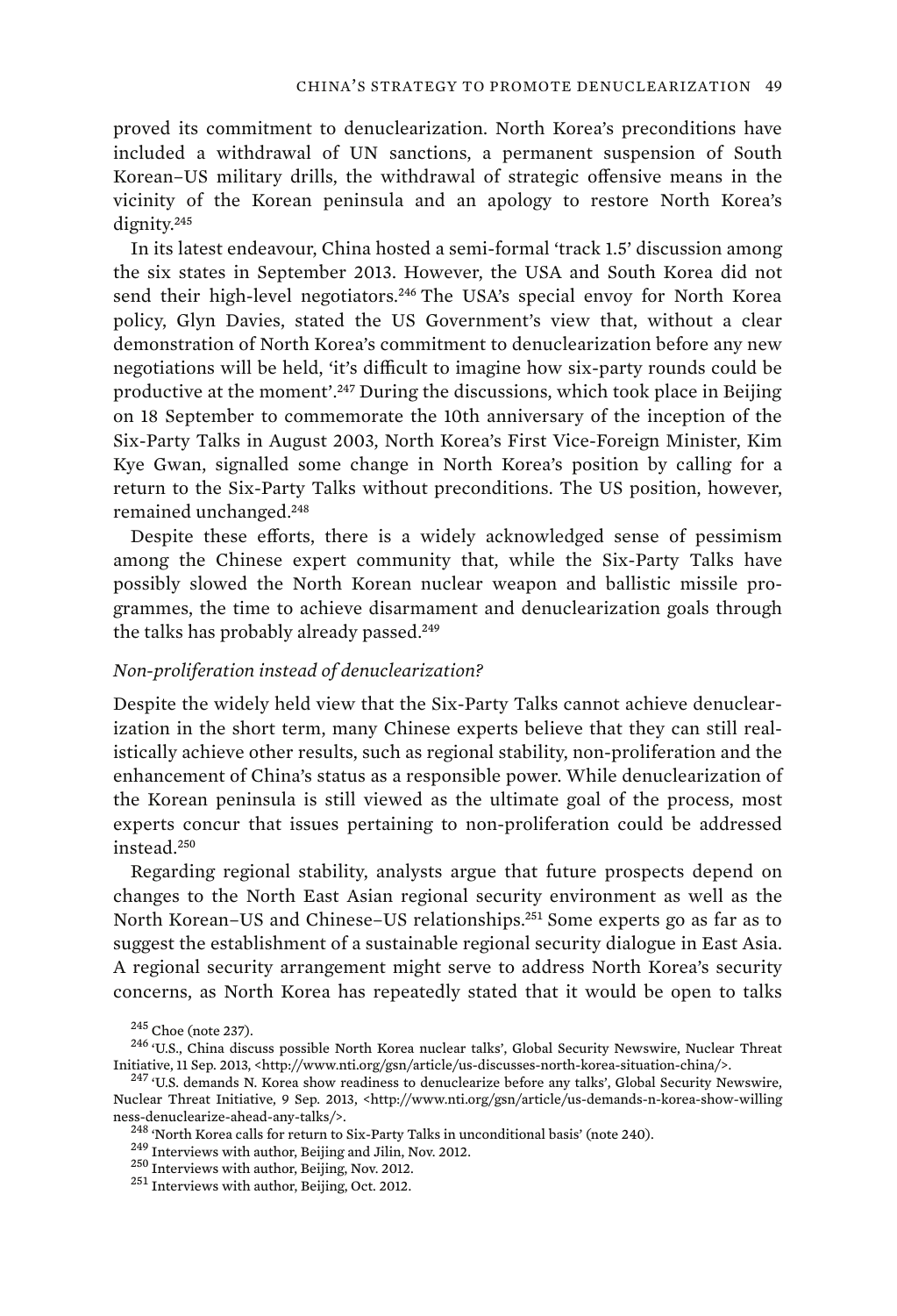proved its commitment to denuclearization. North Korea's preconditions have included a withdrawal of UN sanctions, a permanent suspension of South Korean–US military drills, the withdrawal of strategic offensive means in the vicinity of the Korean peninsula and an apology to restore North Korea's dignity.[245]

In its latest endeavour, China hosted a semi-formal 'track 1.5' discussion among the six states in September 2013. However, the USA and South Korea did not send their high-level negotiators.[246] The USA's special envoy for North Korea policy, Glyn Davies, stated the US Government's view that, without a clear demonstration of North Korea's commitment to denuclearization before any new negotiations will be held, 'it's difficult to imagine how six-party rounds could be productive at the moment'.[247] During the discussions, which took place in Beijing on 18 September to commemorate the 10th anniversary of the inception of the Six-Party Talks in August 2003, North Korea's First Vice-Foreign Minister, Kim Kye Gwan, signalled some change in North Korea's position by calling for a return to the Six-Party Talks without preconditions. The US position, however, remained unchanged.[248]

Despite these efforts, there is a widely acknowledged sense of pessimism among the Chinese expert community that, while the Six-Party Talks have possibly slowed the North Korean nuclear weapon and ballistic missile programmes, the time to achieve disarmament and denuclearization goals through the talks has probably already passed.[249]

### *Non-proliferation instead of denuclearization?*

Despite the widely held view that the Six-Party Talks cannot achieve denuclearization in the short term, many Chinese experts believe that they can still realistically achieve other results, such as regional stability, non-proliferation and the enhancement of China's status as a responsible power. While denuclearization of the Korean peninsula is still viewed as the ultimate goal of the process, most experts concur that issues pertaining to non-proliferation could be addressed instead.[250]

Regarding regional stability, analysts argue that future prospects depend on changes to the North East Asian regional security environment as well as the North Korean–US and Chinese–US relationships.[251] Some experts go as far as to suggest the establishment of a sustainable regional security dialogue in East Asia. A regional security arrangement might serve to address North Korea's security concerns, as North Korea has repeatedly stated that it would be open to talks

[245] Choe (note 237).

[246] 'U.S., China discuss possible North Korea nuclear talks', Global Security Newswire, Nuclear Threat Initiative, 11 Sep. 2013, <http://www.nti.org/gsn/article/us-discusses-north-korea-situation-china/>.

[247] 'U.S. demands N. Korea show readiness to denuclearize before any talks', Global Security Newswire, Nuclear Threat Initiative, 9 Sep. 2013, <http://www.nti.org/gsn/article/us-demands-n-korea-show-willingness-denuclearize-ahead-any-talks/>.

[248] 'North Korea calls for return to Six-Party Talks in unconditional basis' (note 240).

[249] Interviews with author, Beijing and Jilin, Nov. 2012.

[250] Interviews with author, Beijing, Nov. 2012.

[251] Interviews with author, Beijing, Oct. 2012.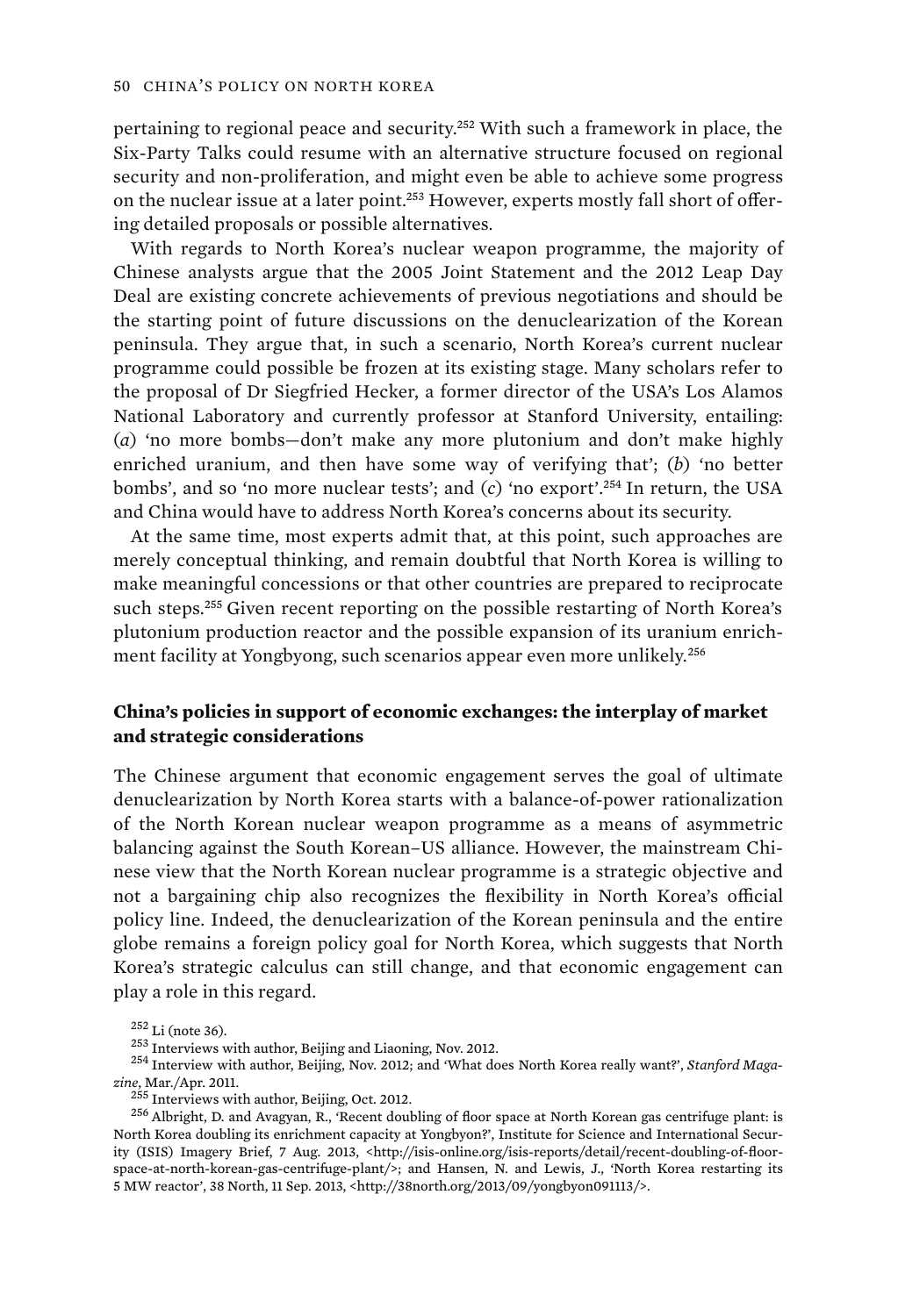pertaining to regional peace and security.[252] With such a framework in place, the Six-Party Talks could resume with an alternative structure focused on regional security and non-proliferation, and might even be able to achieve some progress on the nuclear issue at a later point.[253] However, experts mostly fall short of offering detailed proposals or possible alternatives.

With regards to North Korea's nuclear weapon programme, the majority of Chinese analysts argue that the 2005 Joint Statement and the 2012 Leap Day Deal are existing concrete achievements of previous negotiations and should be the starting point of future discussions on the denuclearization of the Korean peninsula. They argue that, in such a scenario, North Korea's current nuclear programme could possible be frozen at its existing stage. Many scholars refer to the proposal of Dr Siegfried Hecker, a former director of the USA's Los Alamos National Laboratory and currently professor at Stanford University, entailing: (*a*) 'no more bombs—don't make any more plutonium and don't make highly enriched uranium, and then have some way of verifying that'; (*b*) 'no better bombs', and so 'no more nuclear tests'; and (*c*) 'no export'.[254] In return, the USA and China would have to address North Korea's concerns about its security.

At the same time, most experts admit that, at this point, such approaches are merely conceptual thinking, and remain doubtful that North Korea is willing to make meaningful concessions or that other countries are prepared to reciprocate such steps.[255] Given recent reporting on the possible restarting of North Korea's plutonium production reactor and the possible expansion of its uranium enrichment facility at Yongbyong, such scenarios appear even more unlikely.[256]

### China's policies in support of economic exchanges: the interplay of market and strategic considerations

The Chinese argument that economic engagement serves the goal of ultimate denuclearization by North Korea starts with a balance-of-power rationalization of the North Korean nuclear weapon programme as a means of asymmetric balancing against the South Korean–US alliance. However, the mainstream Chinese view that the North Korean nuclear programme is a strategic objective and not a bargaining chip also recognizes the flexibility in North Korea's official policy line. Indeed, the denuclearization of the Korean peninsula and the entire globe remains a foreign policy goal for North Korea, which suggests that North Korea's strategic calculus can still change, and that economic engagement can play a role in this regard.

[252] Li (note 36).

[253] Interviews with author, Beijing and Liaoning, Nov. 2012.

[254] Interview with author, Beijing, Nov. 2012; and 'What does North Korea really want?', *Stanford Magazine*, Mar./Apr. 2011.

[255] Interviews with author, Beijing, Oct. 2012.

[256] Albright, D. and Avagyan, R., 'Recent doubling of floor space at North Korean gas centrifuge plant: is North Korea doubling its enrichment capacity at Yongbyon?', Institute for Science and International Security (ISIS) Imagery Brief, 7 Aug. 2013, <http://isis-online.org/isis-reports/detail/recent-doubling-of-floor-space-at-north-korean-gas-centrifuge-plant/>; and Hansen, N. and Lewis, J., 'North Korea restarting its 5 MW reactor', 38 North, 11 Sep. 2013, <http://38north.org/2013/09/yongbyon091113/>.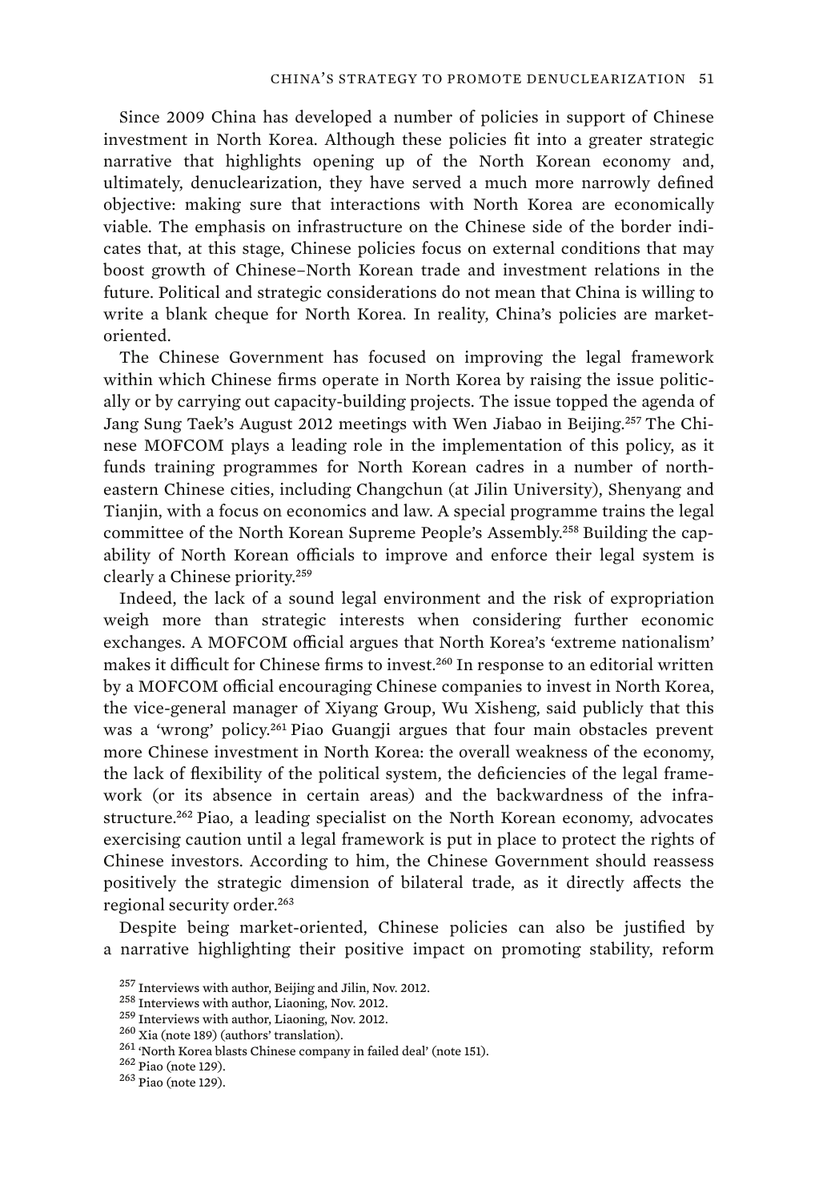Since 2009 China has developed a number of policies in support of Chinese investment in North Korea. Although these policies fit into a greater strategic narrative that highlights opening up of the North Korean economy and, ultimately, denuclearization, they have served a much more narrowly defined objective: making sure that interactions with North Korea are economically viable. The emphasis on infrastructure on the Chinese side of the border indicates that, at this stage, Chinese policies focus on external conditions that may boost growth of Chinese–North Korean trade and investment relations in the future. Political and strategic considerations do not mean that China is willing to write a blank cheque for North Korea. In reality, China's policies are market-oriented.

The Chinese Government has focused on improving the legal framework within which Chinese firms operate in North Korea by raising the issue politically or by carrying out capacity-building projects. The issue topped the agenda of Jang Sung Taek's August 2012 meetings with Wen Jiabao in Beijing.[257] The Chinese MOFCOM plays a leading role in the implementation of this policy, as it funds training programmes for North Korean cadres in a number of north-eastern Chinese cities, including Changchun (at Jilin University), Shenyang and Tianjin, with a focus on economics and law. A special programme trains the legal committee of the North Korean Supreme People's Assembly.[258] Building the capability of North Korean officials to improve and enforce their legal system is clearly a Chinese priority.[259]

Indeed, the lack of a sound legal environment and the risk of expropriation weigh more than strategic interests when considering further economic exchanges. A MOFCOM official argues that North Korea's 'extreme nationalism' makes it difficult for Chinese firms to invest.[260] In response to an editorial written by a MOFCOM official encouraging Chinese companies to invest in North Korea, the vice-general manager of Xiyang Group, Wu Xisheng, said publicly that this was a 'wrong' policy.[261] Piao Guangji argues that four main obstacles prevent more Chinese investment in North Korea: the overall weakness of the economy, the lack of flexibility of the political system, the deficiencies of the legal framework (or its absence in certain areas) and the backwardness of the infrastructure.[262] Piao, a leading specialist on the North Korean economy, advocates exercising caution until a legal framework is put in place to protect the rights of Chinese investors. According to him, the Chinese Government should reassess positively the strategic dimension of bilateral trade, as it directly affects the regional security order.[263]

Despite being market-oriented, Chinese policies can also be justified by a narrative highlighting their positive impact on promoting stability, reform

[257] Interviews with author, Beijing and Jilin, Nov. 2012.

[258] Interviews with author, Liaoning, Nov. 2012.

[259] Interviews with author, Liaoning, Nov. 2012.

[260] Xia (note 189) (authors' translation).

[261] 'North Korea blasts Chinese company in failed deal' (note 151).

[262] Piao (note 129).

[263] Piao (note 129).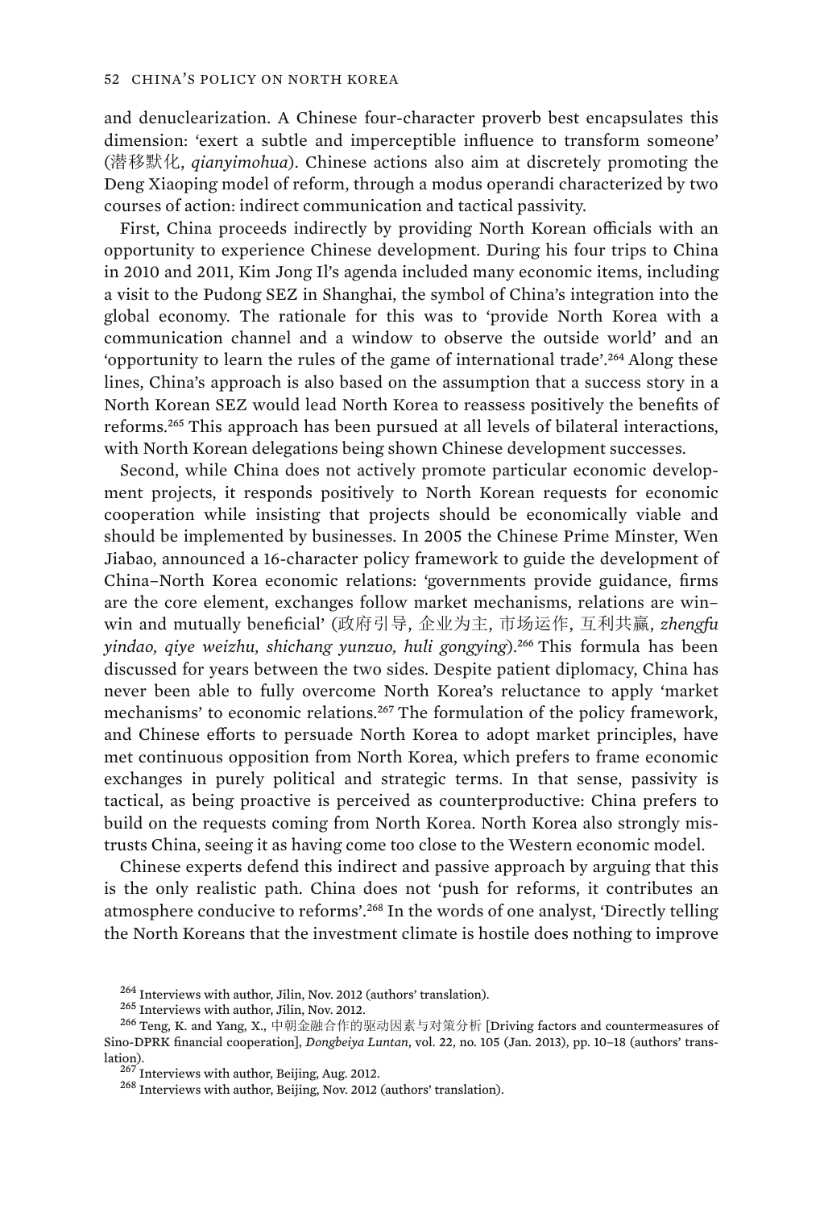and denuclearization. A Chinese four-character proverb best encapsulates this dimension: 'exert a subtle and imperceptible influence to transform someone' (潜移默化, *qianyimohua*). Chinese actions also aim at discretely promoting the Deng Xiaoping model of reform, through a modus operandi characterized by two courses of action: indirect communication and tactical passivity.

First, China proceeds indirectly by providing North Korean officials with an opportunity to experience Chinese development. During his four trips to China in 2010 and 2011, Kim Jong Il's agenda included many economic items, including a visit to the Pudong SEZ in Shanghai, the symbol of China's integration into the global economy. The rationale for this was to 'provide North Korea with a communication channel and a window to observe the outside world' and an 'opportunity to learn the rules of the game of international trade'.[264] Along these lines, China's approach is also based on the assumption that a success story in a North Korean SEZ would lead North Korea to reassess positively the benefits of reforms.[265] This approach has been pursued at all levels of bilateral interactions, with North Korean delegations being shown Chinese development successes.

Second, while China does not actively promote particular economic development projects, it responds positively to North Korean requests for economic cooperation while insisting that projects should be economically viable and should be implemented by businesses. In 2005 the Chinese Prime Minster, Wen Jiabao, announced a 16-character policy framework to guide the development of China–North Korea economic relations: 'governments provide guidance, firms are the core element, exchanges follow market mechanisms, relations are win–win and mutually beneficial' (政府引导, 企业为主, 市场运作, 互利共赢, *zhengfu yindao, qiye weizhu, shichang yunzuo, huli gongying*).[266] This formula has been discussed for years between the two sides. Despite patient diplomacy, China has never been able to fully overcome North Korea's reluctance to apply 'market mechanisms' to economic relations.[267] The formulation of the policy framework, and Chinese efforts to persuade North Korea to adopt market principles, have met continuous opposition from North Korea, which prefers to frame economic exchanges in purely political and strategic terms. In that sense, passivity is tactical, as being proactive is perceived as counterproductive: China prefers to build on the requests coming from North Korea. North Korea also strongly mistrusts China, seeing it as having come too close to the Western economic model.

Chinese experts defend this indirect and passive approach by arguing that this is the only realistic path. China does not 'push for reforms, it contributes an atmosphere conducive to reforms'.[268] In the words of one analyst, 'Directly telling the North Koreans that the investment climate is hostile does nothing to improve

[264] Interviews with author, Jilin, Nov. 2012 (authors' translation).

[265] Interviews with author, Jilin, Nov. 2012.

[266] Teng, K. and Yang, X., 中朝金融合作的驱动因素与对策分析 [Driving factors and countermeasures of Sino-DPRK financial cooperation], *Dongbeiya Luntan*, vol. 22, no. 105 (Jan. 2013), pp. 10–18 (authors' translation).

[267] Interviews with author, Beijing, Aug. 2012.

[268] Interviews with author, Beijing, Nov. 2012 (authors' translation).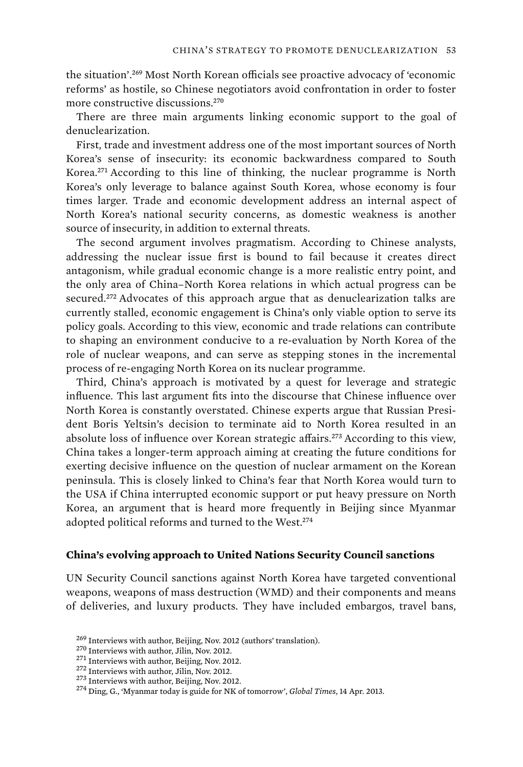the situation'.[269] Most North Korean officials see proactive advocacy of 'economic reforms' as hostile, so Chinese negotiators avoid confrontation in order to foster more constructive discussions.[270]

There are three main arguments linking economic support to the goal of denuclearization.

First, trade and investment address one of the most important sources of North Korea's sense of insecurity: its economic backwardness compared to South Korea.[271] According to this line of thinking, the nuclear programme is North Korea's only leverage to balance against South Korea, whose economy is four times larger. Trade and economic development address an internal aspect of North Korea's national security concerns, as domestic weakness is another source of insecurity, in addition to external threats.

The second argument involves pragmatism. According to Chinese analysts, addressing the nuclear issue first is bound to fail because it creates direct antagonism, while gradual economic change is a more realistic entry point, and the only area of China–North Korea relations in which actual progress can be secured.[272] Advocates of this approach argue that as denuclearization talks are currently stalled, economic engagement is China's only viable option to serve its policy goals. According to this view, economic and trade relations can contribute to shaping an environment conducive to a re-evaluation by North Korea of the role of nuclear weapons, and can serve as stepping stones in the incremental process of re-engaging North Korea on its nuclear programme.

Third, China's approach is motivated by a quest for leverage and strategic influence. This last argument fits into the discourse that Chinese influence over North Korea is constantly overstated. Chinese experts argue that Russian President Boris Yeltsin's decision to terminate aid to North Korea resulted in an absolute loss of influence over Korean strategic affairs.[273] According to this view, China takes a longer-term approach aiming at creating the future conditions for exerting decisive influence on the question of nuclear armament on the Korean peninsula. This is closely linked to China's fear that North Korea would turn to the USA if China interrupted economic support or put heavy pressure on North Korea, an argument that is heard more frequently in Beijing since Myanmar adopted political reforms and turned to the West.[274]

### China's evolving approach to United Nations Security Council sanctions

UN Security Council sanctions against North Korea have targeted conventional weapons, weapons of mass destruction (WMD) and their components and means of deliveries, and luxury products. They have included embargos, travel bans,

[269] Interviews with author, Beijing, Nov. 2012 (authors' translation).

[270] Interviews with author, Jilin, Nov. 2012.

[271] Interviews with author, Beijing, Nov. 2012.

[272] Interviews with author, Jilin, Nov. 2012.

[273] Interviews with author, Beijing, Nov. 2012.

[274] Ding, G., 'Myanmar today is guide for NK of tomorrow', *Global Times*, 14 Apr. 2013.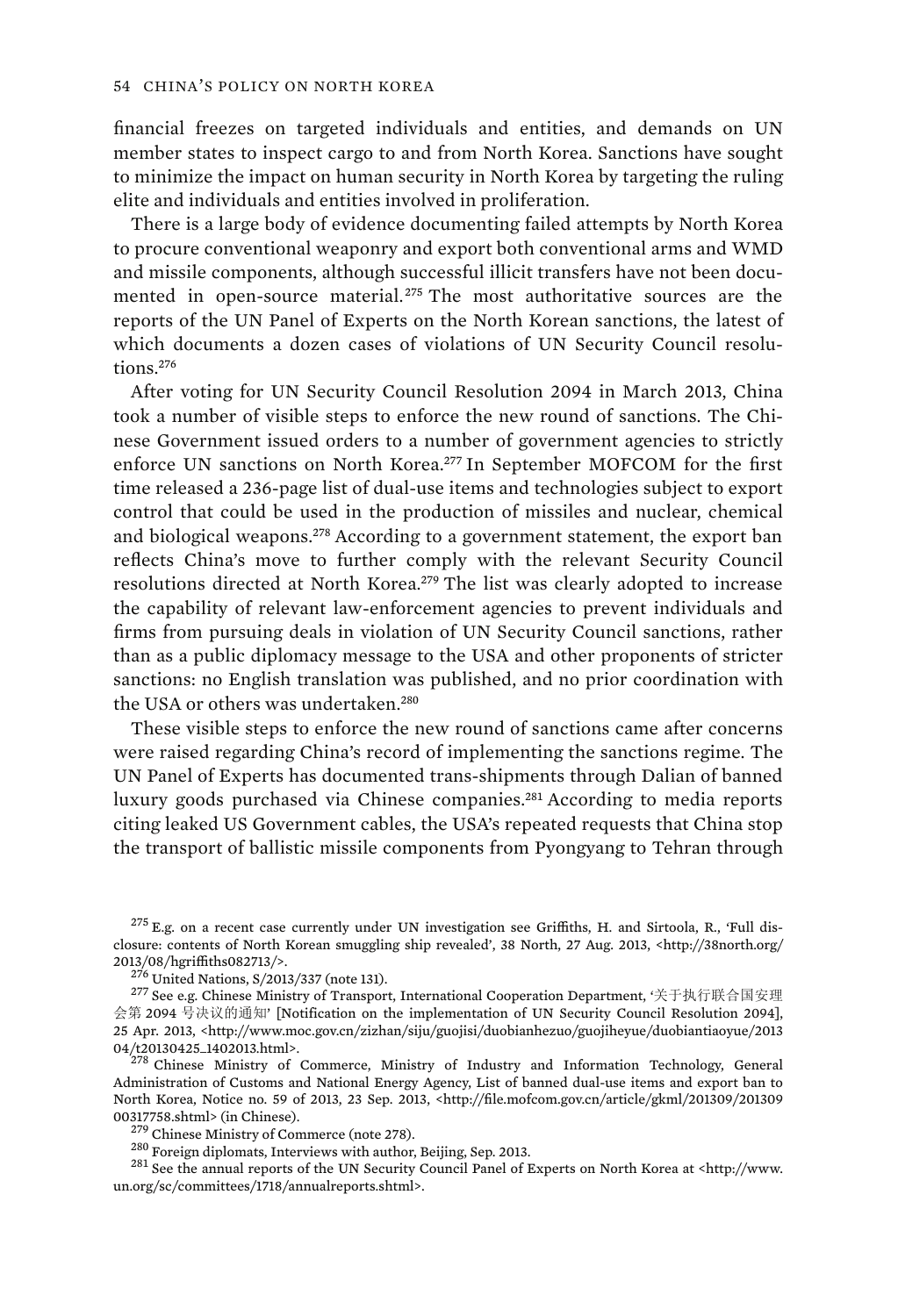financial freezes on targeted individuals and entities, and demands on UN member states to inspect cargo to and from North Korea. Sanctions have sought to minimize the impact on human security in North Korea by targeting the ruling elite and individuals and entities involved in proliferation.

There is a large body of evidence documenting failed attempts by North Korea to procure conventional weaponry and export both conventional arms and WMD and missile components, although successful illicit transfers have not been documented in open-source material.[275] The most authoritative sources are the reports of the UN Panel of Experts on the North Korean sanctions, the latest of which documents a dozen cases of violations of UN Security Council resolutions.[276]

After voting for UN Security Council Resolution 2094 in March 2013, China took a number of visible steps to enforce the new round of sanctions. The Chinese Government issued orders to a number of government agencies to strictly enforce UN sanctions on North Korea.[277] In September MOFCOM for the first time released a 236-page list of dual-use items and technologies subject to export control that could be used in the production of missiles and nuclear, chemical and biological weapons.[278] According to a government statement, the export ban reflects China's move to further comply with the relevant Security Council resolutions directed at North Korea.[279] The list was clearly adopted to increase the capability of relevant law-enforcement agencies to prevent individuals and firms from pursuing deals in violation of UN Security Council sanctions, rather than as a public diplomacy message to the USA and other proponents of stricter sanctions: no English translation was published, and no prior coordination with the USA or others was undertaken.[280]

These visible steps to enforce the new round of sanctions came after concerns were raised regarding China's record of implementing the sanctions regime. The UN Panel of Experts has documented trans-shipments through Dalian of banned luxury goods purchased via Chinese companies.[281] According to media reports citing leaked US Government cables, the USA's repeated requests that China stop the transport of ballistic missile components from Pyongyang to Tehran through

---

[275] E.g. on a recent case currently under UN investigation see Griffiths, H. and Sirtoola, R., 'Full disclosure: contents of North Korean smuggling ship revealed', 38 North, 27 Aug. 2013, <http://38north.org/2013/08/hgriffiths082713/>.

[276] United Nations, S/2013/337 (note 131).

[277] See e.g. Chinese Ministry of Transport, International Cooperation Department, '关于执行联合国安理会第 2094 号决议的通知' [Notification on the implementation of UN Security Council Resolution 2094], 25 Apr. 2013, <http://www.moc.gov.cn/zizhan/siju/guojisi/duobianhezuo/guojiheyue/duobiantiaoyue/201304/t20130425_1402013.html>.

[278] Chinese Ministry of Commerce, Ministry of Industry and Information Technology, General Administration of Customs and National Energy Agency, List of banned dual-use items and export ban to North Korea, Notice no. 59 of 2013, 23 Sep. 2013, <http://file.mofcom.gov.cn/article/gkml/201309/20130900317758.shtml> (in Chinese).

[279] Chinese Ministry of Commerce (note 278).

[280] Foreign diplomats, Interviews with author, Beijing, Sep. 2013.

[281] See the annual reports of the UN Security Council Panel of Experts on North Korea at <http://www.un.org/sc/committees/1718/annualreports.shtml>.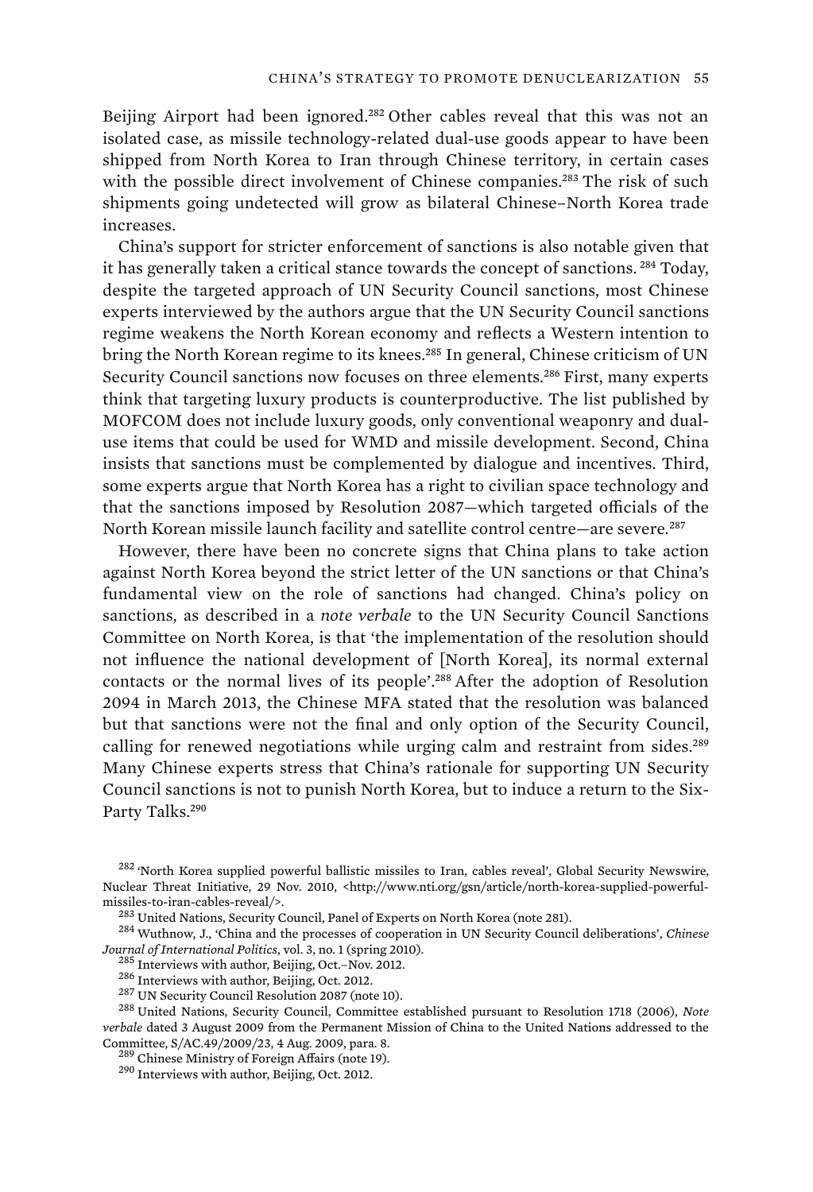Beijing Airport had been ignored.[282] Other cables reveal that this was not an isolated case, as missile technology-related dual-use goods appear to have been shipped from North Korea to Iran through Chinese territory, in certain cases with the possible direct involvement of Chinese companies.[283] The risk of such shipments going undetected will grow as bilateral Chinese–North Korea trade increases.

China's support for stricter enforcement of sanctions is also notable given that it has generally taken a critical stance towards the concept of sanctions.[284] Today, despite the targeted approach of UN Security Council sanctions, most Chinese experts interviewed by the authors argue that the UN Security Council sanctions regime weakens the North Korean economy and reflects a Western intention to bring the North Korean regime to its knees.[285] In general, Chinese criticism of UN Security Council sanctions now focuses on three elements.[286] First, many experts think that targeting luxury products is counterproductive. The list published by MOFCOM does not include luxury goods, only conventional weaponry and dual-use items that could be used for WMD and missile development. Second, China insists that sanctions must be complemented by dialogue and incentives. Third, some experts argue that North Korea has a right to civilian space technology and that the sanctions imposed by Resolution 2087—which targeted officials of the North Korean missile launch facility and satellite control centre—are severe.[287]

However, there have been no concrete signs that China plans to take action against North Korea beyond the strict letter of the UN sanctions or that China's fundamental view on the role of sanctions had changed. China's policy on sanctions, as described in a *note verbale* to the UN Security Council Sanctions Committee on North Korea, is that 'the implementation of the resolution should not influence the national development of [North Korea], its normal external contacts or the normal lives of its people'.[288] After the adoption of Resolution 2094 in March 2013, the Chinese MFA stated that the resolution was balanced but that sanctions were not the final and only option of the Security Council, calling for renewed negotiations while urging calm and restraint from sides.[289] Many Chinese experts stress that China's rationale for supporting UN Security Council sanctions is not to punish North Korea, but to induce a return to the Six-Party Talks.[290]

---

[282] 'North Korea supplied powerful ballistic missiles to Iran, cables reveal', Global Security Newswire, Nuclear Threat Initiative, 29 Nov. 2010, <http://www.nti.org/gsn/article/north-korea-supplied-powerful-missiles-to-iran-cables-reveal/>.

[283] United Nations, Security Council, Panel of Experts on North Korea (note 281).

[284] Wuthnow, J., 'China and the processes of cooperation in UN Security Council deliberations', *Chinese Journal of International Politics*, vol. 3, no. 1 (spring 2010).

[285] Interviews with author, Beijing, Oct.–Nov. 2012.

[286] Interviews with author, Beijing, Oct. 2012.

[287] UN Security Council Resolution 2087 (note 10).

[288] United Nations, Security Council, Committee established pursuant to Resolution 1718 (2006), *Note verbale* dated 3 August 2009 from the Permanent Mission of China to the United Nations addressed to the Committee, S/AC.49/2009/23, 4 Aug. 2009, para. 8.

[289] Chinese Ministry of Foreign Affairs (note 19).

[290] Interviews with author, Beijing, Oct. 2012.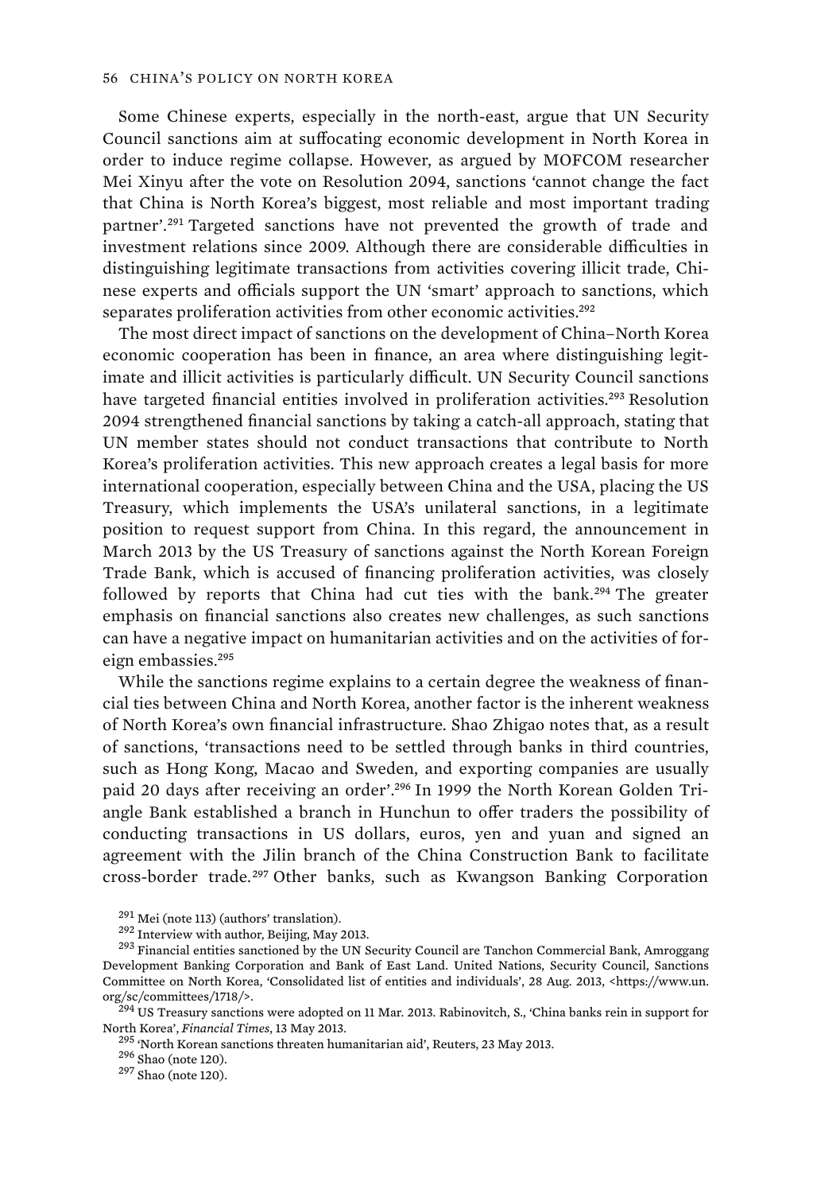Some Chinese experts, especially in the north-east, argue that UN Security Council sanctions aim at suffocating economic development in North Korea in order to induce regime collapse. However, as argued by MOFCOM researcher Mei Xinyu after the vote on Resolution 2094, sanctions 'cannot change the fact that China is North Korea's biggest, most reliable and most important trading partner'.[291] Targeted sanctions have not prevented the growth of trade and investment relations since 2009. Although there are considerable difficulties in distinguishing legitimate transactions from activities covering illicit trade, Chinese experts and officials support the UN 'smart' approach to sanctions, which separates proliferation activities from other economic activities.[292]

The most direct impact of sanctions on the development of China–North Korea economic cooperation has been in finance, an area where distinguishing legitimate and illicit activities is particularly difficult. UN Security Council sanctions have targeted financial entities involved in proliferation activities.[293] Resolution 2094 strengthened financial sanctions by taking a catch-all approach, stating that UN member states should not conduct transactions that contribute to North Korea's proliferation activities. This new approach creates a legal basis for more international cooperation, especially between China and the USA, placing the US Treasury, which implements the USA's unilateral sanctions, in a legitimate position to request support from China. In this regard, the announcement in March 2013 by the US Treasury of sanctions against the North Korean Foreign Trade Bank, which is accused of financing proliferation activities, was closely followed by reports that China had cut ties with the bank.[294] The greater emphasis on financial sanctions also creates new challenges, as such sanctions can have a negative impact on humanitarian activities and on the activities of foreign embassies.[295]

While the sanctions regime explains to a certain degree the weakness of financial ties between China and North Korea, another factor is the inherent weakness of North Korea's own financial infrastructure. Shao Zhigao notes that, as a result of sanctions, 'transactions need to be settled through banks in third countries, such as Hong Kong, Macao and Sweden, and exporting companies are usually paid 20 days after receiving an order'.[296] In 1999 the North Korean Golden Triangle Bank established a branch in Hunchun to offer traders the possibility of conducting transactions in US dollars, euros, yen and yuan and signed an agreement with the Jilin branch of the China Construction Bank to facilitate cross-border trade.[297] Other banks, such as Kwangson Banking Corporation

---

[291] Mei (note 113) (authors' translation).

[292] Interview with author, Beijing, May 2013.

[293] Financial entities sanctioned by the UN Security Council are Tanchon Commercial Bank, Amroggang Development Banking Corporation and Bank of East Land. United Nations, Security Council, Sanctions Committee on North Korea, 'Consolidated list of entities and individuals', 28 Aug. 2013, <https://www.un.org/sc/committees/1718/>.

[294] US Treasury sanctions were adopted on 11 Mar. 2013. Rabinovitch, S., 'China banks rein in support for North Korea', *Financial Times*, 13 May 2013.

[295] 'North Korean sanctions threaten humanitarian aid', Reuters, 23 May 2013.

[296] Shao (note 120).

[297] Shao (note 120).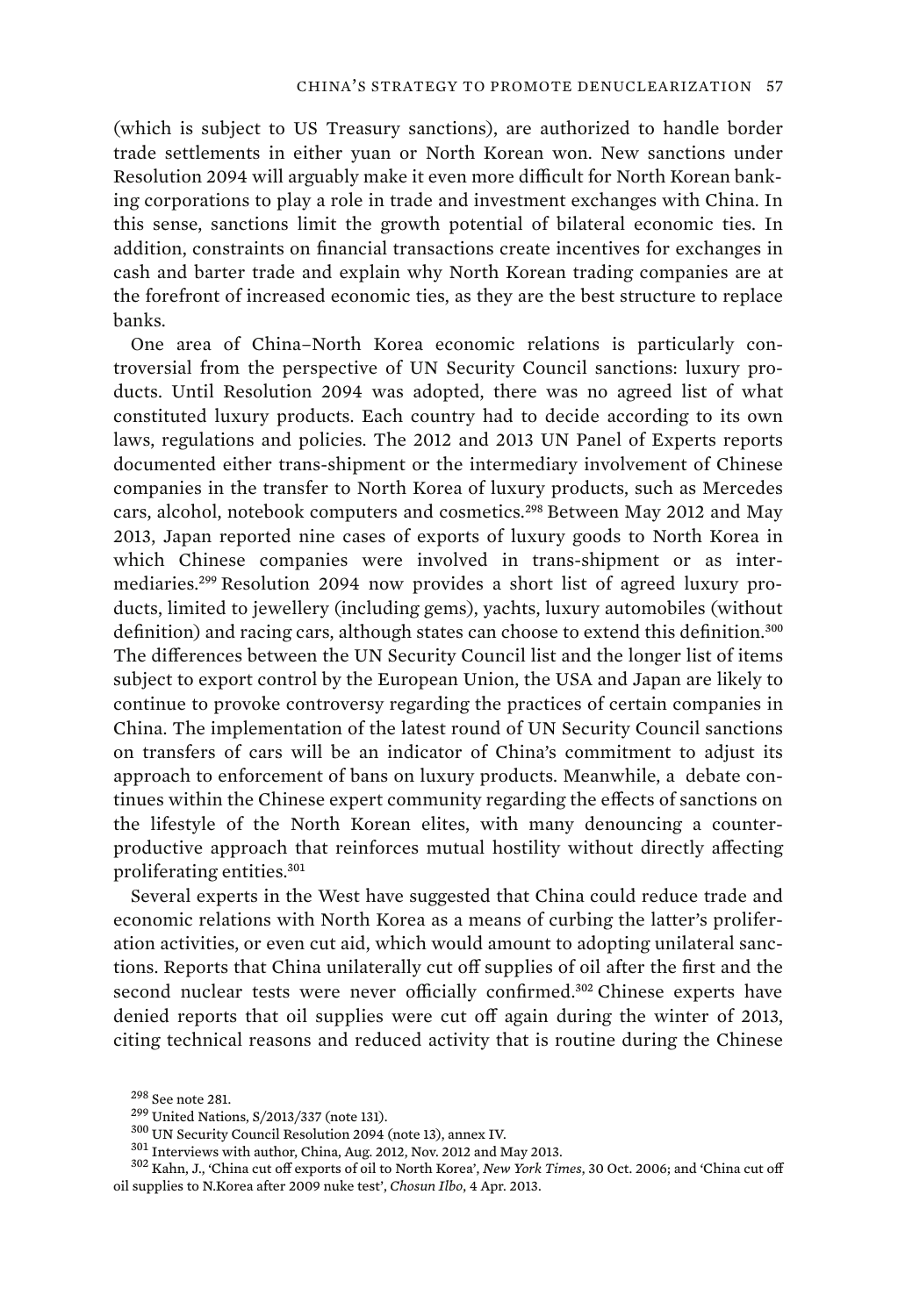(which is subject to US Treasury sanctions), are authorized to handle border trade settlements in either yuan or North Korean won. New sanctions under Resolution 2094 will arguably make it even more difficult for North Korean banking corporations to play a role in trade and investment exchanges with China. In this sense, sanctions limit the growth potential of bilateral economic ties. In addition, constraints on financial transactions create incentives for exchanges in cash and barter trade and explain why North Korean trading companies are at the forefront of increased economic ties, as they are the best structure to replace banks.

One area of China–North Korea economic relations is particularly controversial from the perspective of UN Security Council sanctions: luxury products. Until Resolution 2094 was adopted, there was no agreed list of what constituted luxury products. Each country had to decide according to its own laws, regulations and policies. The 2012 and 2013 UN Panel of Experts reports documented either trans-shipment or the intermediary involvement of Chinese companies in the transfer to North Korea of luxury products, such as Mercedes cars, alcohol, notebook computers and cosmetics.[298] Between May 2012 and May 2013, Japan reported nine cases of exports of luxury goods to North Korea in which Chinese companies were involved in trans-shipment or as intermediaries.[299] Resolution 2094 now provides a short list of agreed luxury products, limited to jewellery (including gems), yachts, luxury automobiles (without definition) and racing cars, although states can choose to extend this definition.[300] The differences between the UN Security Council list and the longer list of items subject to export control by the European Union, the USA and Japan are likely to continue to provoke controversy regarding the practices of certain companies in China. The implementation of the latest round of UN Security Council sanctions on transfers of cars will be an indicator of China's commitment to adjust its approach to enforcement of bans on luxury products. Meanwhile, a debate continues within the Chinese expert community regarding the effects of sanctions on the lifestyle of the North Korean elites, with many denouncing a counterproductive approach that reinforces mutual hostility without directly affecting proliferating entities.[301]

Several experts in the West have suggested that China could reduce trade and economic relations with North Korea as a means of curbing the latter's proliferation activities, or even cut aid, which would amount to adopting unilateral sanctions. Reports that China unilaterally cut off supplies of oil after the first and the second nuclear tests were never officially confirmed.[302] Chinese experts have denied reports that oil supplies were cut off again during the winter of 2013, citing technical reasons and reduced activity that is routine during the Chinese

[298] See note 281.

[299] United Nations, S/2013/337 (note 131).

[300] UN Security Council Resolution 2094 (note 13), annex IV.

[301] Interviews with author, China, Aug. 2012, Nov. 2012 and May 2013.

[302] Kahn, J., 'China cut off exports of oil to North Korea', *New York Times*, 30 Oct. 2006; and 'China cut off oil supplies to N.Korea after 2009 nuke test', *Chosun Ilbo*, 4 Apr. 2013.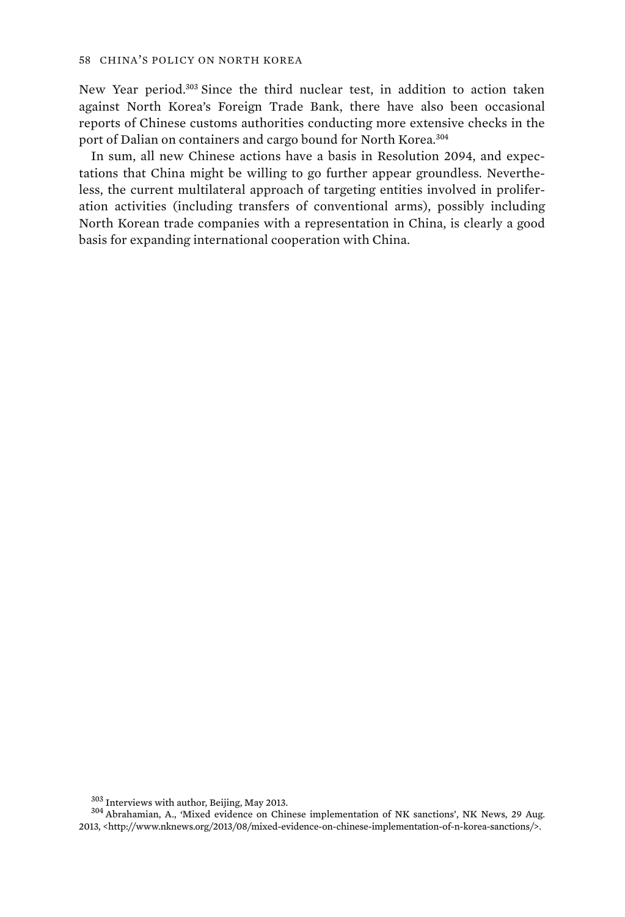New Year period.[303] Since the third nuclear test, in addition to action taken against North Korea's Foreign Trade Bank, there have also been occasional reports of Chinese customs authorities conducting more extensive checks in the port of Dalian on containers and cargo bound for North Korea.[304]

In sum, all new Chinese actions have a basis in Resolution 2094, and expectations that China might be willing to go further appear groundless. Nevertheless, the current multilateral approach of targeting entities involved in proliferation activities (including transfers of conventional arms), possibly including North Korean trade companies with a representation in China, is clearly a good basis for expanding international cooperation with China.

[303] Interviews with author, Beijing, May 2013.

[304] Abrahamian, A., 'Mixed evidence on Chinese implementation of NK sanctions', NK News, 29 Aug. 2013, <http://www.nknews.org/2013/08/mixed-evidence-on-chinese-implementation-of-n-korea-sanctions/>.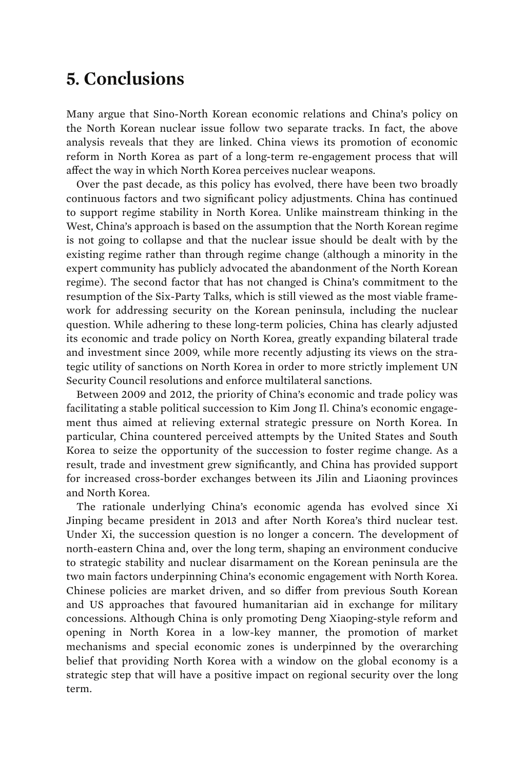# 5. Conclusions

Many argue that Sino-North Korean economic relations and China's policy on the North Korean nuclear issue follow two separate tracks. In fact, the above analysis reveals that they are linked. China views its promotion of economic reform in North Korea as part of a long-term re-engagement process that will affect the way in which North Korea perceives nuclear weapons.

Over the past decade, as this policy has evolved, there have been two broadly continuous factors and two significant policy adjustments. China has continued to support regime stability in North Korea. Unlike mainstream thinking in the West, China's approach is based on the assumption that the North Korean regime is not going to collapse and that the nuclear issue should be dealt with by the existing regime rather than through regime change (although a minority in the expert community has publicly advocated the abandonment of the North Korean regime). The second factor that has not changed is China's commitment to the resumption of the Six-Party Talks, which is still viewed as the most viable framework for addressing security on the Korean peninsula, including the nuclear question. While adhering to these long-term policies, China has clearly adjusted its economic and trade policy on North Korea, greatly expanding bilateral trade and investment since 2009, while more recently adjusting its views on the strategic utility of sanctions on North Korea in order to more strictly implement UN Security Council resolutions and enforce multilateral sanctions.

Between 2009 and 2012, the priority of China's economic and trade policy was facilitating a stable political succession to Kim Jong Il. China's economic engagement thus aimed at relieving external strategic pressure on North Korea. In particular, China countered perceived attempts by the United States and South Korea to seize the opportunity of the succession to foster regime change. As a result, trade and investment grew significantly, and China has provided support for increased cross-border exchanges between its Jilin and Liaoning provinces and North Korea.

The rationale underlying China's economic agenda has evolved since Xi Jinping became president in 2013 and after North Korea's third nuclear test. Under Xi, the succession question is no longer a concern. The development of north-eastern China and, over the long term, shaping an environment conducive to strategic stability and nuclear disarmament on the Korean peninsula are the two main factors underpinning China's economic engagement with North Korea. Chinese policies are market driven, and so differ from previous South Korean and US approaches that favoured humanitarian aid in exchange for military concessions. Although China is only promoting Deng Xiaoping-style reform and opening in North Korea in a low-key manner, the promotion of market mechanisms and special economic zones is underpinned by the overarching belief that providing North Korea with a window on the global economy is a strategic step that will have a positive impact on regional security over the long term.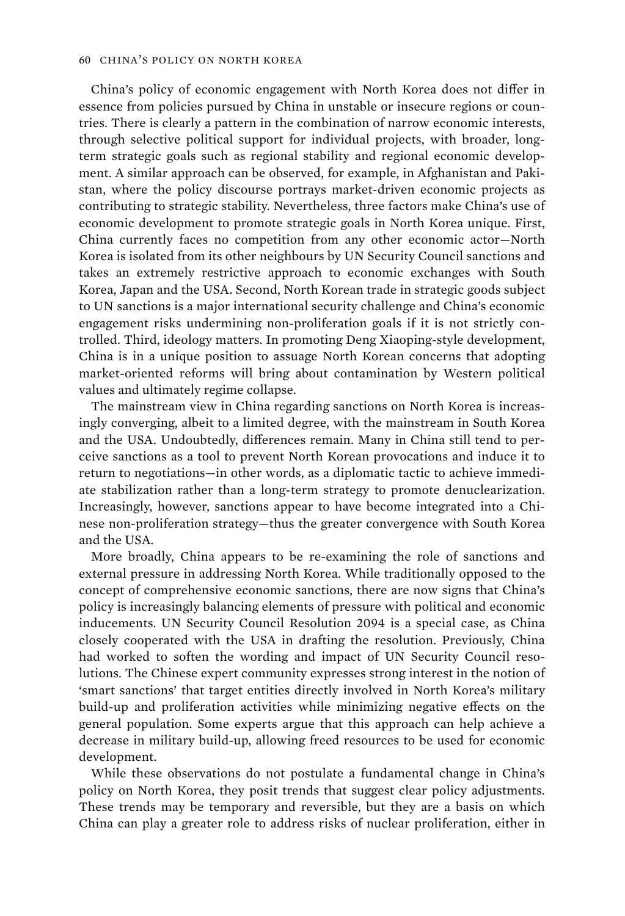China's policy of economic engagement with North Korea does not differ in essence from policies pursued by China in unstable or insecure regions or countries. There is clearly a pattern in the combination of narrow economic interests, through selective political support for individual projects, with broader, long-term strategic goals such as regional stability and regional economic development. A similar approach can be observed, for example, in Afghanistan and Pakistan, where the policy discourse portrays market-driven economic projects as contributing to strategic stability. Nevertheless, three factors make China's use of economic development to promote strategic goals in North Korea unique. First, China currently faces no competition from any other economic actor—North Korea is isolated from its other neighbours by UN Security Council sanctions and takes an extremely restrictive approach to economic exchanges with South Korea, Japan and the USA. Second, North Korean trade in strategic goods subject to UN sanctions is a major international security challenge and China's economic engagement risks undermining non-proliferation goals if it is not strictly controlled. Third, ideology matters. In promoting Deng Xiaoping-style development, China is in a unique position to assuage North Korean concerns that adopting market-oriented reforms will bring about contamination by Western political values and ultimately regime collapse.

The mainstream view in China regarding sanctions on North Korea is increasingly converging, albeit to a limited degree, with the mainstream in South Korea and the USA. Undoubtedly, differences remain. Many in China still tend to perceive sanctions as a tool to prevent North Korean provocations and induce it to return to negotiations—in other words, as a diplomatic tactic to achieve immediate stabilization rather than a long-term strategy to promote denuclearization. Increasingly, however, sanctions appear to have become integrated into a Chinese non-proliferation strategy—thus the greater convergence with South Korea and the USA.

More broadly, China appears to be re-examining the role of sanctions and external pressure in addressing North Korea. While traditionally opposed to the concept of comprehensive economic sanctions, there are now signs that China's policy is increasingly balancing elements of pressure with political and economic inducements. UN Security Council Resolution 2094 is a special case, as China closely cooperated with the USA in drafting the resolution. Previously, China had worked to soften the wording and impact of UN Security Council resolutions. The Chinese expert community expresses strong interest in the notion of 'smart sanctions' that target entities directly involved in North Korea's military build-up and proliferation activities while minimizing negative effects on the general population. Some experts argue that this approach can help achieve a decrease in military build-up, allowing freed resources to be used for economic development.

While these observations do not postulate a fundamental change in China's policy on North Korea, they posit trends that suggest clear policy adjustments. These trends may be temporary and reversible, but they are a basis on which China can play a greater role to address risks of nuclear proliferation, either in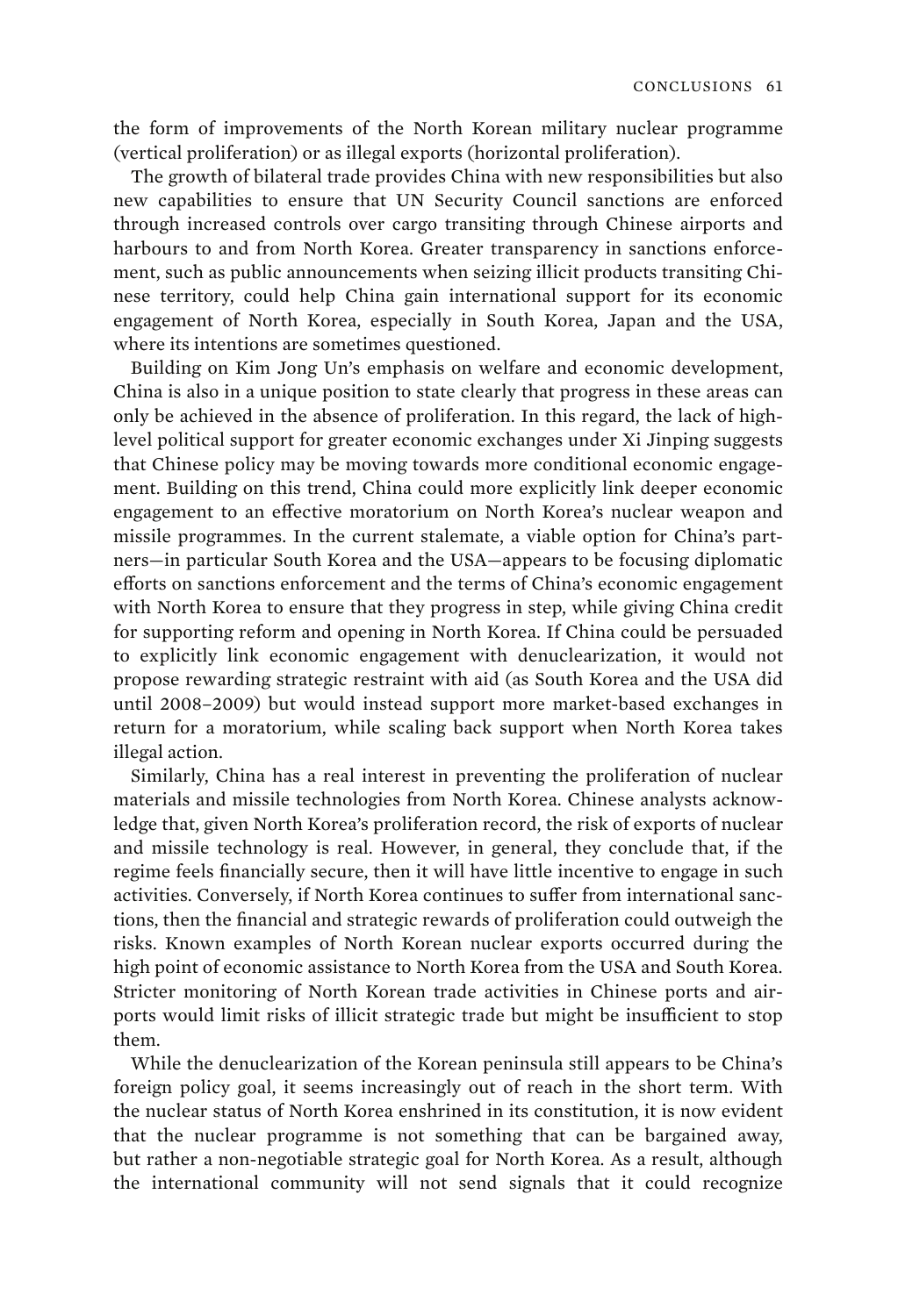the form of improvements of the North Korean military nuclear programme (vertical proliferation) or as illegal exports (horizontal proliferation).

The growth of bilateral trade provides China with new responsibilities but also new capabilities to ensure that UN Security Council sanctions are enforced through increased controls over cargo transiting through Chinese airports and harbours to and from North Korea. Greater transparency in sanctions enforcement, such as public announcements when seizing illicit products transiting Chinese territory, could help China gain international support for its economic engagement of North Korea, especially in South Korea, Japan and the USA, where its intentions are sometimes questioned.

Building on Kim Jong Un's emphasis on welfare and economic development, China is also in a unique position to state clearly that progress in these areas can only be achieved in the absence of proliferation. In this regard, the lack of high-level political support for greater economic exchanges under Xi Jinping suggests that Chinese policy may be moving towards more conditional economic engagement. Building on this trend, China could more explicitly link deeper economic engagement to an effective moratorium on North Korea's nuclear weapon and missile programmes. In the current stalemate, a viable option for China's partners—in particular South Korea and the USA—appears to be focusing diplomatic efforts on sanctions enforcement and the terms of China's economic engagement with North Korea to ensure that they progress in step, while giving China credit for supporting reform and opening in North Korea. If China could be persuaded to explicitly link economic engagement with denuclearization, it would not propose rewarding strategic restraint with aid (as South Korea and the USA did until 2008–2009) but would instead support more market-based exchanges in return for a moratorium, while scaling back support when North Korea takes illegal action.

Similarly, China has a real interest in preventing the proliferation of nuclear materials and missile technologies from North Korea. Chinese analysts acknowledge that, given North Korea's proliferation record, the risk of exports of nuclear and missile technology is real. However, in general, they conclude that, if the regime feels financially secure, then it will have little incentive to engage in such activities. Conversely, if North Korea continues to suffer from international sanctions, then the financial and strategic rewards of proliferation could outweigh the risks. Known examples of North Korean nuclear exports occurred during the high point of economic assistance to North Korea from the USA and South Korea. Stricter monitoring of North Korean trade activities in Chinese ports and airports would limit risks of illicit strategic trade but might be insufficient to stop them.

While the denuclearization of the Korean peninsula still appears to be China's foreign policy goal, it seems increasingly out of reach in the short term. With the nuclear status of North Korea enshrined in its constitution, it is now evident that the nuclear programme is not something that can be bargained away, but rather a non-negotiable strategic goal for North Korea. As a result, although the international community will not send signals that it could recognize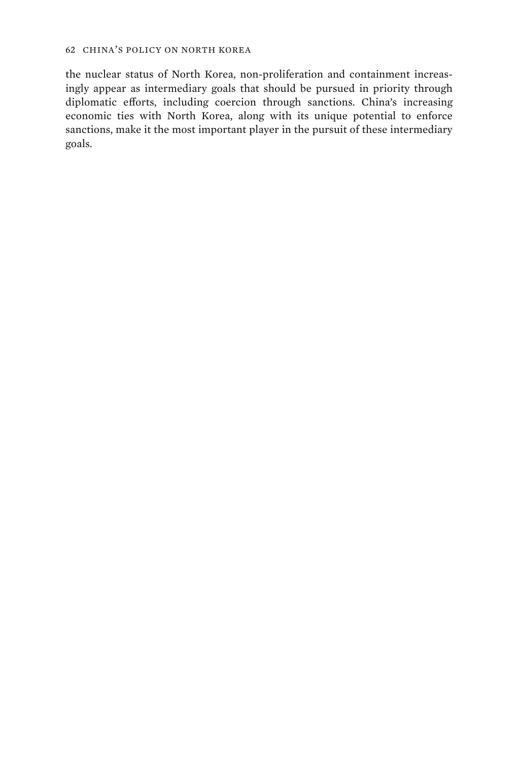the nuclear status of North Korea, non-proliferation and containment increasingly appear as intermediary goals that should be pursued in priority through diplomatic efforts, including coercion through sanctions. China's increasing economic ties with North Korea, along with its unique potential to enforce sanctions, make it the most important player in the pursuit of these intermediary goals.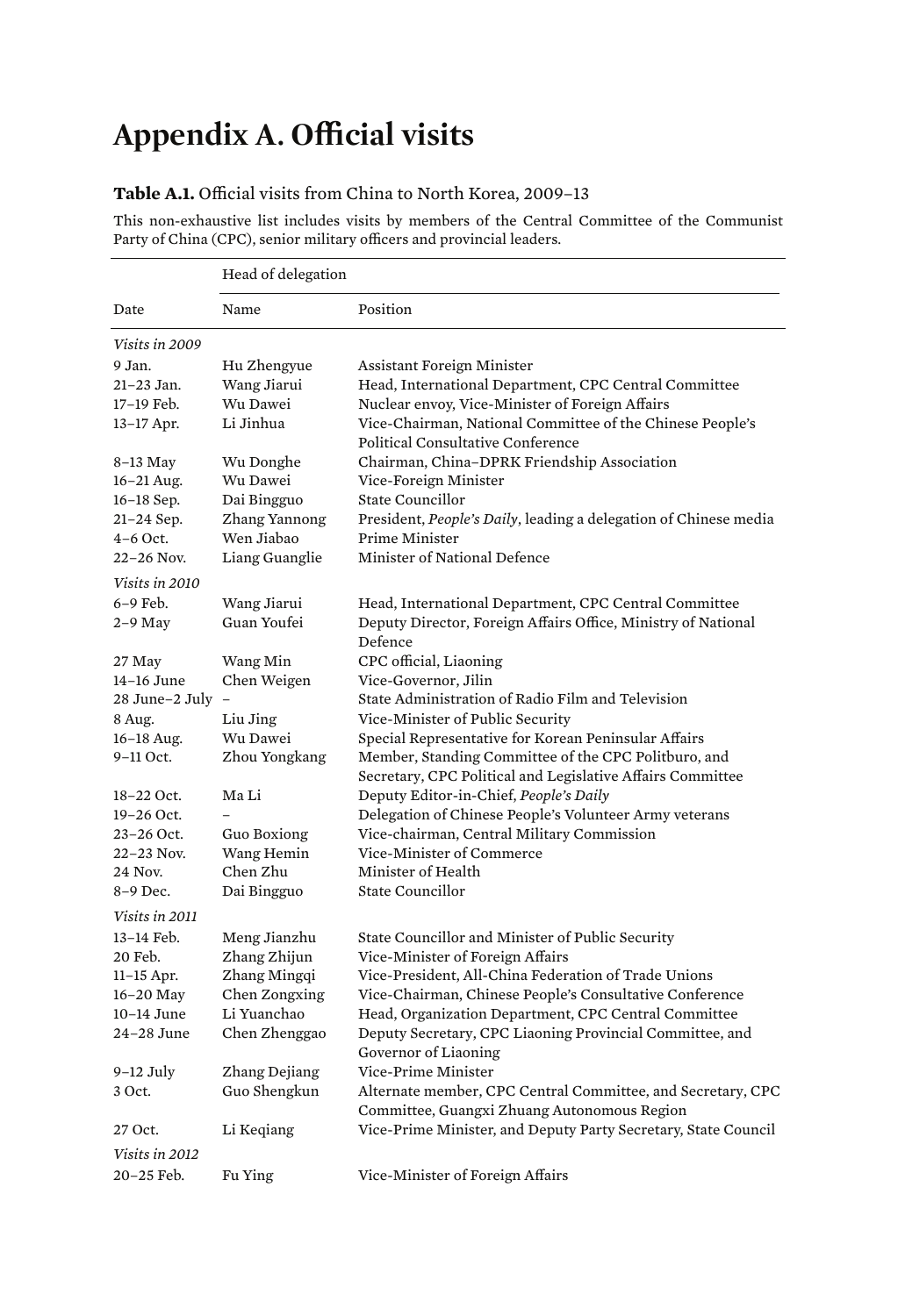# Appendix A. Official visits

**Table A.1.** Official visits from China to North Korea, 2009–13

This non-exhaustive list includes visits by members of the Central Committee of the Communist Party of China (CPC), senior military officers and provincial leaders.

| | Head of delegation | |
|---|---|---|
| Date | Name | Position |
| *Visits in 2009* | | |
| 9 Jan. | Hu Zhengyue | Assistant Foreign Minister |
| 21–23 Jan. | Wang Jiarui | Head, International Department, CPC Central Committee |
| 17–19 Feb. | Wu Dawei | Nuclear envoy, Vice-Minister of Foreign Affairs |
| 13–17 Apr. | Li Jinhua | Vice-Chairman, National Committee of the Chinese People's Political Consultative Conference |
| 8–13 May | Wu Donghe | Chairman, China–DPRK Friendship Association |
| 16–21 Aug. | Wu Dawei | Vice-Foreign Minister |
| 16–18 Sep. | Dai Bingguo | State Councillor |
| 21–24 Sep. | Zhang Yannong | President, *People's Daily*, leading a delegation of Chinese media |
| 4–6 Oct. | Wen Jiabao | Prime Minister |
| 22–26 Nov. | Liang Guanglie | Minister of National Defence |
| *Visits in 2010* | | |
| 6–9 Feb. | Wang Jiarui | Head, International Department, CPC Central Committee |
| 2–9 May | Guan Youfei | Deputy Director, Foreign Affairs Office, Ministry of National Defence |
| 27 May | Wang Min | CPC official, Liaoning |
| 14–16 June | Chen Weigen | Vice-Governor, Jilin |
| 28 June–2 July | – | State Administration of Radio Film and Television |
| 8 Aug. | Liu Jing | Vice-Minister of Public Security |
| 16–18 Aug. | Wu Dawei | Special Representative for Korean Peninsular Affairs |
| 9–11 Oct. | Zhou Yongkang | Member, Standing Committee of the CPC Politburo, and Secretary, CPC Political and Legislative Affairs Committee |
| 18–22 Oct. | Ma Li | Deputy Editor-in-Chief, *People's Daily* |
| 19–26 Oct. | – | Delegation of Chinese People's Volunteer Army veterans |
| 23–26 Oct. | Guo Boxiong | Vice-chairman, Central Military Commission |
| 22–23 Nov. | Wang Hemin | Vice-Minister of Commerce |
| 24 Nov. | Chen Zhu | Minister of Health |
| 8–9 Dec. | Dai Bingguo | State Councillor |
| *Visits in 2011* | | |
| 13–14 Feb. | Meng Jianzhu | State Councillor and Minister of Public Security |
| 20 Feb. | Zhang Zhijun | Vice-Minister of Foreign Affairs |
| 11–15 Apr. | Zhang Mingqi | Vice-President, All-China Federation of Trade Unions |
| 16–20 May | Chen Zongxing | Vice-Chairman, Chinese People's Consultative Conference |
| 10–14 June | Li Yuanchao | Head, Organization Department, CPC Central Committee |
| 24–28 June | Chen Zhenggao | Deputy Secretary, CPC Liaoning Provincial Committee, and Governor of Liaoning |
| 9–12 July | Zhang Dejiang | Vice-Prime Minister |
| 3 Oct. | Guo Shengkun | Alternate member, CPC Central Committee, and Secretary, CPC Committee, Guangxi Zhuang Autonomous Region |
| 27 Oct. | Li Keqiang | Vice-Prime Minister, and Deputy Party Secretary, State Council |
| *Visits in 2012* | | |
| 20–25 Feb. | Fu Ying | Vice-Minister of Foreign Affairs |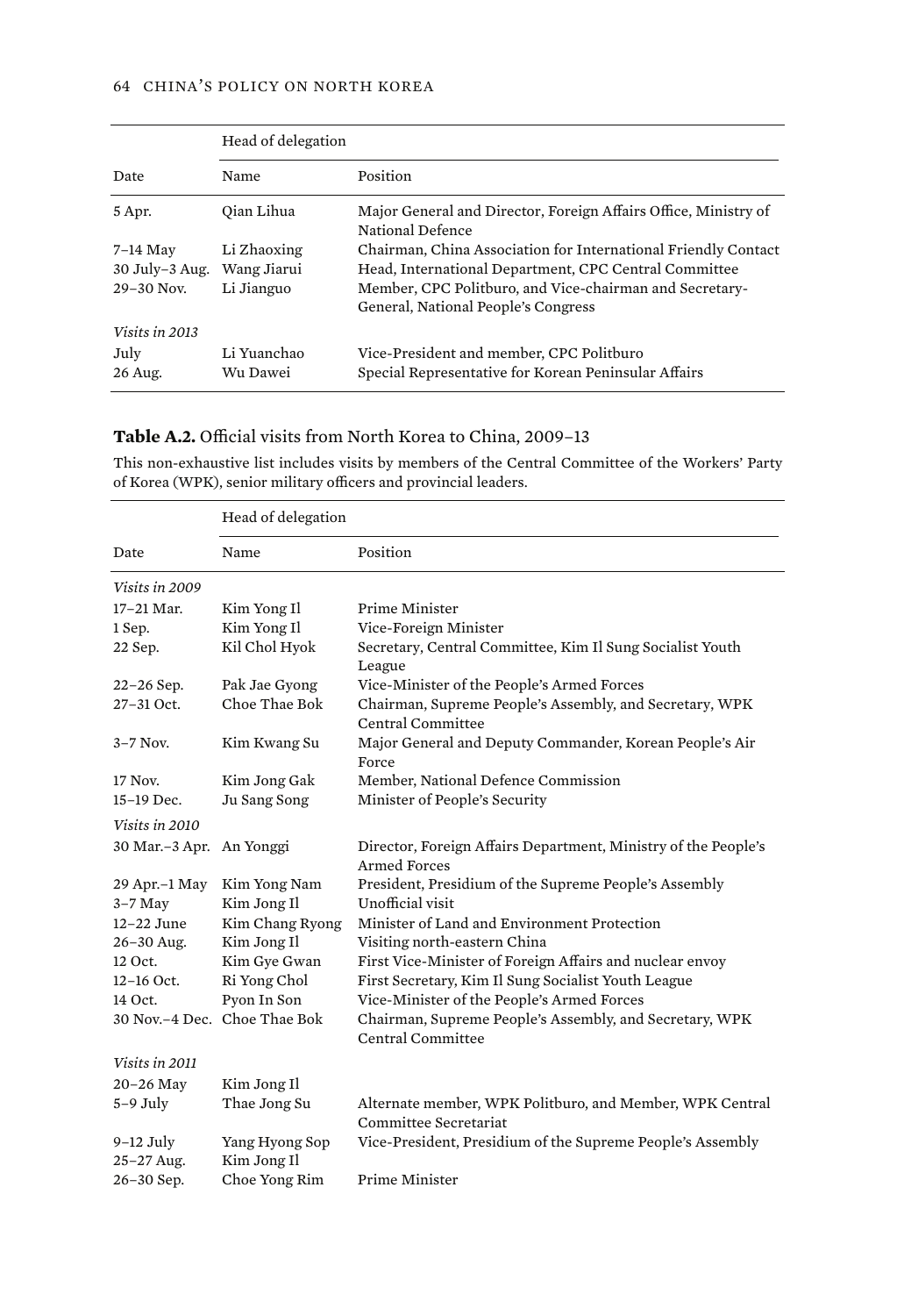| Date | Head of delegation | |
|---|---|---|
| | Name | Position |
| 5 Apr. | Qian Lihua | Major General and Director, Foreign Affairs Office, Ministry of National Defence |
| 7–14 May | Li Zhaoxing | Chairman, China Association for International Friendly Contact |
| 30 July–3 Aug. | Wang Jiarui | Head, International Department, CPC Central Committee |
| 29–30 Nov. | Li Jianguo | Member, CPC Politburo, and Vice-chairman and Secretary-General, National People's Congress |
| *Visits in 2013* | | |
| July | Li Yuanchao | Vice-President and member, CPC Politburo |
| 26 Aug. | Wu Dawei | Special Representative for Korean Peninsular Affairs |

**Table A.2.** Official visits from North Korea to China, 2009–13

This non-exhaustive list includes visits by members of the Central Committee of the Workers' Party of Korea (WPK), senior military officers and provincial leaders.

| Date | Head of delegation | |
|---|---|---|
| | Name | Position |
| *Visits in 2009* | | |
| 17–21 Mar. | Kim Yong Il | Prime Minister |
| 1 Sep. | Kim Yong Il | Vice-Foreign Minister |
| 22 Sep. | Kil Chol Hyok | Secretary, Central Committee, Kim Il Sung Socialist Youth League |
| 22–26 Sep. | Pak Jae Gyong | Vice-Minister of the People's Armed Forces |
| 27–31 Oct. | Choe Thae Bok | Chairman, Supreme People's Assembly, and Secretary, WPK Central Committee |
| 3–7 Nov. | Kim Kwang Su | Major General and Deputy Commander, Korean People's Air Force |
| 17 Nov. | Kim Jong Gak | Member, National Defence Commission |
| 15–19 Dec. | Ju Sang Song | Minister of People's Security |
| *Visits in 2010* | | |
| 30 Mar.–3 Apr. | An Yonggi | Director, Foreign Affairs Department, Ministry of the People's Armed Forces |
| 29 Apr.–1 May | Kim Yong Nam | President, Presidium of the Supreme People's Assembly |
| 3–7 May | Kim Jong Il | Unofficial visit |
| 12–22 June | Kim Chang Ryong | Minister of Land and Environment Protection |
| 26–30 Aug. | Kim Jong Il | Visiting north-eastern China |
| 12 Oct. | Kim Gye Gwan | First Vice-Minister of Foreign Affairs and nuclear envoy |
| 12–16 Oct. | Ri Yong Chol | First Secretary, Kim Il Sung Socialist Youth League |
| 14 Oct. | Pyon In Son | Vice-Minister of the People's Armed Forces |
| 30 Nov.–4 Dec. | Choe Thae Bok | Chairman, Supreme People's Assembly, and Secretary, WPK Central Committee |
| *Visits in 2011* | | |
| 20–26 May | Kim Jong Il | |
| 5–9 July | Thae Jong Su | Alternate member, WPK Politburo, and Member, WPK Central Committee Secretariat |
| 9–12 July | Yang Hyong Sop | Vice-President, Presidium of the Supreme People's Assembly |
| 25–27 Aug. | Kim Jong Il | |
| 26–30 Sep. | Choe Yong Rim | Prime Minister |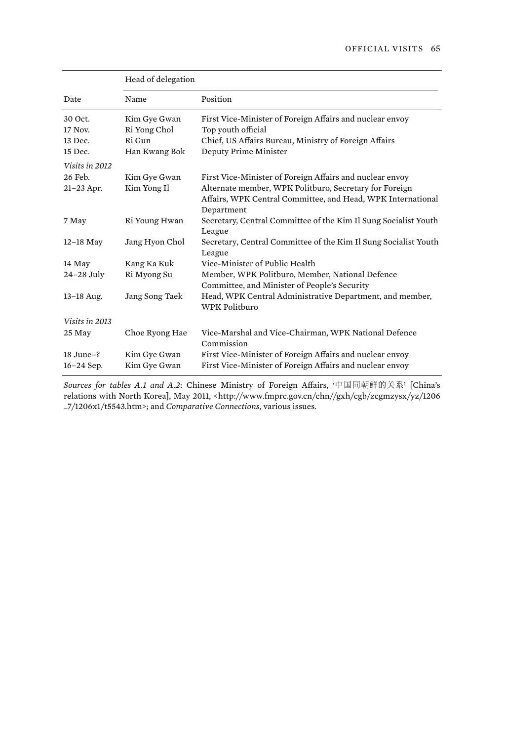| Date | Head of delegation | |
|---|---|---|
| | Name | Position |
| 30 Oct. | Kim Gye Gwan | First Vice-Minister of Foreign Affairs and nuclear envoy |
| 17 Nov. | Ri Yong Chol | Top youth official |
| 13 Dec. | Ri Gun | Chief, US Affairs Bureau, Ministry of Foreign Affairs |
| 15 Dec. | Han Kwang Bok | Deputy Prime Minister |
| *Visits in 2012* | | |
| 26 Feb. | Kim Gye Gwan | First Vice-Minister of Foreign Affairs and nuclear envoy |
| 21–23 Apr. | Kim Yong Il | Alternate member, WPK Politburo, Secretary for Foreign Affairs, WPK Central Committee, and Head, WPK International Department |
| 7 May | Ri Young Hwan | Secretary, Central Committee of the Kim Il Sung Socialist Youth League |
| 12–18 May | Jang Hyon Chol | Secretary, Central Committee of the Kim Il Sung Socialist Youth League |
| 14 May | Kang Ka Kuk | Vice-Minister of Public Health |
| 24–28 July | Ri Myong Su | Member, WPK Politburo, Member, National Defence Committee, and Minister of People's Security |
| 13–18 Aug. | Jang Song Taek | Head, WPK Central Administrative Department, and member, WPK Politburo |
| *Visits in 2013* | | |
| 25 May | Choe Ryong Hae | Vice-Marshal and Vice-Chairman, WPK National Defence Commission |
| 18 June–? | Kim Gye Gwan | First Vice-Minister of Foreign Affairs and nuclear envoy |
| 16–24 Sep. | Kim Gye Gwan | First Vice-Minister of Foreign Affairs and nuclear envoy |

*Sources for tables A.1 and A.2*: Chinese Ministry of Foreign Affairs, '中国同朝鲜的关系' [China's relations with North Korea], May 2011, <http://www.fmprc.gov.cn/chn//gxh/cgb/zcgmzysx/yz/1206_7/1206x1/t5543.htm>; and *Comparative Connections*, various issues.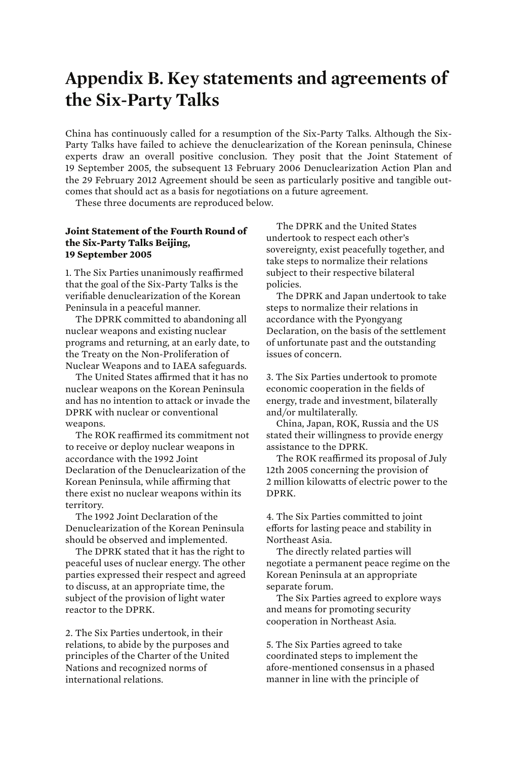# Appendix B. Key statements and agreements of the Six-Party Talks

China has continuously called for a resumption of the Six-Party Talks. Although the Six-Party Talks have failed to achieve the denuclearization of the Korean peninsula, Chinese experts draw an overall positive conclusion. They posit that the Joint Statement of 19 September 2005, the subsequent 13 February 2006 Denuclearization Action Plan and the 29 February 2012 Agreement should be seen as particularly positive and tangible outcomes that should act as a basis for negotiations on a future agreement.

These three documents are reproduced below.

### Joint Statement of the Fourth Round of the Six-Party Talks Beijing, 19 September 2005

1. The Six Parties unanimously reaffirmed that the goal of the Six-Party Talks is the verifiable denuclearization of the Korean Peninsula in a peaceful manner.

The DPRK committed to abandoning all nuclear weapons and existing nuclear programs and returning, at an early date, to the Treaty on the Non-Proliferation of Nuclear Weapons and to IAEA safeguards.

The United States affirmed that it has no nuclear weapons on the Korean Peninsula and has no intention to attack or invade the DPRK with nuclear or conventional weapons.

The ROK reaffirmed its commitment not to receive or deploy nuclear weapons in accordance with the 1992 Joint Declaration of the Denuclearization of the Korean Peninsula, while affirming that there exist no nuclear weapons within its territory.

The 1992 Joint Declaration of the Denuclearization of the Korean Peninsula should be observed and implemented.

The DPRK stated that it has the right to peaceful uses of nuclear energy. The other parties expressed their respect and agreed to discuss, at an appropriate time, the subject of the provision of light water reactor to the DPRK.

2. The Six Parties undertook, in their relations, to abide by the purposes and principles of the Charter of the United Nations and recognized norms of international relations.

The DPRK and the United States undertook to respect each other's sovereignty, exist peacefully together, and take steps to normalize their relations subject to their respective bilateral policies.

The DPRK and Japan undertook to take steps to normalize their relations in accordance with the Pyongyang Declaration, on the basis of the settlement of unfortunate past and the outstanding issues of concern.

3. The Six Parties undertook to promote economic cooperation in the fields of energy, trade and investment, bilaterally and/or multilaterally.

China, Japan, ROK, Russia and the US stated their willingness to provide energy assistance to the DPRK.

The ROK reaffirmed its proposal of July 12th 2005 concerning the provision of 2 million kilowatts of electric power to the DPRK.

4. The Six Parties committed to joint efforts for lasting peace and stability in Northeast Asia.

The directly related parties will negotiate a permanent peace regime on the Korean Peninsula at an appropriate separate forum.

The Six Parties agreed to explore ways and means for promoting security cooperation in Northeast Asia.

5. The Six Parties agreed to take coordinated steps to implement the afore-mentioned consensus in a phased manner in line with the principle of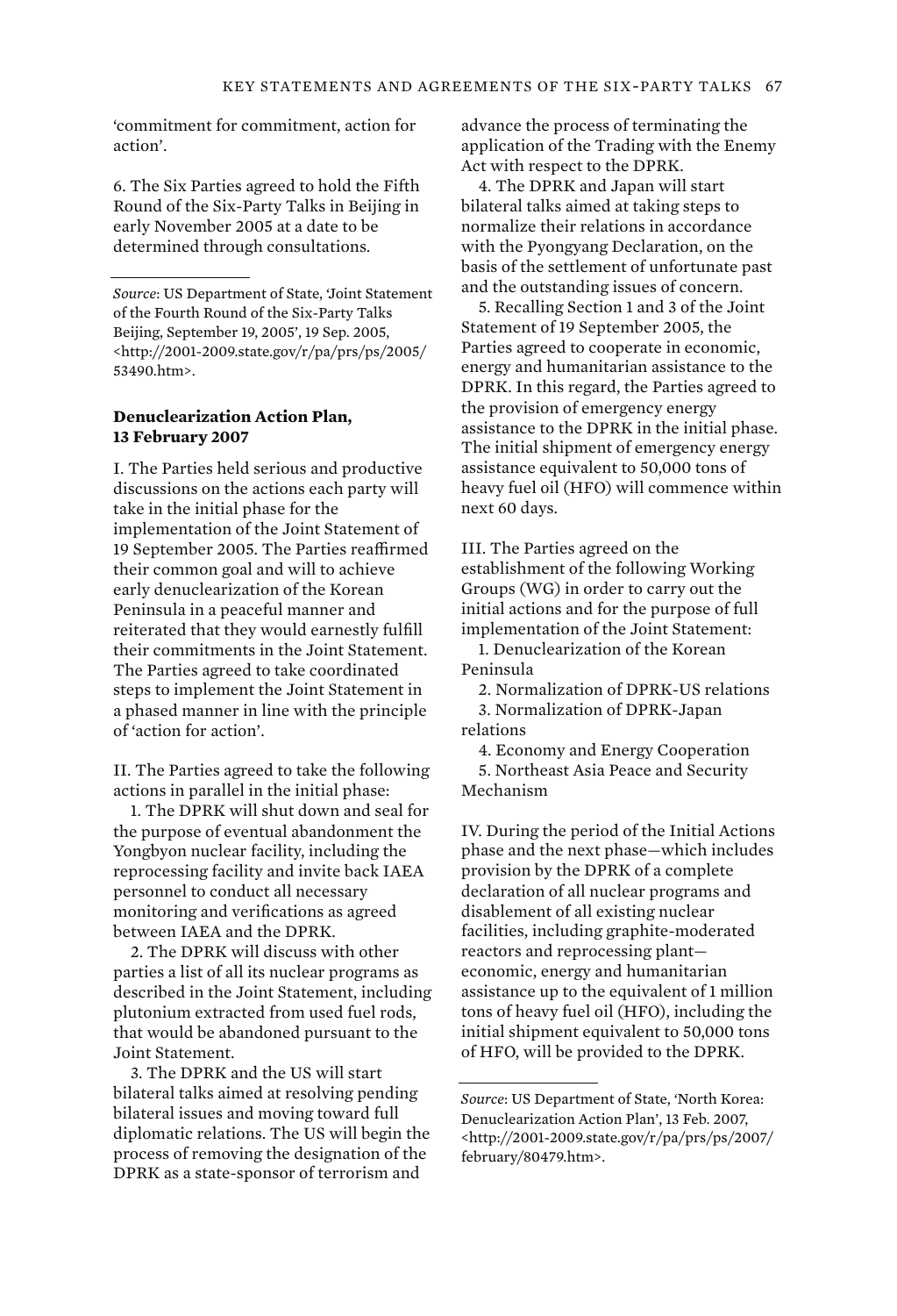'commitment for commitment, action for action'.

6. The Six Parties agreed to hold the Fifth Round of the Six-Party Talks in Beijing in early November 2005 at a date to be determined through consultations.

---

*Source*: US Department of State, 'Joint Statement of the Fourth Round of the Six-Party Talks Beijing, September 19, 2005', 19 Sep. 2005, <http://2001-2009.state.gov/r/pa/prs/ps/2005/53490.htm>.

### Denuclearization Action Plan, 13 February 2007

I. The Parties held serious and productive discussions on the actions each party will take in the initial phase for the implementation of the Joint Statement of 19 September 2005. The Parties reaffirmed their common goal and will to achieve early denuclearization of the Korean Peninsula in a peaceful manner and reiterated that they would earnestly fulfill their commitments in the Joint Statement. The Parties agreed to take coordinated steps to implement the Joint Statement in a phased manner in line with the principle of 'action for action'.

II. The Parties agreed to take the following actions in parallel in the initial phase:

1. The DPRK will shut down and seal for the purpose of eventual abandonment the Yongbyon nuclear facility, including the reprocessing facility and invite back IAEA personnel to conduct all necessary monitoring and verifications as agreed between IAEA and the DPRK.

2. The DPRK will discuss with other parties a list of all its nuclear programs as described in the Joint Statement, including plutonium extracted from used fuel rods, that would be abandoned pursuant to the Joint Statement.

3. The DPRK and the US will start bilateral talks aimed at resolving pending bilateral issues and moving toward full diplomatic relations. The US will begin the process of removing the designation of the DPRK as a state-sponsor of terrorism and advance the process of terminating the application of the Trading with the Enemy Act with respect to the DPRK.

4. The DPRK and Japan will start bilateral talks aimed at taking steps to normalize their relations in accordance with the Pyongyang Declaration, on the basis of the settlement of unfortunate past and the outstanding issues of concern.

5. Recalling Section 1 and 3 of the Joint Statement of 19 September 2005, the Parties agreed to cooperate in economic, energy and humanitarian assistance to the DPRK. In this regard, the Parties agreed to the provision of emergency energy assistance to the DPRK in the initial phase. The initial shipment of emergency energy assistance equivalent to 50,000 tons of heavy fuel oil (HFO) will commence within next 60 days.

III. The Parties agreed on the establishment of the following Working Groups (WG) in order to carry out the initial actions and for the purpose of full implementation of the Joint Statement:

1. Denuclearization of the Korean Peninsula
2. Normalization of DPRK-US relations
3. Normalization of DPRK-Japan relations
4. Economy and Energy Cooperation
5. Northeast Asia Peace and Security Mechanism

IV. During the period of the Initial Actions phase and the next phase—which includes provision by the DPRK of a complete declaration of all nuclear programs and disablement of all existing nuclear facilities, including graphite-moderated reactors and reprocessing plant—economic, energy and humanitarian assistance up to the equivalent of 1 million tons of heavy fuel oil (HFO), including the initial shipment equivalent to 50,000 tons of HFO, will be provided to the DPRK.

---

*Source*: US Department of State, 'North Korea: Denuclearization Action Plan', 13 Feb. 2007, <http://2001-2009.state.gov/r/pa/prs/ps/2007/february/80479.htm>.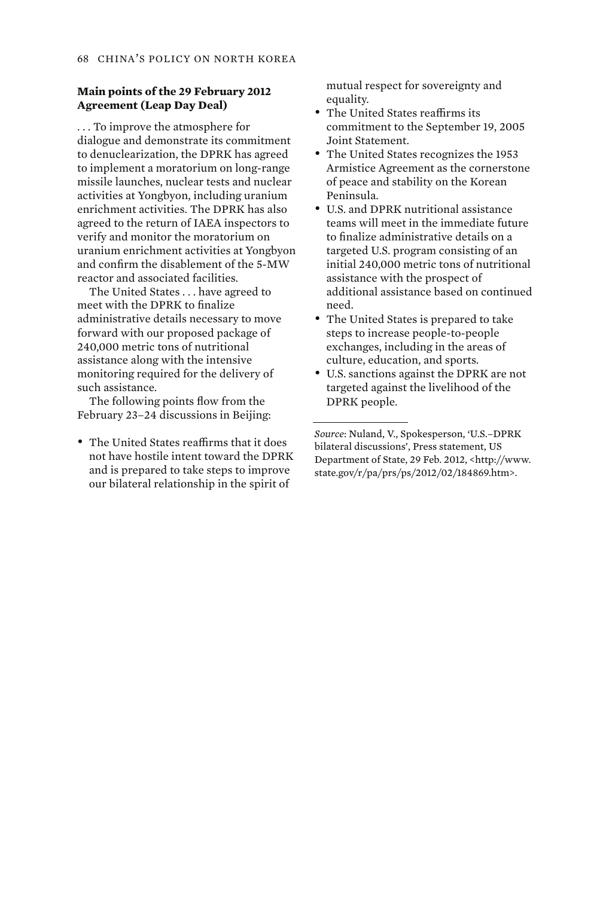**Main points of the 29 February 2012 Agreement (Leap Day Deal)**

. . . To improve the atmosphere for dialogue and demonstrate its commitment to denuclearization, the DPRK has agreed to implement a moratorium on long-range missile launches, nuclear tests and nuclear activities at Yongbyon, including uranium enrichment activities. The DPRK has also agreed to the return of IAEA inspectors to verify and monitor the moratorium on uranium enrichment activities at Yongbyon and confirm the disablement of the 5-MW reactor and associated facilities.

The United States . . . have agreed to meet with the DPRK to finalize administrative details necessary to move forward with our proposed package of 240,000 metric tons of nutritional assistance along with the intensive monitoring required for the delivery of such assistance.

The following points flow from the February 23–24 discussions in Beijing:

- The United States reaffirms that it does not have hostile intent toward the DPRK and is prepared to take steps to improve our bilateral relationship in the spirit of mutual respect for sovereignty and equality.
- The United States reaffirms its commitment to the September 19, 2005 Joint Statement.
- The United States recognizes the 1953 Armistice Agreement as the cornerstone of peace and stability on the Korean Peninsula.
- U.S. and DPRK nutritional assistance teams will meet in the immediate future to finalize administrative details on a targeted U.S. program consisting of an initial 240,000 metric tons of nutritional assistance with the prospect of additional assistance based on continued need.
- The United States is prepared to take steps to increase people-to-people exchanges, including in the areas of culture, education, and sports.
- U.S. sanctions against the DPRK are not targeted against the livelihood of the DPRK people.

*Source*: Nuland, V., Spokesperson, 'U.S.–DPRK bilateral discussions', Press statement, US Department of State, 29 Feb. 2012, <http://www.state.gov/r/pa/prs/ps/2012/02/184869.htm>.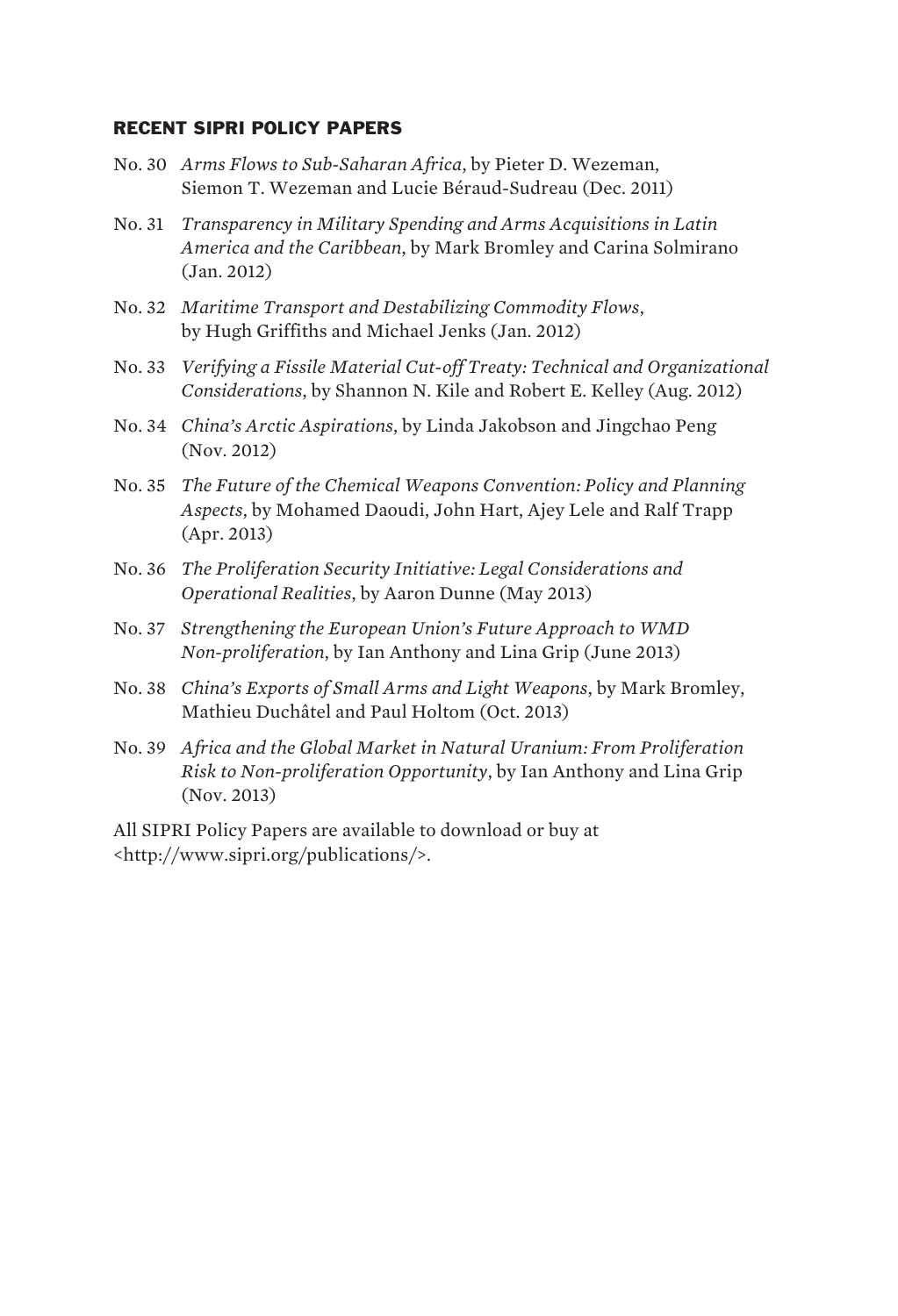## RECENT SIPRI POLICY PAPERS

No. 30 *Arms Flows to Sub-Saharan Africa*, by Pieter D. Wezeman, Siemon T. Wezeman and Lucie Béraud-Sudreau (Dec. 2011)

No. 31 *Transparency in Military Spending and Arms Acquisitions in Latin America and the Caribbean,* by Mark Bromley and Carina Solmirano (Jan. 2012)

No. 32 *Maritime Transport and Destabilizing Commodity Flows*, by Hugh Griffiths and Michael Jenks (Jan. 2012)

No. 33 *Verifying a Fissile Material Cut-off Treaty: Technical and Organizational Considerations*, by Shannon N. Kile and Robert E. Kelley (Aug. 2012)

No. 34 *China's Arctic Aspirations*, by Linda Jakobson and Jingchao Peng (Nov. 2012)

No. 35 *The Future of the Chemical Weapons Convention: Policy and Planning Aspects*, by Mohamed Daoudi, John Hart, Ajey Lele and Ralf Trapp (Apr. 2013)

No. 36 *The Proliferation Security Initiative: Legal Considerations and Operational Realities*, by Aaron Dunne (May 2013)

No. 37 *Strengthening the European Union's Future Approach to WMD Non-proliferation*, by Ian Anthony and Lina Grip (June 2013)

No. 38 *China's Exports of Small Arms and Light Weapons*, by Mark Bromley, Mathieu Duchâtel and Paul Holtom (Oct. 2013)

No. 39 *Africa and the Global Market in Natural Uranium: From Proliferation Risk to Non-proliferation Opportunity*, by Ian Anthony and Lina Grip (Nov. 2013)

All SIPRI Policy Papers are available to download or buy at <http://www.sipri.org/publications/>.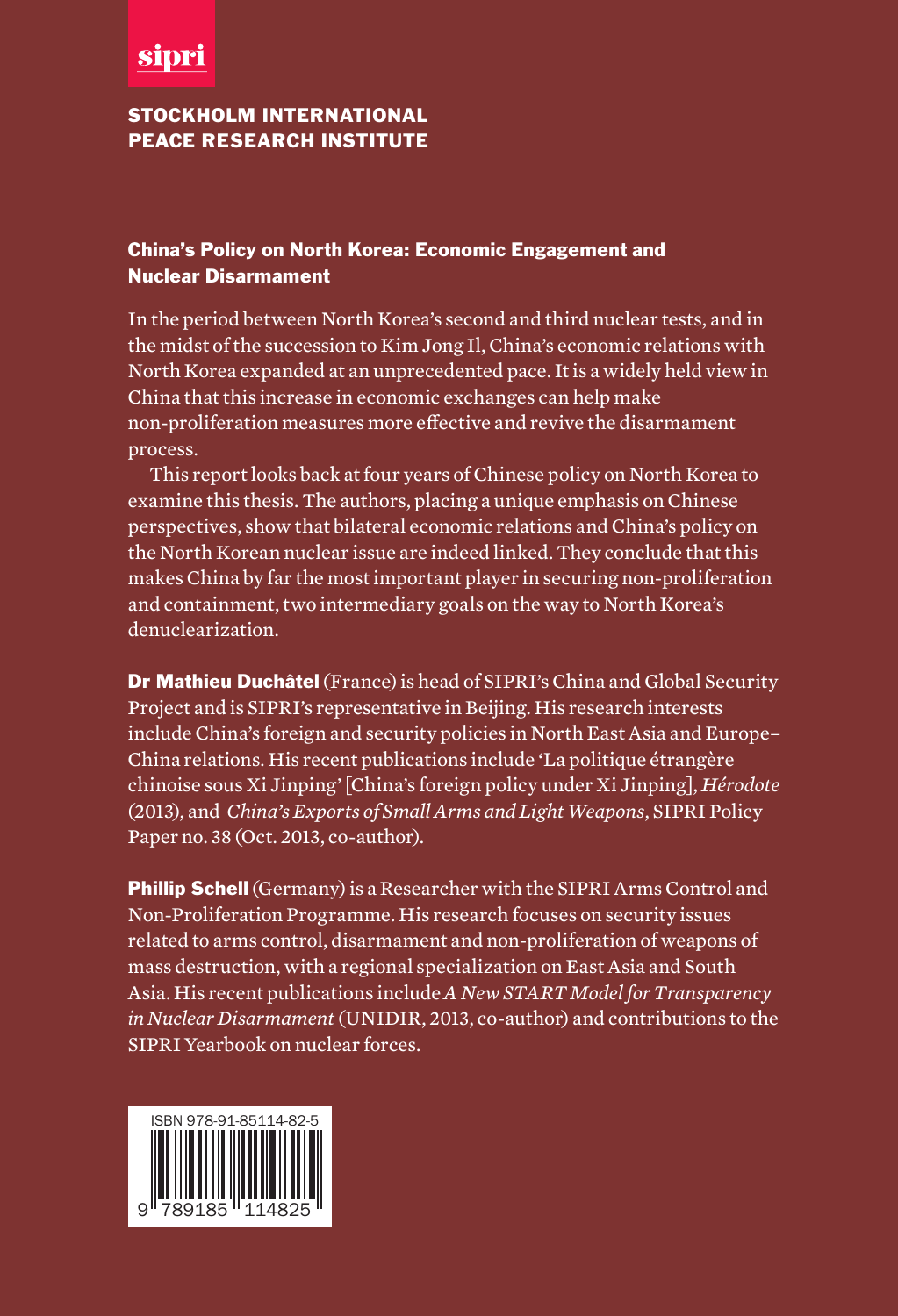sipri

**STOCKHOLM INTERNATIONAL PEACE RESEARCH INSTITUTE**

## China's Policy on North Korea: Economic Engagement and Nuclear Disarmament

In the period between North Korea's second and third nuclear tests, and in the midst of the succession to Kim Jong Il, China's economic relations with North Korea expanded at an unprecedented pace. It is a widely held view in China that this increase in economic exchanges can help make non-proliferation measures more effective and revive the disarmament process.

This report looks back at four years of Chinese policy on North Korea to examine this thesis. The authors, placing a unique emphasis on Chinese perspectives, show that bilateral economic relations and China's policy on the North Korean nuclear issue are indeed linked. They conclude that this makes China by far the most important player in securing non-proliferation and containment, two intermediary goals on the way to North Korea's denuclearization.

**Dr Mathieu Duchâtel** (France) is head of SIPRI's China and Global Security Project and is SIPRI's representative in Beijing. His research interests include China's foreign and security policies in North East Asia and Europe–China relations. His recent publications include 'La politique étrangère chinoise sous Xi Jinping' [China's foreign policy under Xi Jinping], *Hérodote* (2013), and *China's Exports of Small Arms and Light Weapons*, SIPRI Policy Paper no. 38 (Oct. 2013, co-author).

**Phillip Schell** (Germany) is a Researcher with the SIPRI Arms Control and Non-Proliferation Programme. His research focuses on security issues related to arms control, disarmament and non-proliferation of weapons of mass destruction, with a regional specialization on East Asia and South Asia. His recent publications include *A New START Model for Transparency in Nuclear Disarmament* (UNIDIR, 2013, co-author) and contributions to the SIPRI Yearbook on nuclear forces.

ISBN 978-91-85114-82-5

9 789185 114825